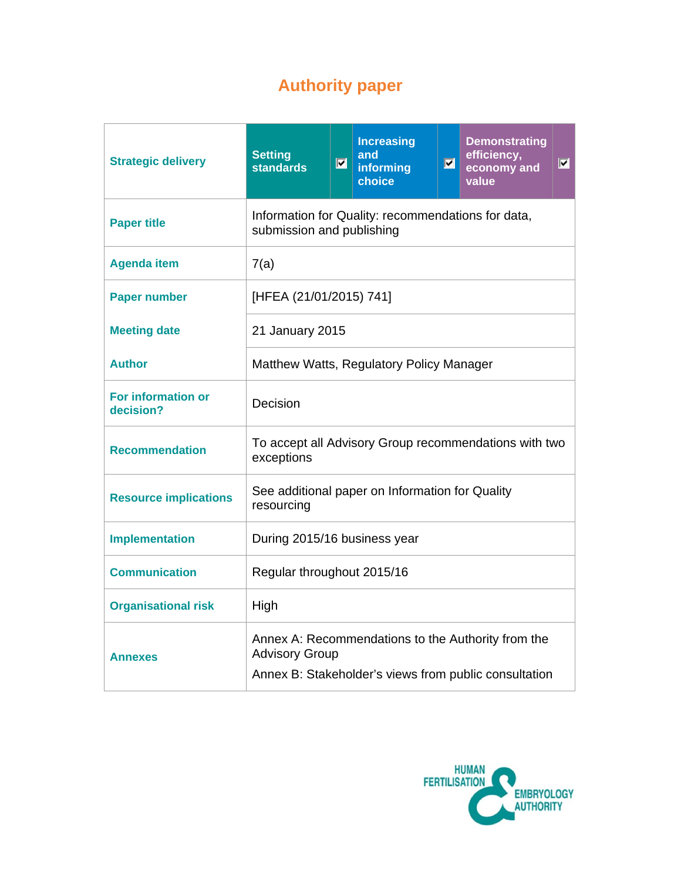# Authority paper

| Strategic delivery | Setting standards ☑ | Increasing and informing choice ☑ | Demonstrating efficiency, economy and value ☑ |
|---|---|---|---|
| **Paper title** | Information for Quality: recommendations for data, submission and publishing | | |
| **Agenda item** | 7(a) | | |
| **Paper number** | [HFEA (21/01/2015) 741] | | |
| **Meeting date** | 21 January 2015 | | |
| **Author** | Matthew Watts, Regulatory Policy Manager | | |
| **For information or decision?** | Decision | | |
| **Recommendation** | To accept all Advisory Group recommendations with two exceptions | | |
| **Resource implications** | See additional paper on Information for Quality resourcing | | |
| **Implementation** | During 2015/16 business year | | |
| **Communication** | Regular throughout 2015/16 | | |
| **Organisational risk** | High | | |
| **Annexes** | Annex A: Recommendations to the Authority from the Advisory Group<br>Annex B: Stakeholder's views from public consultation | | |

HUMAN FERTILISATION & EMBRYOLOGY AUTHORITY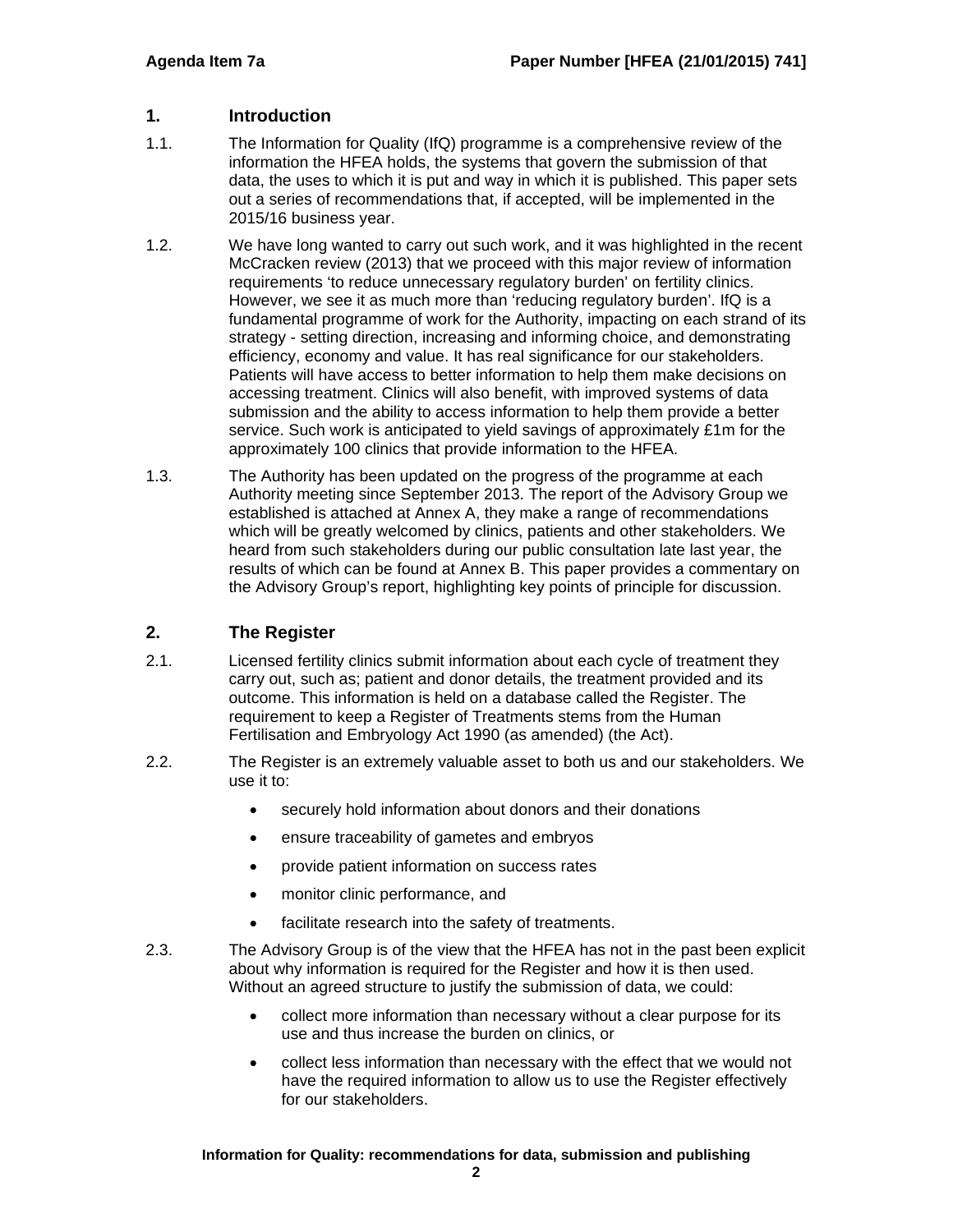## 1. Introduction

1.1. The Information for Quality (IfQ) programme is a comprehensive review of the information the HFEA holds, the systems that govern the submission of that data, the uses to which it is put and way in which it is published. This paper sets out a series of recommendations that, if accepted, will be implemented in the 2015/16 business year.

1.2. We have long wanted to carry out such work, and it was highlighted in the recent McCracken review (2013) that we proceed with this major review of information requirements 'to reduce unnecessary regulatory burden' on fertility clinics. However, we see it as much more than 'reducing regulatory burden'. IfQ is a fundamental programme of work for the Authority, impacting on each strand of its strategy - setting direction, increasing and informing choice, and demonstrating efficiency, economy and value. It has real significance for our stakeholders. Patients will have access to better information to help them make decisions on accessing treatment. Clinics will also benefit, with improved systems of data submission and the ability to access information to help them provide a better service. Such work is anticipated to yield savings of approximately £1m for the approximately 100 clinics that provide information to the HFEA.

1.3. The Authority has been updated on the progress of the programme at each Authority meeting since September 2013. The report of the Advisory Group we established is attached at Annex A, they make a range of recommendations which will be greatly welcomed by clinics, patients and other stakeholders. We heard from such stakeholders during our public consultation late last year, the results of which can be found at Annex B. This paper provides a commentary on the Advisory Group's report, highlighting key points of principle for discussion.

## 2. The Register

2.1. Licensed fertility clinics submit information about each cycle of treatment they carry out, such as; patient and donor details, the treatment provided and its outcome. This information is held on a database called the Register. The requirement to keep a Register of Treatments stems from the Human Fertilisation and Embryology Act 1990 (as amended) (the Act).

2.2. The Register is an extremely valuable asset to both us and our stakeholders. We use it to:

- securely hold information about donors and their donations
- ensure traceability of gametes and embryos
- provide patient information on success rates
- monitor clinic performance, and
- facilitate research into the safety of treatments.

2.3. The Advisory Group is of the view that the HFEA has not in the past been explicit about why information is required for the Register and how it is then used. Without an agreed structure to justify the submission of data, we could:

- collect more information than necessary without a clear purpose for its use and thus increase the burden on clinics, or
- collect less information than necessary with the effect that we would not have the required information to allow us to use the Register effectively for our stakeholders.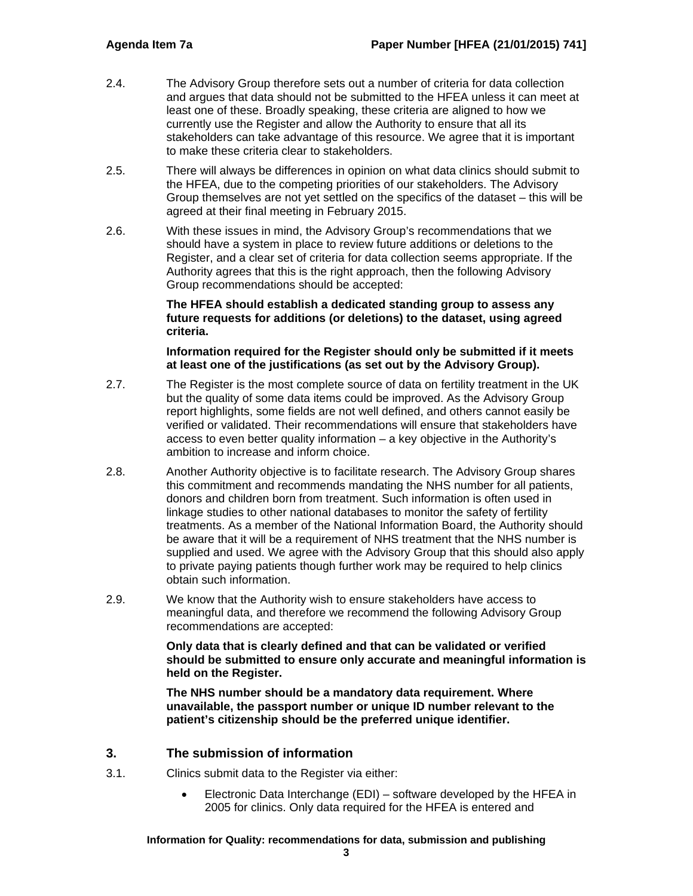2.4. The Advisory Group therefore sets out a number of criteria for data collection and argues that data should not be submitted to the HFEA unless it can meet at least one of these. Broadly speaking, these criteria are aligned to how we currently use the Register and allow the Authority to ensure that all its stakeholders can take advantage of this resource. We agree that it is important to make these criteria clear to stakeholders.

2.5. There will always be differences in opinion on what data clinics should submit to the HFEA, due to the competing priorities of our stakeholders. The Advisory Group themselves are not yet settled on the specifics of the dataset – this will be agreed at their final meeting in February 2015.

2.6. With these issues in mind, the Advisory Group's recommendations that we should have a system in place to review future additions or deletions to the Register, and a clear set of criteria for data collection seems appropriate. If the Authority agrees that this is the right approach, then the following Advisory Group recommendations should be accepted:

**The HFEA should establish a dedicated standing group to assess any future requests for additions (or deletions) to the dataset, using agreed criteria.**

**Information required for the Register should only be submitted if it meets at least one of the justifications (as set out by the Advisory Group).**

2.7. The Register is the most complete source of data on fertility treatment in the UK but the quality of some data items could be improved. As the Advisory Group report highlights, some fields are not well defined, and others cannot easily be verified or validated. Their recommendations will ensure that stakeholders have access to even better quality information – a key objective in the Authority's ambition to increase and inform choice.

2.8. Another Authority objective is to facilitate research. The Advisory Group shares this commitment and recommends mandating the NHS number for all patients, donors and children born from treatment. Such information is often used in linkage studies to other national databases to monitor the safety of fertility treatments. As a member of the National Information Board, the Authority should be aware that it will be a requirement of NHS treatment that the NHS number is supplied and used. We agree with the Advisory Group that this should also apply to private paying patients though further work may be required to help clinics obtain such information.

2.9. We know that the Authority wish to ensure stakeholders have access to meaningful data, and therefore we recommend the following Advisory Group recommendations are accepted:

**Only data that is clearly defined and that can be validated or verified should be submitted to ensure only accurate and meaningful information is held on the Register.**

**The NHS number should be a mandatory data requirement. Where unavailable, the passport number or unique ID number relevant to the patient's citizenship should be the preferred unique identifier.**

## 3. The submission of information

3.1. Clinics submit data to the Register via either:

- Electronic Data Interchange (EDI) – software developed by the HFEA in 2005 for clinics. Only data required for the HFEA is entered and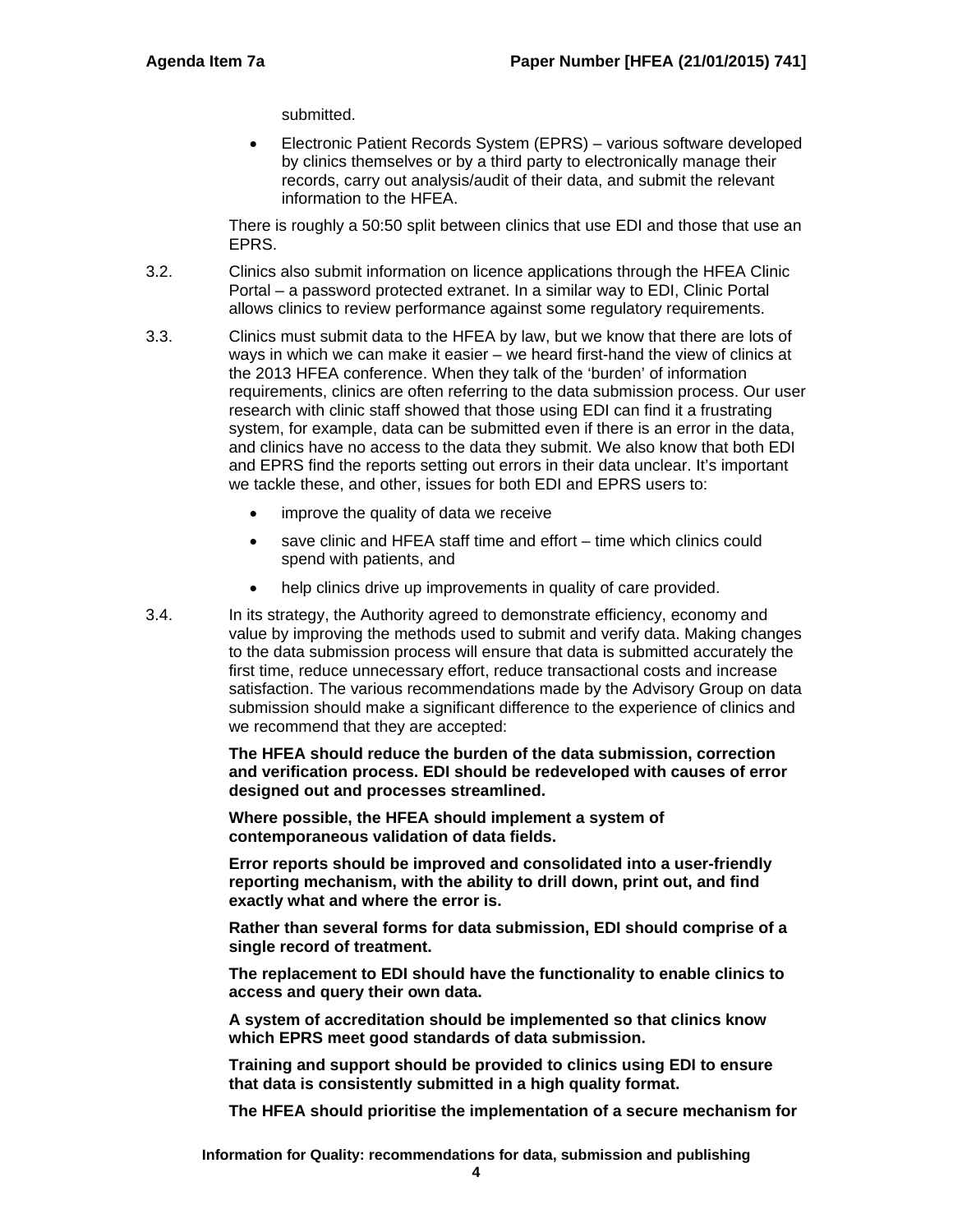submitted.

- Electronic Patient Records System (EPRS) – various software developed by clinics themselves or by a third party to electronically manage their records, carry out analysis/audit of their data, and submit the relevant information to the HFEA.

There is roughly a 50:50 split between clinics that use EDI and those that use an EPRS.

3.2. Clinics also submit information on licence applications through the HFEA Clinic Portal – a password protected extranet. In a similar way to EDI, Clinic Portal allows clinics to review performance against some regulatory requirements.

3.3. Clinics must submit data to the HFEA by law, but we know that there are lots of ways in which we can make it easier – we heard first-hand the view of clinics at the 2013 HFEA conference. When they talk of the 'burden' of information requirements, clinics are often referring to the data submission process. Our user research with clinic staff showed that those using EDI can find it a frustrating system, for example, data can be submitted even if there is an error in the data, and clinics have no access to the data they submit. We also know that both EDI and EPRS find the reports setting out errors in their data unclear. It's important we tackle these, and other, issues for both EDI and EPRS users to:

- improve the quality of data we receive
- save clinic and HFEA staff time and effort – time which clinics could spend with patients, and
- help clinics drive up improvements in quality of care provided.

3.4. In its strategy, the Authority agreed to demonstrate efficiency, economy and value by improving the methods used to submit and verify data. Making changes to the data submission process will ensure that data is submitted accurately the first time, reduce unnecessary effort, reduce transactional costs and increase satisfaction. The various recommendations made by the Advisory Group on data submission should make a significant difference to the experience of clinics and we recommend that they are accepted:

**The HFEA should reduce the burden of the data submission, correction and verification process. EDI should be redeveloped with causes of error designed out and processes streamlined.**

**Where possible, the HFEA should implement a system of contemporaneous validation of data fields.**

**Error reports should be improved and consolidated into a user-friendly reporting mechanism, with the ability to drill down, print out, and find exactly what and where the error is.**

**Rather than several forms for data submission, EDI should comprise of a single record of treatment.**

**The replacement to EDI should have the functionality to enable clinics to access and query their own data.**

**A system of accreditation should be implemented so that clinics know which EPRS meet good standards of data submission.**

**Training and support should be provided to clinics using EDI to ensure that data is consistently submitted in a high quality format.**

**The HFEA should prioritise the implementation of a secure mechanism for**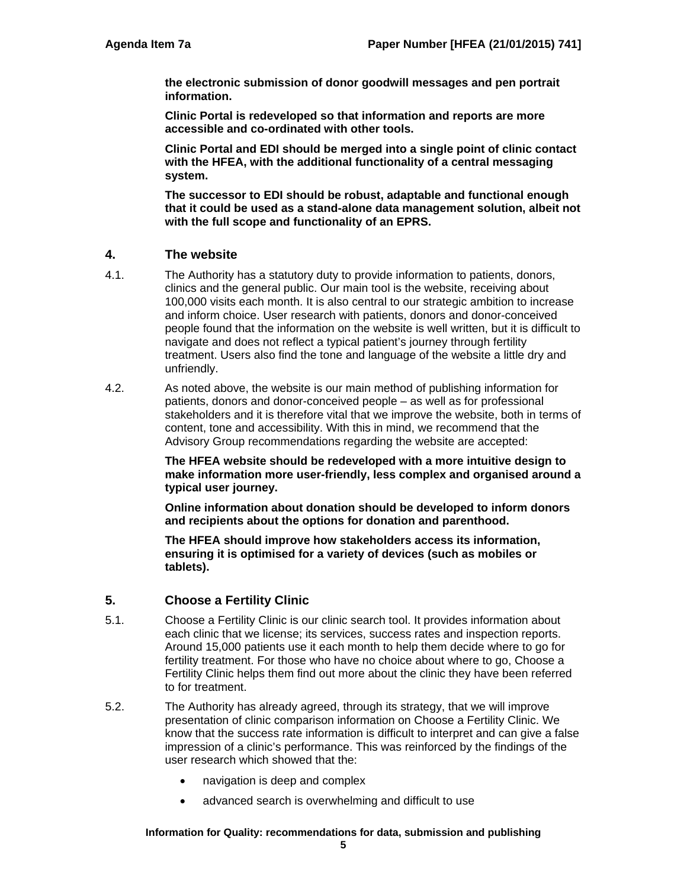**the electronic submission of donor goodwill messages and pen portrait information.**

**Clinic Portal is redeveloped so that information and reports are more accessible and co-ordinated with other tools.**

**Clinic Portal and EDI should be merged into a single point of clinic contact with the HFEA, with the additional functionality of a central messaging system.**

**The successor to EDI should be robust, adaptable and functional enough that it could be used as a stand-alone data management solution, albeit not with the full scope and functionality of an EPRS.**

## 4. The website

4.1. The Authority has a statutory duty to provide information to patients, donors, clinics and the general public. Our main tool is the website, receiving about 100,000 visits each month. It is also central to our strategic ambition to increase and inform choice. User research with patients, donors and donor-conceived people found that the information on the website is well written, but it is difficult to navigate and does not reflect a typical patient's journey through fertility treatment. Users also find the tone and language of the website a little dry and unfriendly.

4.2. As noted above, the website is our main method of publishing information for patients, donors and donor-conceived people – as well as for professional stakeholders and it is therefore vital that we improve the website, both in terms of content, tone and accessibility. With this in mind, we recommend that the Advisory Group recommendations regarding the website are accepted:

**The HFEA website should be redeveloped with a more intuitive design to make information more user-friendly, less complex and organised around a typical user journey.**

**Online information about donation should be developed to inform donors and recipients about the options for donation and parenthood.**

**The HFEA should improve how stakeholders access its information, ensuring it is optimised for a variety of devices (such as mobiles or tablets).**

## 5. Choose a Fertility Clinic

5.1. Choose a Fertility Clinic is our clinic search tool. It provides information about each clinic that we license; its services, success rates and inspection reports. Around 15,000 patients use it each month to help them decide where to go for fertility treatment. For those who have no choice about where to go, Choose a Fertility Clinic helps them find out more about the clinic they have been referred to for treatment.

5.2. The Authority has already agreed, through its strategy, that we will improve presentation of clinic comparison information on Choose a Fertility Clinic. We know that the success rate information is difficult to interpret and can give a false impression of a clinic's performance. This was reinforced by the findings of the user research which showed that the:

- navigation is deep and complex
- advanced search is overwhelming and difficult to use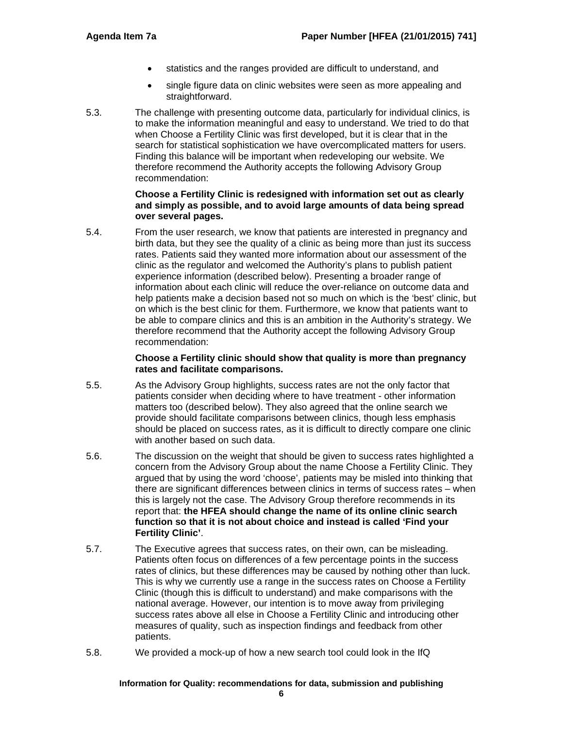- statistics and the ranges provided are difficult to understand, and
- single figure data on clinic websites were seen as more appealing and straightforward.

5.3. The challenge with presenting outcome data, particularly for individual clinics, is to make the information meaningful and easy to understand. We tried to do that when Choose a Fertility Clinic was first developed, but it is clear that in the search for statistical sophistication we have overcomplicated matters for users. Finding this balance will be important when redeveloping our website. We therefore recommend the Authority accepts the following Advisory Group recommendation:

**Choose a Fertility Clinic is redesigned with information set out as clearly and simply as possible, and to avoid large amounts of data being spread over several pages.**

5.4. From the user research, we know that patients are interested in pregnancy and birth data, but they see the quality of a clinic as being more than just its success rates. Patients said they wanted more information about our assessment of the clinic as the regulator and welcomed the Authority's plans to publish patient experience information (described below). Presenting a broader range of information about each clinic will reduce the over-reliance on outcome data and help patients make a decision based not so much on which is the 'best' clinic, but on which is the best clinic for them. Furthermore, we know that patients want to be able to compare clinics and this is an ambition in the Authority's strategy. We therefore recommend that the Authority accept the following Advisory Group recommendation:

**Choose a Fertility clinic should show that quality is more than pregnancy rates and facilitate comparisons.**

5.5. As the Advisory Group highlights, success rates are not the only factor that patients consider when deciding where to have treatment - other information matters too (described below). They also agreed that the online search we provide should facilitate comparisons between clinics, though less emphasis should be placed on success rates, as it is difficult to directly compare one clinic with another based on such data.

5.6. The discussion on the weight that should be given to success rates highlighted a concern from the Advisory Group about the name Choose a Fertility Clinic. They argued that by using the word 'choose', patients may be misled into thinking that there are significant differences between clinics in terms of success rates – when this is largely not the case. The Advisory Group therefore recommends in its report that: **the HFEA should change the name of its online clinic search function so that it is not about choice and instead is called 'Find your Fertility Clinic'**.

5.7. The Executive agrees that success rates, on their own, can be misleading. Patients often focus on differences of a few percentage points in the success rates of clinics, but these differences may be caused by nothing other than luck. This is why we currently use a range in the success rates on Choose a Fertility Clinic (though this is difficult to understand) and make comparisons with the national average. However, our intention is to move away from privileging success rates above all else in Choose a Fertility Clinic and introducing other measures of quality, such as inspection findings and feedback from other patients.

5.8. We provided a mock-up of how a new search tool could look in the IfQ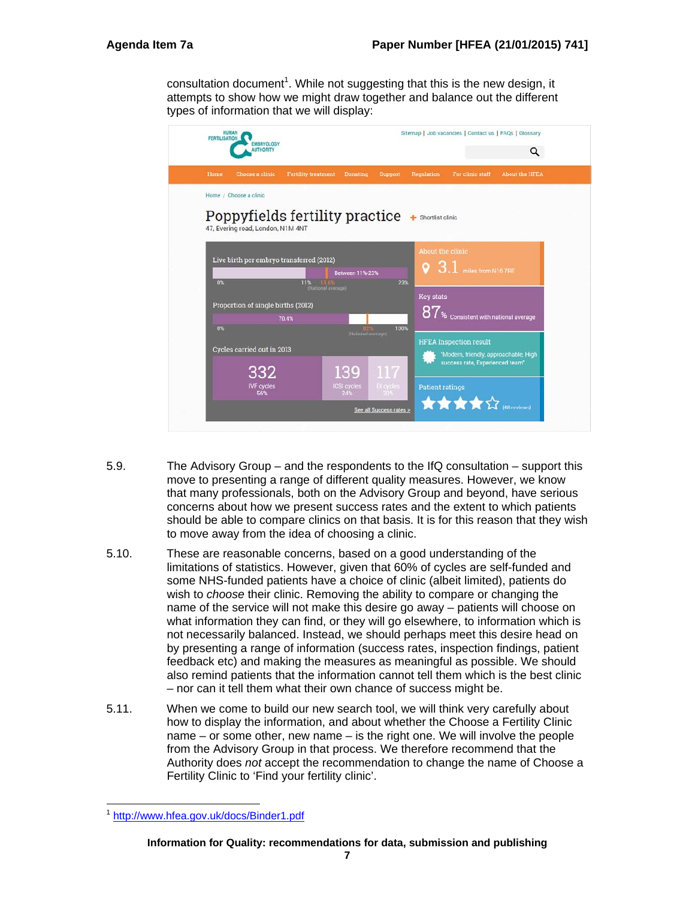consultation document[1]. While not suggesting that this is the new design, it attempts to show how we might draw together and balance out the different types of information that we will display:

5.9. The Advisory Group – and the respondents to the IfQ consultation – support this move to presenting a range of different quality measures. However, we know that many professionals, both on the Advisory Group and beyond, have serious concerns about how we present success rates and the extent to which patients should be able to compare clinics on that basis. It is for this reason that they wish to move away from the idea of choosing a clinic.

5.10. These are reasonable concerns, based on a good understanding of the limitations of statistics. However, given that 60% of cycles are self-funded and some NHS-funded patients have a choice of clinic (albeit limited), patients do wish to *choose* their clinic. Removing the ability to compare or changing the name of the service will not make this desire go away – patients will choose on what information they can find, or they will go elsewhere, to information which is not necessarily balanced. Instead, we should perhaps meet this desire head on by presenting a range of information (success rates, inspection findings, patient feedback etc) and making the measures as meaningful as possible. We should also remind patients that the information cannot tell them which is the best clinic – nor can it tell them what their own chance of success might be.

5.11. When we come to build our new search tool, we will think very carefully about how to display the information, and about whether the Choose a Fertility Clinic name – or some other, new name – is the right one. We will involve the people from the Advisory Group in that process. We therefore recommend that the Authority does *not* accept the recommendation to change the name of Choose a Fertility Clinic to 'Find your fertility clinic'.

---

[1] http://www.hfea.gov.uk/docs/Binder1.pdf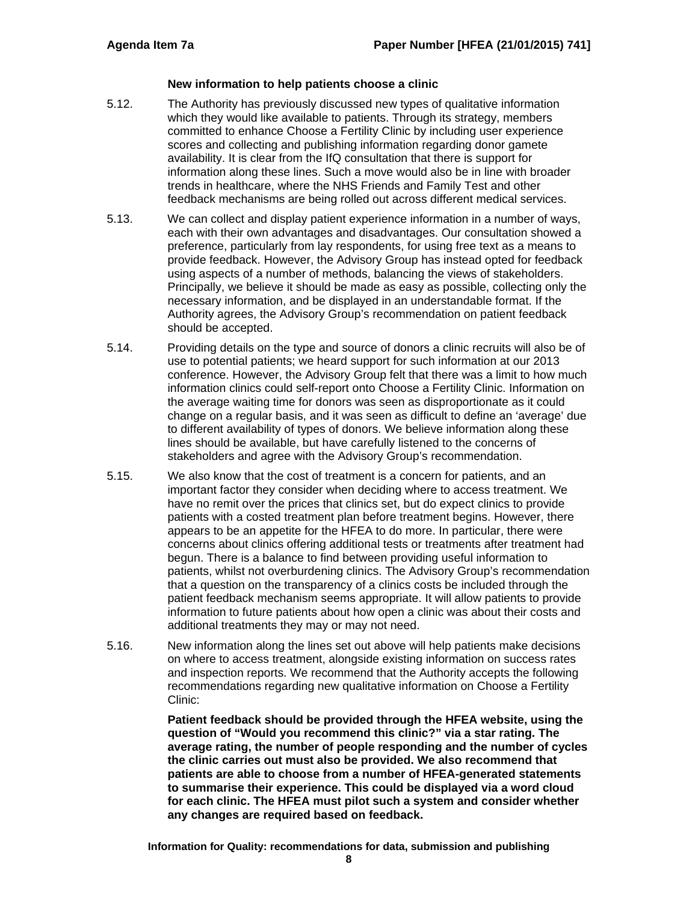### New information to help patients choose a clinic

5.12. The Authority has previously discussed new types of qualitative information which they would like available to patients. Through its strategy, members committed to enhance Choose a Fertility Clinic by including user experience scores and collecting and publishing information regarding donor gamete availability. It is clear from the IfQ consultation that there is support for information along these lines. Such a move would also be in line with broader trends in healthcare, where the NHS Friends and Family Test and other feedback mechanisms are being rolled out across different medical services.

5.13. We can collect and display patient experience information in a number of ways, each with their own advantages and disadvantages. Our consultation showed a preference, particularly from lay respondents, for using free text as a means to provide feedback. However, the Advisory Group has instead opted for feedback using aspects of a number of methods, balancing the views of stakeholders. Principally, we believe it should be made as easy as possible, collecting only the necessary information, and be displayed in an understandable format. If the Authority agrees, the Advisory Group's recommendation on patient feedback should be accepted.

5.14. Providing details on the type and source of donors a clinic recruits will also be of use to potential patients; we heard support for such information at our 2013 conference. However, the Advisory Group felt that there was a limit to how much information clinics could self-report onto Choose a Fertility Clinic. Information on the average waiting time for donors was seen as disproportionate as it could change on a regular basis, and it was seen as difficult to define an 'average' due to different availability of types of donors. We believe information along these lines should be available, but have carefully listened to the concerns of stakeholders and agree with the Advisory Group's recommendation.

5.15. We also know that the cost of treatment is a concern for patients, and an important factor they consider when deciding where to access treatment. We have no remit over the prices that clinics set, but do expect clinics to provide patients with a costed treatment plan before treatment begins. However, there appears to be an appetite for the HFEA to do more. In particular, there were concerns about clinics offering additional tests or treatments after treatment had begun. There is a balance to find between providing useful information to patients, whilst not overburdening clinics. The Advisory Group's recommendation that a question on the transparency of a clinics costs be included through the patient feedback mechanism seems appropriate. It will allow patients to provide information to future patients about how open a clinic was about their costs and additional treatments they may or may not need.

5.16. New information along the lines set out above will help patients make decisions on where to access treatment, alongside existing information on success rates and inspection reports. We recommend that the Authority accepts the following recommendations regarding new qualitative information on Choose a Fertility Clinic:

**Patient feedback should be provided through the HFEA website, using the question of "Would you recommend this clinic?" via a star rating. The average rating, the number of people responding and the number of cycles the clinic carries out must also be provided. We also recommend that patients are able to choose from a number of HFEA-generated statements to summarise their experience. This could be displayed via a word cloud for each clinic. The HFEA must pilot such a system and consider whether any changes are required based on feedback.**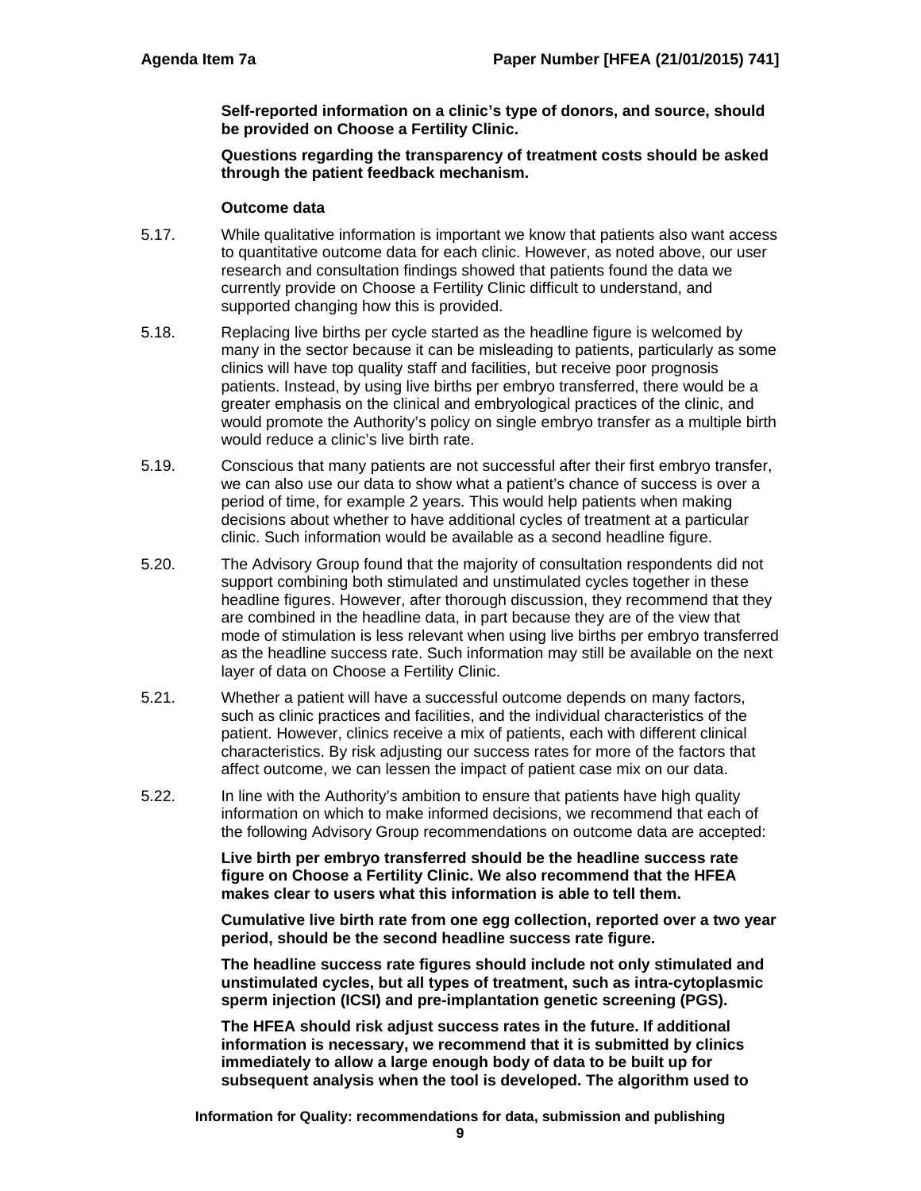**Self-reported information on a clinic's type of donors, and source, should be provided on Choose a Fertility Clinic.**

**Questions regarding the transparency of treatment costs should be asked through the patient feedback mechanism.**

**Outcome data**

5.17. While qualitative information is important we know that patients also want access to quantitative outcome data for each clinic. However, as noted above, our user research and consultation findings showed that patients found the data we currently provide on Choose a Fertility Clinic difficult to understand, and supported changing how this is provided.

5.18. Replacing live births per cycle started as the headline figure is welcomed by many in the sector because it can be misleading to patients, particularly as some clinics will have top quality staff and facilities, but receive poor prognosis patients. Instead, by using live births per embryo transferred, there would be a greater emphasis on the clinical and embryological practices of the clinic, and would promote the Authority's policy on single embryo transfer as a multiple birth would reduce a clinic's live birth rate.

5.19. Conscious that many patients are not successful after their first embryo transfer, we can also use our data to show what a patient's chance of success is over a period of time, for example 2 years. This would help patients when making decisions about whether to have additional cycles of treatment at a particular clinic. Such information would be available as a second headline figure.

5.20. The Advisory Group found that the majority of consultation respondents did not support combining both stimulated and unstimulated cycles together in these headline figures. However, after thorough discussion, they recommend that they are combined in the headline data, in part because they are of the view that mode of stimulation is less relevant when using live births per embryo transferred as the headline success rate. Such information may still be available on the next layer of data on Choose a Fertility Clinic.

5.21. Whether a patient will have a successful outcome depends on many factors, such as clinic practices and facilities, and the individual characteristics of the patient. However, clinics receive a mix of patients, each with different clinical characteristics. By risk adjusting our success rates for more of the factors that affect outcome, we can lessen the impact of patient case mix on our data.

5.22. In line with the Authority's ambition to ensure that patients have high quality information on which to make informed decisions, we recommend that each of the following Advisory Group recommendations on outcome data are accepted:

**Live birth per embryo transferred should be the headline success rate figure on Choose a Fertility Clinic. We also recommend that the HFEA makes clear to users what this information is able to tell them.**

**Cumulative live birth rate from one egg collection, reported over a two year period, should be the second headline success rate figure.**

**The headline success rate figures should include not only stimulated and unstimulated cycles, but all types of treatment, such as intra-cytoplasmic sperm injection (ICSI) and pre-implantation genetic screening (PGS).**

**The HFEA should risk adjust success rates in the future. If additional information is necessary, we recommend that it is submitted by clinics immediately to allow a large enough body of data to be built up for subsequent analysis when the tool is developed. The algorithm used to**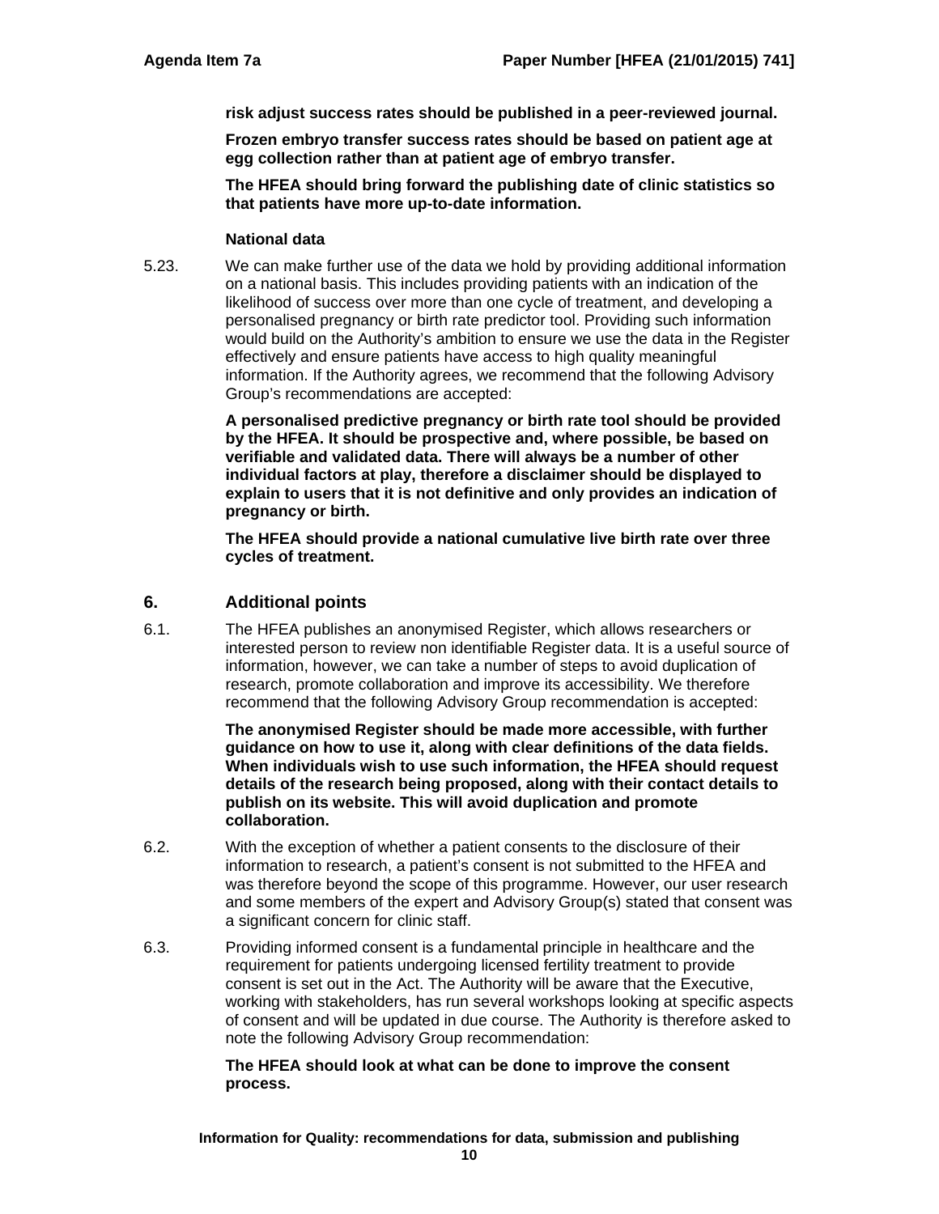**risk adjust success rates should be published in a peer-reviewed journal.**

**Frozen embryo transfer success rates should be based on patient age at egg collection rather than at patient age of embryo transfer.**

**The HFEA should bring forward the publishing date of clinic statistics so that patients have more up-to-date information.**

**National data**

5.23. We can make further use of the data we hold by providing additional information on a national basis. This includes providing patients with an indication of the likelihood of success over more than one cycle of treatment, and developing a personalised pregnancy or birth rate predictor tool. Providing such information would build on the Authority's ambition to ensure we use the data in the Register effectively and ensure patients have access to high quality meaningful information. If the Authority agrees, we recommend that the following Advisory Group's recommendations are accepted:

**A personalised predictive pregnancy or birth rate tool should be provided by the HFEA. It should be prospective and, where possible, be based on verifiable and validated data. There will always be a number of other individual factors at play, therefore a disclaimer should be displayed to explain to users that it is not definitive and only provides an indication of pregnancy or birth.**

**The HFEA should provide a national cumulative live birth rate over three cycles of treatment.**

## 6. Additional points

6.1. The HFEA publishes an anonymised Register, which allows researchers or interested person to review non identifiable Register data. It is a useful source of information, however, we can take a number of steps to avoid duplication of research, promote collaboration and improve its accessibility. We therefore recommend that the following Advisory Group recommendation is accepted:

**The anonymised Register should be made more accessible, with further guidance on how to use it, along with clear definitions of the data fields. When individuals wish to use such information, the HFEA should request details of the research being proposed, along with their contact details to publish on its website. This will avoid duplication and promote collaboration.**

6.2. With the exception of whether a patient consents to the disclosure of their information to research, a patient's consent is not submitted to the HFEA and was therefore beyond the scope of this programme. However, our user research and some members of the expert and Advisory Group(s) stated that consent was a significant concern for clinic staff.

6.3. Providing informed consent is a fundamental principle in healthcare and the requirement for patients undergoing licensed fertility treatment to provide consent is set out in the Act. The Authority will be aware that the Executive, working with stakeholders, has run several workshops looking at specific aspects of consent and will be updated in due course. The Authority is therefore asked to note the following Advisory Group recommendation:

**The HFEA should look at what can be done to improve the consent process.**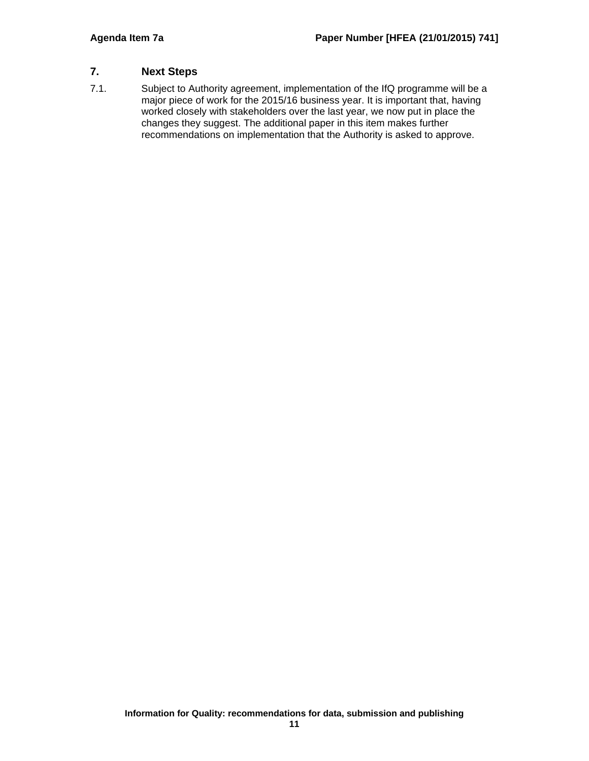## 7. Next Steps

7.1. Subject to Authority agreement, implementation of the IfQ programme will be a major piece of work for the 2015/16 business year. It is important that, having worked closely with stakeholders over the last year, we now put in place the changes they suggest. The additional paper in this item makes further recommendations on implementation that the Authority is asked to approve.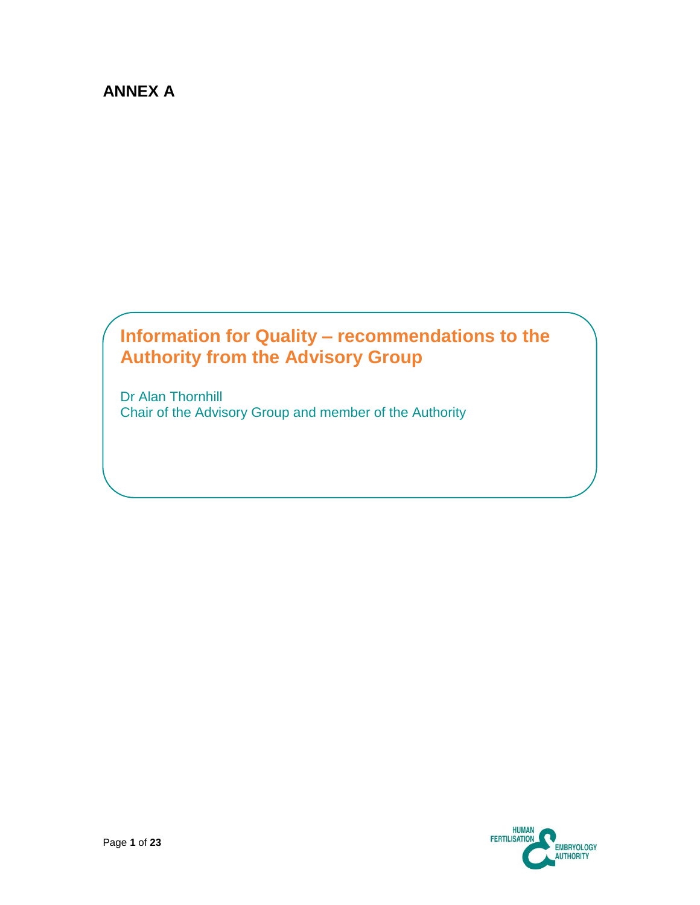**ANNEX A**

# Information for Quality – recommendations to the Authority from the Advisory Group

Dr Alan Thornhill
Chair of the Advisory Group and member of the Authority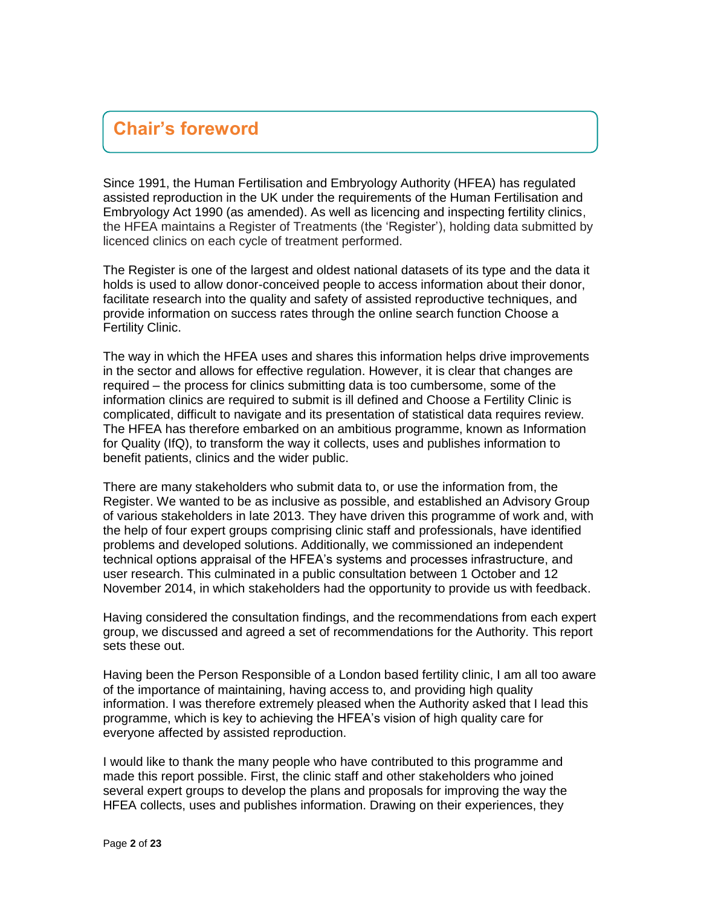# Chair's foreword

Since 1991, the Human Fertilisation and Embryology Authority (HFEA) has regulated assisted reproduction in the UK under the requirements of the Human Fertilisation and Embryology Act 1990 (as amended). As well as licencing and inspecting fertility clinics, the HFEA maintains a Register of Treatments (the 'Register'), holding data submitted by licenced clinics on each cycle of treatment performed.

The Register is one of the largest and oldest national datasets of its type and the data it holds is used to allow donor-conceived people to access information about their donor, facilitate research into the quality and safety of assisted reproductive techniques, and provide information on success rates through the online search function Choose a Fertility Clinic.

The way in which the HFEA uses and shares this information helps drive improvements in the sector and allows for effective regulation. However, it is clear that changes are required – the process for clinics submitting data is too cumbersome, some of the information clinics are required to submit is ill defined and Choose a Fertility Clinic is complicated, difficult to navigate and its presentation of statistical data requires review. The HFEA has therefore embarked on an ambitious programme, known as Information for Quality (IfQ), to transform the way it collects, uses and publishes information to benefit patients, clinics and the wider public.

There are many stakeholders who submit data to, or use the information from, the Register. We wanted to be as inclusive as possible, and established an Advisory Group of various stakeholders in late 2013. They have driven this programme of work and, with the help of four expert groups comprising clinic staff and professionals, have identified problems and developed solutions. Additionally, we commissioned an independent technical options appraisal of the HFEA's systems and processes infrastructure, and user research. This culminated in a public consultation between 1 October and 12 November 2014, in which stakeholders had the opportunity to provide us with feedback.

Having considered the consultation findings, and the recommendations from each expert group, we discussed and agreed a set of recommendations for the Authority. This report sets these out.

Having been the Person Responsible of a London based fertility clinic, I am all too aware of the importance of maintaining, having access to, and providing high quality information. I was therefore extremely pleased when the Authority asked that I lead this programme, which is key to achieving the HFEA's vision of high quality care for everyone affected by assisted reproduction.

I would like to thank the many people who have contributed to this programme and made this report possible. First, the clinic staff and other stakeholders who joined several expert groups to develop the plans and proposals for improving the way the HFEA collects, uses and publishes information. Drawing on their experiences, they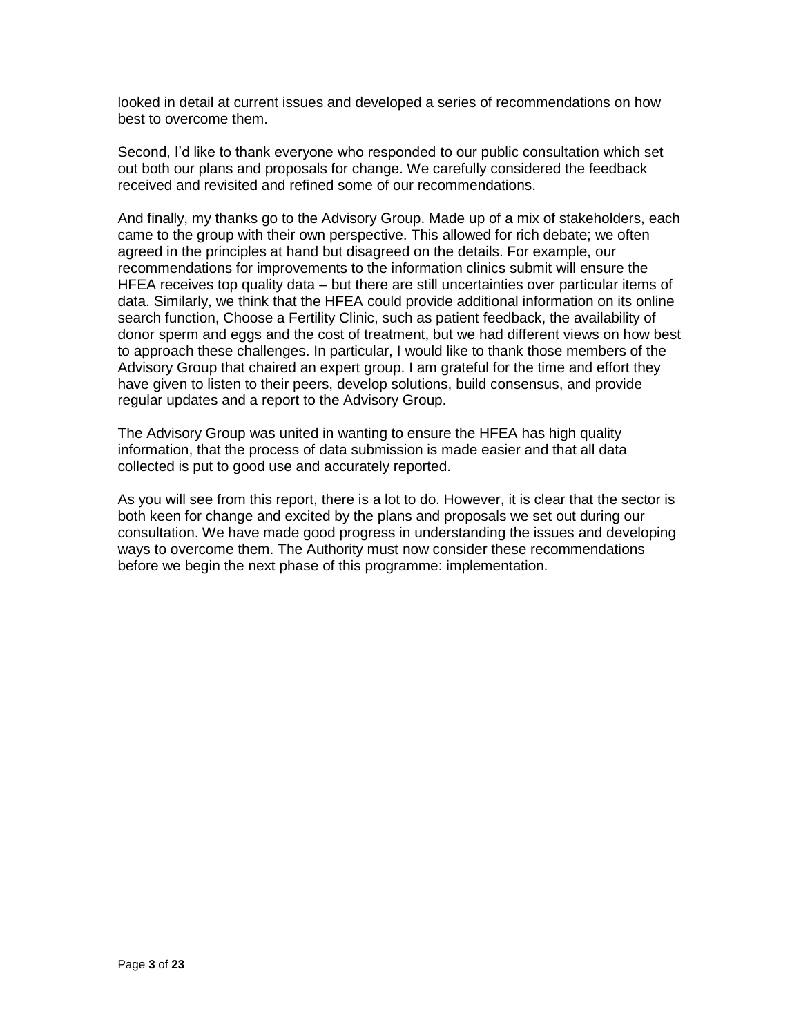looked in detail at current issues and developed a series of recommendations on how best to overcome them.

Second, I'd like to thank everyone who responded to our public consultation which set out both our plans and proposals for change. We carefully considered the feedback received and revisited and refined some of our recommendations.

And finally, my thanks go to the Advisory Group. Made up of a mix of stakeholders, each came to the group with their own perspective. This allowed for rich debate; we often agreed in the principles at hand but disagreed on the details. For example, our recommendations for improvements to the information clinics submit will ensure the HFEA receives top quality data – but there are still uncertainties over particular items of data. Similarly, we think that the HFEA could provide additional information on its online search function, Choose a Fertility Clinic, such as patient feedback, the availability of donor sperm and eggs and the cost of treatment, but we had different views on how best to approach these challenges. In particular, I would like to thank those members of the Advisory Group that chaired an expert group. I am grateful for the time and effort they have given to listen to their peers, develop solutions, build consensus, and provide regular updates and a report to the Advisory Group.

The Advisory Group was united in wanting to ensure the HFEA has high quality information, that the process of data submission is made easier and that all data collected is put to good use and accurately reported.

As you will see from this report, there is a lot to do. However, it is clear that the sector is both keen for change and excited by the plans and proposals we set out during our consultation. We have made good progress in understanding the issues and developing ways to overcome them. The Authority must now consider these recommendations before we begin the next phase of this programme: implementation.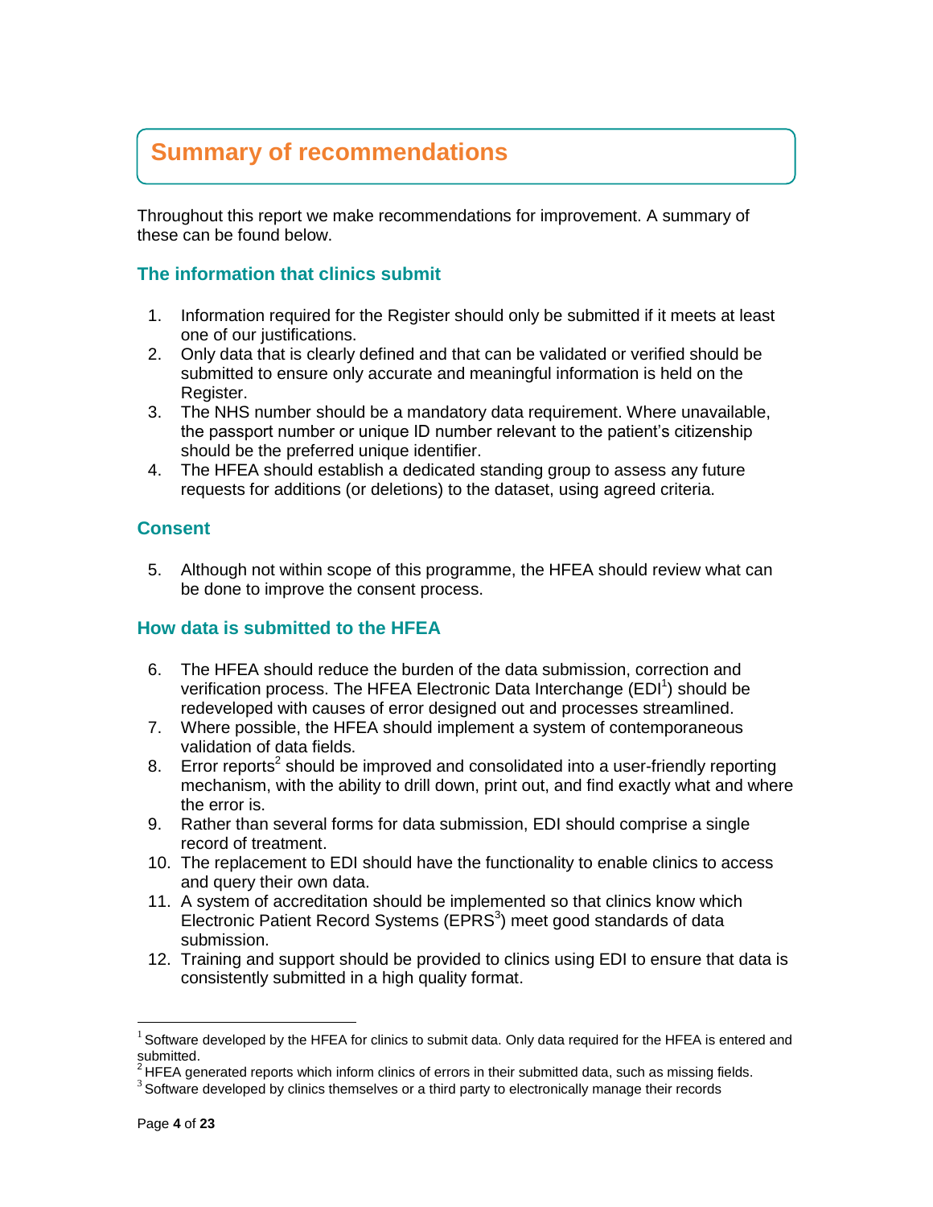## Summary of recommendations

Throughout this report we make recommendations for improvement. A summary of these can be found below.

### The information that clinics submit

1. Information required for the Register should only be submitted if it meets at least one of our justifications.
2. Only data that is clearly defined and that can be validated or verified should be submitted to ensure only accurate and meaningful information is held on the Register.
3. The NHS number should be a mandatory data requirement. Where unavailable, the passport number or unique ID number relevant to the patient's citizenship should be the preferred unique identifier.
4. The HFEA should establish a dedicated standing group to assess any future requests for additions (or deletions) to the dataset, using agreed criteria.

### Consent

5. Although not within scope of this programme, the HFEA should review what can be done to improve the consent process.

### How data is submitted to the HFEA

6. The HFEA should reduce the burden of the data submission, correction and verification process. The HFEA Electronic Data Interchange (EDI[1]) should be redeveloped with causes of error designed out and processes streamlined.
7. Where possible, the HFEA should implement a system of contemporaneous validation of data fields.
8. Error reports[2] should be improved and consolidated into a user-friendly reporting mechanism, with the ability to drill down, print out, and find exactly what and where the error is.
9. Rather than several forms for data submission, EDI should comprise a single record of treatment.
10. The replacement to EDI should have the functionality to enable clinics to access and query their own data.
11. A system of accreditation should be implemented so that clinics know which Electronic Patient Record Systems (EPRS[3]) meet good standards of data submission.
12. Training and support should be provided to clinics using EDI to ensure that data is consistently submitted in a high quality format.

---

[1] Software developed by the HFEA for clinics to submit data. Only data required for the HFEA is entered and submitted.

[2] HFEA generated reports which inform clinics of errors in their submitted data, such as missing fields.

[3] Software developed by clinics themselves or a third party to electronically manage their records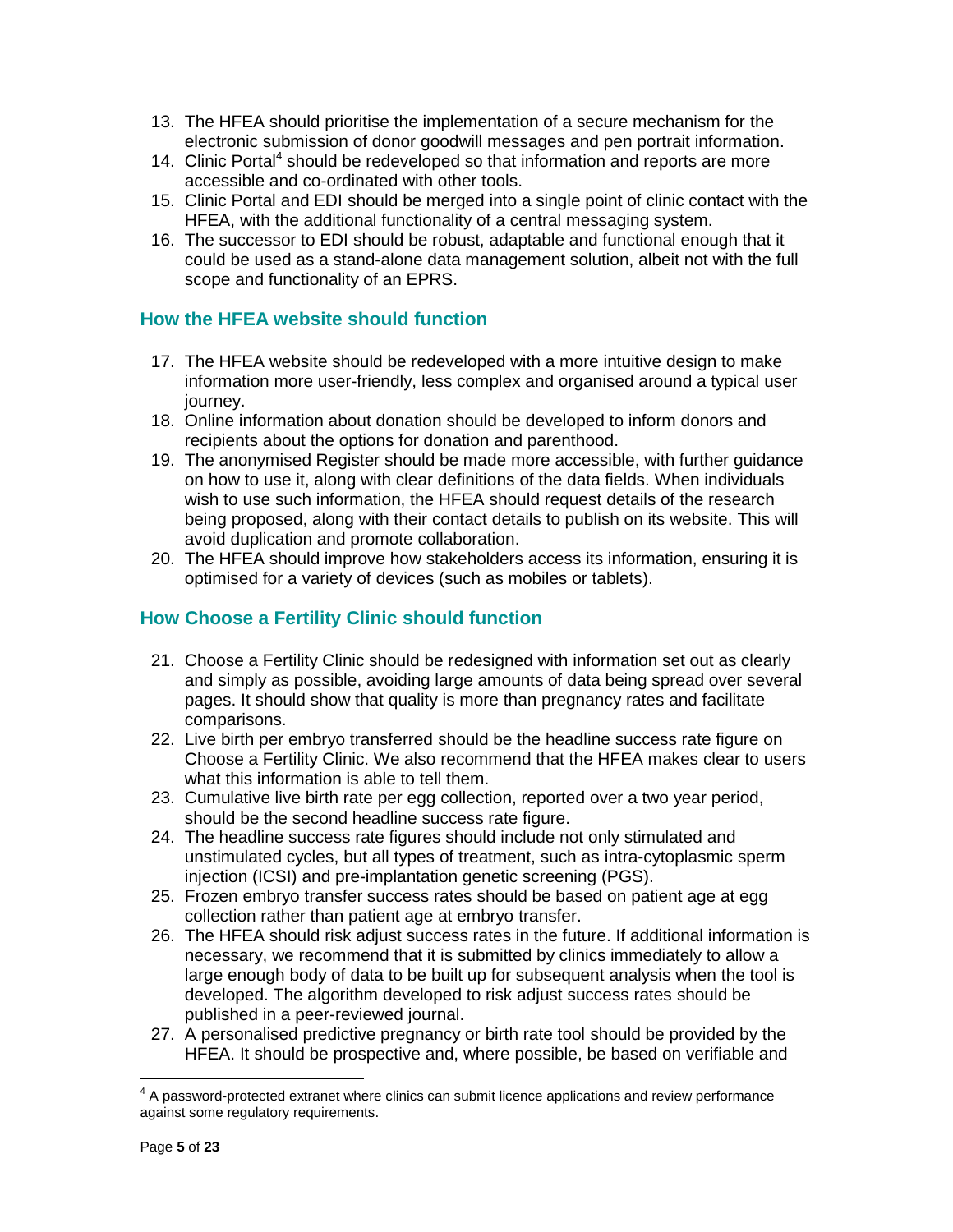13. The HFEA should prioritise the implementation of a secure mechanism for the electronic submission of donor goodwill messages and pen portrait information.
14. Clinic Portal[4] should be redeveloped so that information and reports are more accessible and co-ordinated with other tools.
15. Clinic Portal and EDI should be merged into a single point of clinic contact with the HFEA, with the additional functionality of a central messaging system.
16. The successor to EDI should be robust, adaptable and functional enough that it could be used as a stand-alone data management solution, albeit not with the full scope and functionality of an EPRS.

### How the HFEA website should function

17. The HFEA website should be redeveloped with a more intuitive design to make information more user-friendly, less complex and organised around a typical user journey.
18. Online information about donation should be developed to inform donors and recipients about the options for donation and parenthood.
19. The anonymised Register should be made more accessible, with further guidance on how to use it, along with clear definitions of the data fields. When individuals wish to use such information, the HFEA should request details of the research being proposed, along with their contact details to publish on its website. This will avoid duplication and promote collaboration.
20. The HFEA should improve how stakeholders access its information, ensuring it is optimised for a variety of devices (such as mobiles or tablets).

### How Choose a Fertility Clinic should function

21. Choose a Fertility Clinic should be redesigned with information set out as clearly and simply as possible, avoiding large amounts of data being spread over several pages. It should show that quality is more than pregnancy rates and facilitate comparisons.
22. Live birth per embryo transferred should be the headline success rate figure on Choose a Fertility Clinic. We also recommend that the HFEA makes clear to users what this information is able to tell them.
23. Cumulative live birth rate per egg collection, reported over a two year period, should be the second headline success rate figure.
24. The headline success rate figures should include not only stimulated and unstimulated cycles, but all types of treatment, such as intra-cytoplasmic sperm injection (ICSI) and pre-implantation genetic screening (PGS).
25. Frozen embryo transfer success rates should be based on patient age at egg collection rather than patient age at embryo transfer.
26. The HFEA should risk adjust success rates in the future. If additional information is necessary, we recommend that it is submitted by clinics immediately to allow a large enough body of data to be built up for subsequent analysis when the tool is developed. The algorithm developed to risk adjust success rates should be published in a peer-reviewed journal.
27. A personalised predictive pregnancy or birth rate tool should be provided by the HFEA. It should be prospective and, where possible, be based on verifiable and

[4] A password-protected extranet where clinics can submit licence applications and review performance against some regulatory requirements.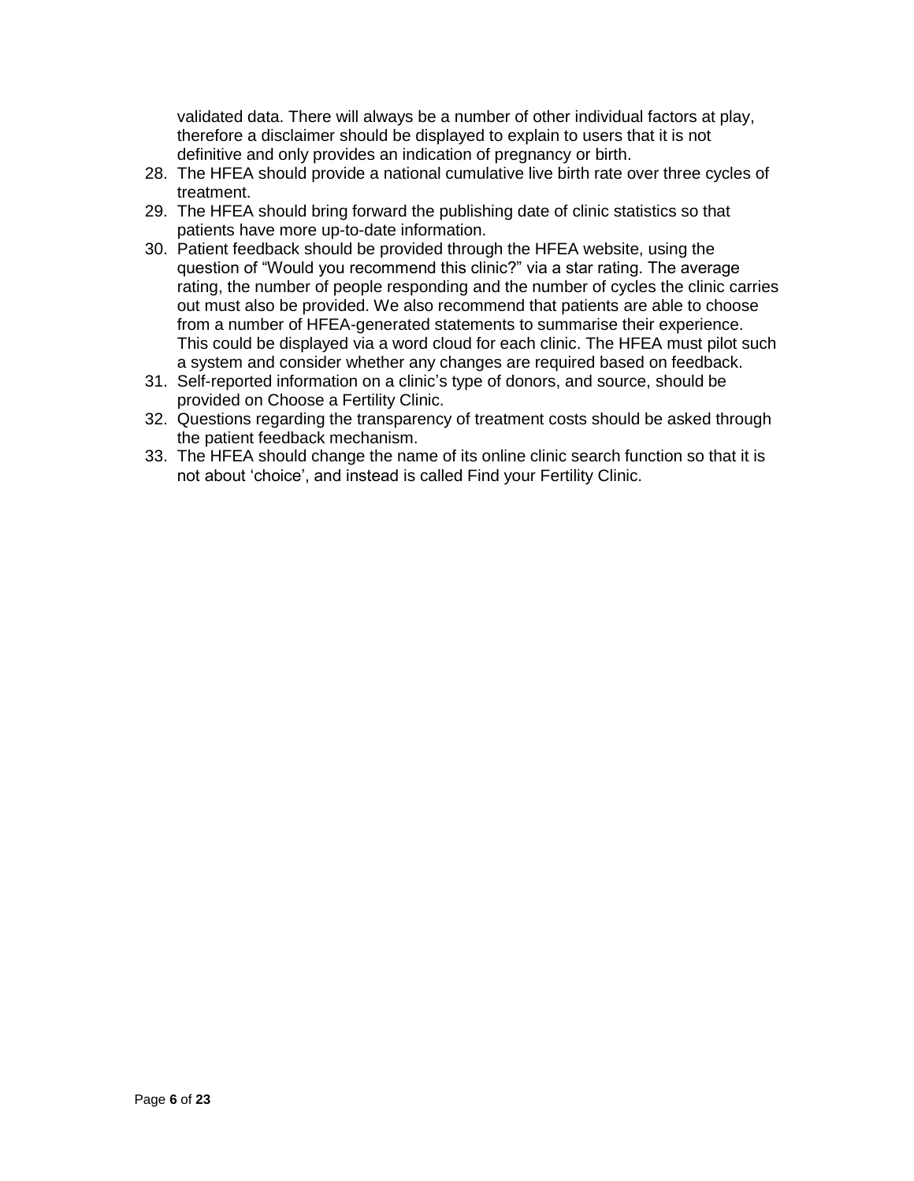validated data. There will always be a number of other individual factors at play, therefore a disclaimer should be displayed to explain to users that it is not definitive and only provides an indication of pregnancy or birth.

28. The HFEA should provide a national cumulative live birth rate over three cycles of treatment.
29. The HFEA should bring forward the publishing date of clinic statistics so that patients have more up-to-date information.
30. Patient feedback should be provided through the HFEA website, using the question of “Would you recommend this clinic?” via a star rating. The average rating, the number of people responding and the number of cycles the clinic carries out must also be provided. We also recommend that patients are able to choose from a number of HFEA-generated statements to summarise their experience. This could be displayed via a word cloud for each clinic. The HFEA must pilot such a system and consider whether any changes are required based on feedback.
31. Self-reported information on a clinic’s type of donors, and source, should be provided on Choose a Fertility Clinic.
32. Questions regarding the transparency of treatment costs should be asked through the patient feedback mechanism.
33. The HFEA should change the name of its online clinic search function so that it is not about ‘choice’, and instead is called Find your Fertility Clinic.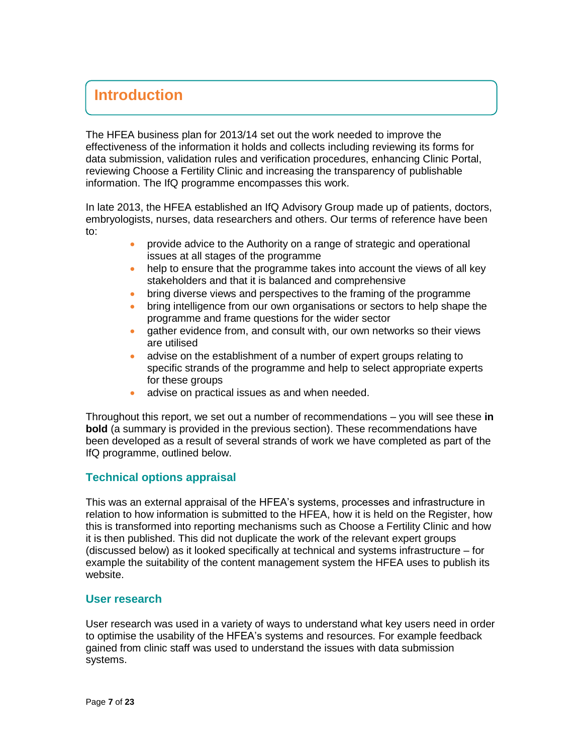# Introduction

The HFEA business plan for 2013/14 set out the work needed to improve the effectiveness of the information it holds and collects including reviewing its forms for data submission, validation rules and verification procedures, enhancing Clinic Portal, reviewing Choose a Fertility Clinic and increasing the transparency of publishable information. The IfQ programme encompasses this work.

In late 2013, the HFEA established an IfQ Advisory Group made up of patients, doctors, embryologists, nurses, data researchers and others. Our terms of reference have been to:

- provide advice to the Authority on a range of strategic and operational issues at all stages of the programme
- help to ensure that the programme takes into account the views of all key stakeholders and that it is balanced and comprehensive
- bring diverse views and perspectives to the framing of the programme
- bring intelligence from our own organisations or sectors to help shape the programme and frame questions for the wider sector
- gather evidence from, and consult with, our own networks so their views are utilised
- advise on the establishment of a number of expert groups relating to specific strands of the programme and help to select appropriate experts for these groups
- advise on practical issues as and when needed.

Throughout this report, we set out a number of recommendations – you will see these **in bold** (a summary is provided in the previous section). These recommendations have been developed as a result of several strands of work we have completed as part of the IfQ programme, outlined below.

### Technical options appraisal

This was an external appraisal of the HFEA's systems, processes and infrastructure in relation to how information is submitted to the HFEA, how it is held on the Register, how this is transformed into reporting mechanisms such as Choose a Fertility Clinic and how it is then published. This did not duplicate the work of the relevant expert groups (discussed below) as it looked specifically at technical and systems infrastructure – for example the suitability of the content management system the HFEA uses to publish its website.

### User research

User research was used in a variety of ways to understand what key users need in order to optimise the usability of the HFEA's systems and resources. For example feedback gained from clinic staff was used to understand the issues with data submission systems.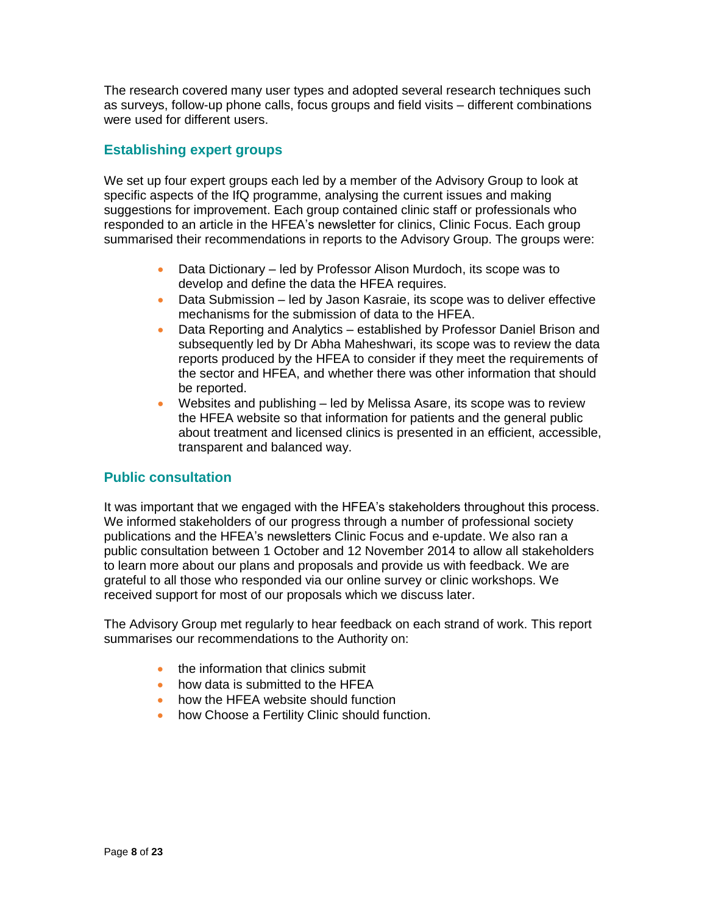The research covered many user types and adopted several research techniques such as surveys, follow-up phone calls, focus groups and field visits – different combinations were used for different users.

## Establishing expert groups

We set up four expert groups each led by a member of the Advisory Group to look at specific aspects of the IfQ programme, analysing the current issues and making suggestions for improvement. Each group contained clinic staff or professionals who responded to an article in the HFEA's newsletter for clinics, Clinic Focus. Each group summarised their recommendations in reports to the Advisory Group. The groups were:

- Data Dictionary – led by Professor Alison Murdoch, its scope was to develop and define the data the HFEA requires.
- Data Submission – led by Jason Kasraie, its scope was to deliver effective mechanisms for the submission of data to the HFEA.
- Data Reporting and Analytics – established by Professor Daniel Brison and subsequently led by Dr Abha Maheshwari, its scope was to review the data reports produced by the HFEA to consider if they meet the requirements of the sector and HFEA, and whether there was other information that should be reported.
- Websites and publishing – led by Melissa Asare, its scope was to review the HFEA website so that information for patients and the general public about treatment and licensed clinics is presented in an efficient, accessible, transparent and balanced way.

## Public consultation

It was important that we engaged with the HFEA's stakeholders throughout this process. We informed stakeholders of our progress through a number of professional society publications and the HFEA's newsletters Clinic Focus and e-update. We also ran a public consultation between 1 October and 12 November 2014 to allow all stakeholders to learn more about our plans and proposals and provide us with feedback. We are grateful to all those who responded via our online survey or clinic workshops. We received support for most of our proposals which we discuss later.

The Advisory Group met regularly to hear feedback on each strand of work. This report summarises our recommendations to the Authority on:

- the information that clinics submit
- how data is submitted to the HFEA
- how the HFEA website should function
- how Choose a Fertility Clinic should function.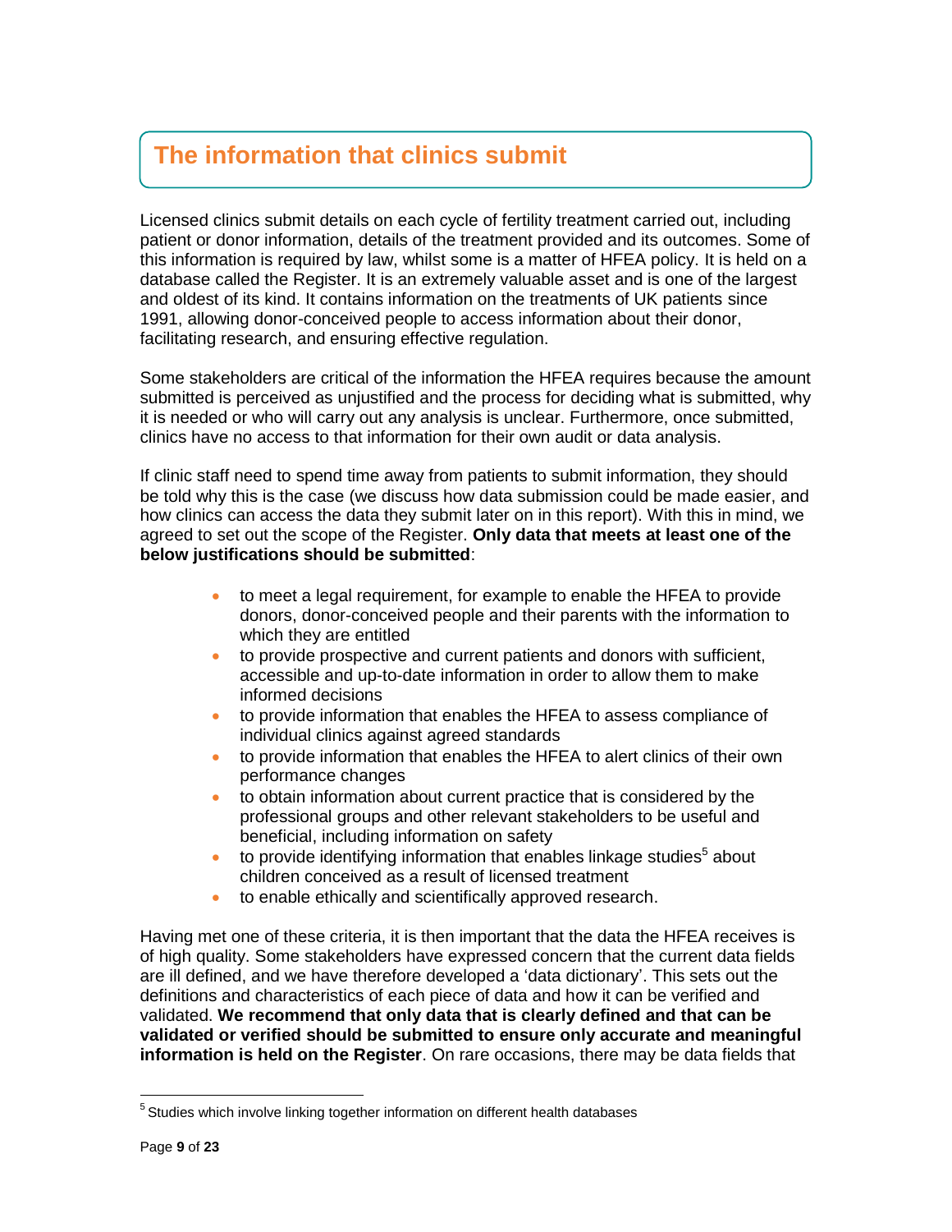## The information that clinics submit

Licensed clinics submit details on each cycle of fertility treatment carried out, including patient or donor information, details of the treatment provided and its outcomes. Some of this information is required by law, whilst some is a matter of HFEA policy. It is held on a database called the Register. It is an extremely valuable asset and is one of the largest and oldest of its kind. It contains information on the treatments of UK patients since 1991, allowing donor-conceived people to access information about their donor, facilitating research, and ensuring effective regulation.

Some stakeholders are critical of the information the HFEA requires because the amount submitted is perceived as unjustified and the process for deciding what is submitted, why it is needed or who will carry out any analysis is unclear. Furthermore, once submitted, clinics have no access to that information for their own audit or data analysis.

If clinic staff need to spend time away from patients to submit information, they should be told why this is the case (we discuss how data submission could be made easier, and how clinics can access the data they submit later on in this report). With this in mind, we agreed to set out the scope of the Register. **Only data that meets at least one of the below justifications should be submitted**:

- to meet a legal requirement, for example to enable the HFEA to provide donors, donor-conceived people and their parents with the information to which they are entitled
- to provide prospective and current patients and donors with sufficient, accessible and up-to-date information in order to allow them to make informed decisions
- to provide information that enables the HFEA to assess compliance of individual clinics against agreed standards
- to provide information that enables the HFEA to alert clinics of their own performance changes
- to obtain information about current practice that is considered by the professional groups and other relevant stakeholders to be useful and beneficial, including information on safety
- to provide identifying information that enables linkage studies[5] about children conceived as a result of licensed treatment
- to enable ethically and scientifically approved research.

Having met one of these criteria, it is then important that the data the HFEA receives is of high quality. Some stakeholders have expressed concern that the current data fields are ill defined, and we have therefore developed a 'data dictionary'. This sets out the definitions and characteristics of each piece of data and how it can be verified and validated. **We recommend that only data that is clearly defined and that can be validated or verified should be submitted to ensure only accurate and meaningful information is held on the Register**. On rare occasions, there may be data fields that

[5] Studies which involve linking together information on different health databases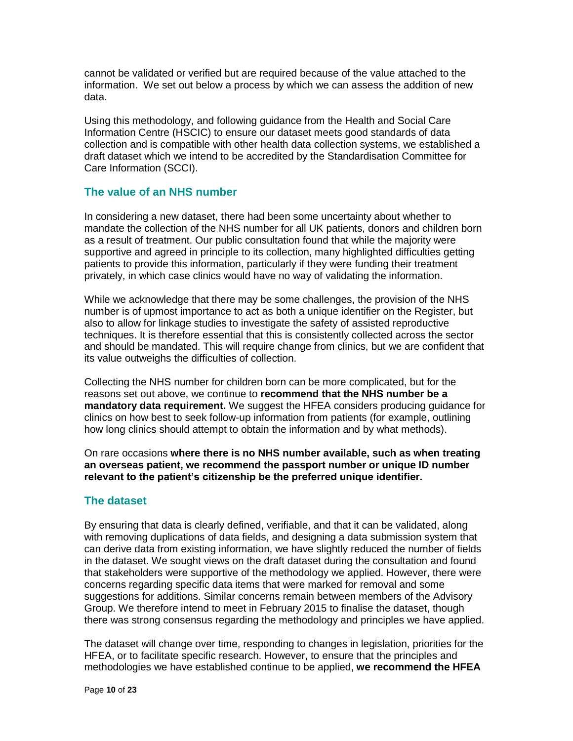cannot be validated or verified but are required because of the value attached to the information. We set out below a process by which we can assess the addition of new data.

Using this methodology, and following guidance from the Health and Social Care Information Centre (HSCIC) to ensure our dataset meets good standards of data collection and is compatible with other health data collection systems, we established a draft dataset which we intend to be accredited by the Standardisation Committee for Care Information (SCCI).

## The value of an NHS number

In considering a new dataset, there had been some uncertainty about whether to mandate the collection of the NHS number for all UK patients, donors and children born as a result of treatment. Our public consultation found that while the majority were supportive and agreed in principle to its collection, many highlighted difficulties getting patients to provide this information, particularly if they were funding their treatment privately, in which case clinics would have no way of validating the information.

While we acknowledge that there may be some challenges, the provision of the NHS number is of upmost importance to act as both a unique identifier on the Register, but also to allow for linkage studies to investigate the safety of assisted reproductive techniques. It is therefore essential that this is consistently collected across the sector and should be mandated. This will require change from clinics, but we are confident that its value outweighs the difficulties of collection.

Collecting the NHS number for children born can be more complicated, but for the reasons set out above, we continue to **recommend that the NHS number be a mandatory data requirement.** We suggest the HFEA considers producing guidance for clinics on how best to seek follow-up information from patients (for example, outlining how long clinics should attempt to obtain the information and by what methods).

On rare occasions **where there is no NHS number available, such as when treating an overseas patient, we recommend the passport number or unique ID number relevant to the patient's citizenship be the preferred unique identifier.**

## The dataset

By ensuring that data is clearly defined, verifiable, and that it can be validated, along with removing duplications of data fields, and designing a data submission system that can derive data from existing information, we have slightly reduced the number of fields in the dataset. We sought views on the draft dataset during the consultation and found that stakeholders were supportive of the methodology we applied. However, there were concerns regarding specific data items that were marked for removal and some suggestions for additions. Similar concerns remain between members of the Advisory Group. We therefore intend to meet in February 2015 to finalise the dataset, though there was strong consensus regarding the methodology and principles we have applied.

The dataset will change over time, responding to changes in legislation, priorities for the HFEA, or to facilitate specific research. However, to ensure that the principles and methodologies we have established continue to be applied, **we recommend the HFEA**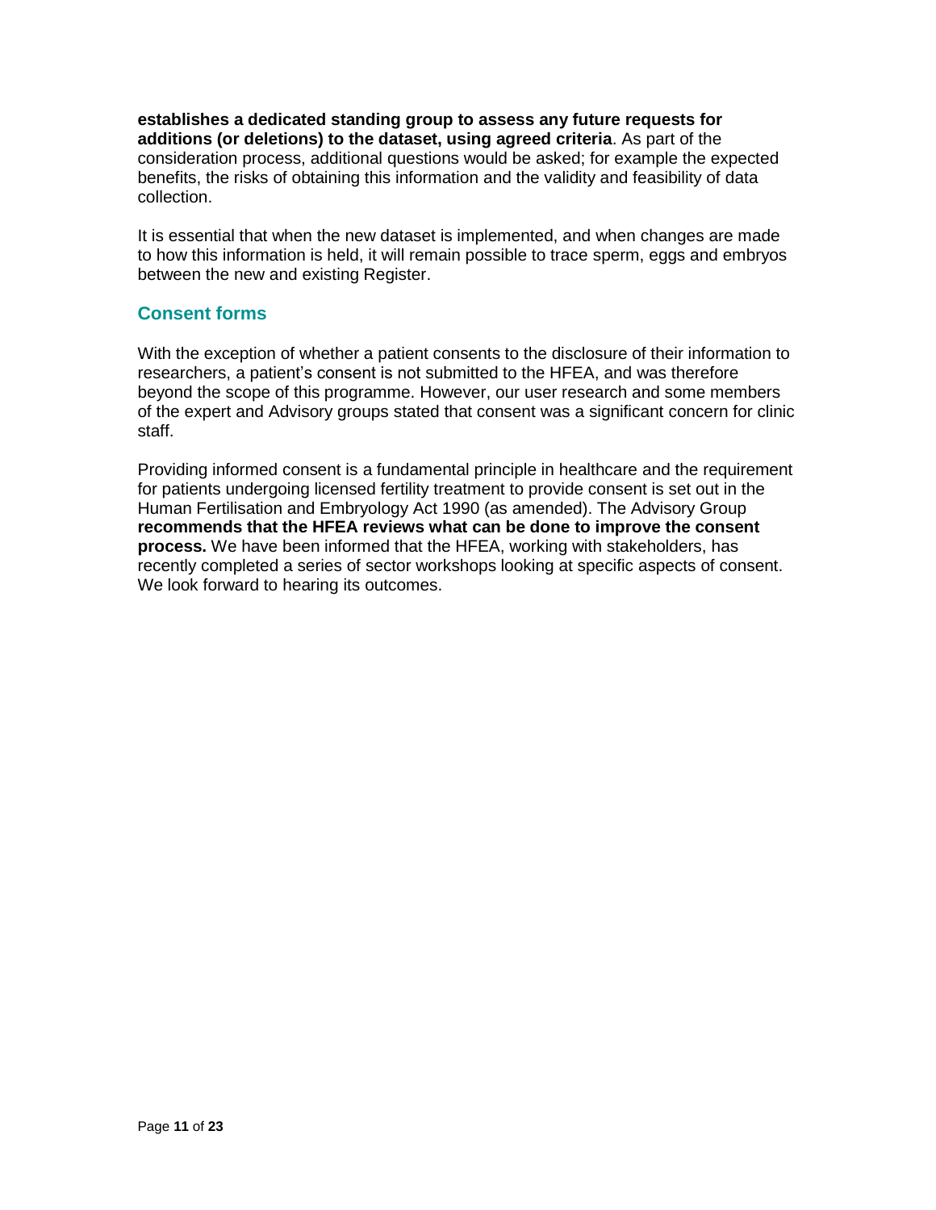**establishes a dedicated standing group to assess any future requests for additions (or deletions) to the dataset, using agreed criteria**. As part of the consideration process, additional questions would be asked; for example the expected benefits, the risks of obtaining this information and the validity and feasibility of data collection.

It is essential that when the new dataset is implemented, and when changes are made to how this information is held, it will remain possible to trace sperm, eggs and embryos between the new and existing Register.

## Consent forms

With the exception of whether a patient consents to the disclosure of their information to researchers, a patient's consent is not submitted to the HFEA, and was therefore beyond the scope of this programme. However, our user research and some members of the expert and Advisory groups stated that consent was a significant concern for clinic staff.

Providing informed consent is a fundamental principle in healthcare and the requirement for patients undergoing licensed fertility treatment to provide consent is set out in the Human Fertilisation and Embryology Act 1990 (as amended). The Advisory Group **recommends that the HFEA reviews what can be done to improve the consent process.** We have been informed that the HFEA, working with stakeholders, has recently completed a series of sector workshops looking at specific aspects of consent. We look forward to hearing its outcomes.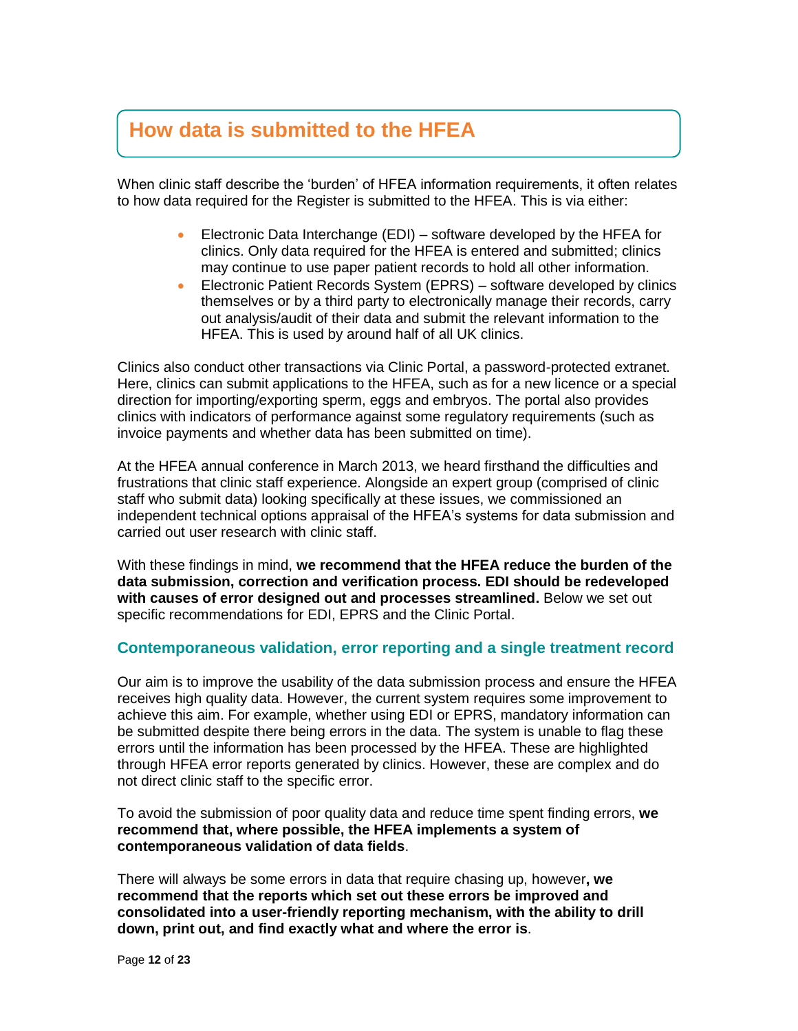## How data is submitted to the HFEA

When clinic staff describe the 'burden' of HFEA information requirements, it often relates to how data required for the Register is submitted to the HFEA. This is via either:

- Electronic Data Interchange (EDI) – software developed by the HFEA for clinics. Only data required for the HFEA is entered and submitted; clinics may continue to use paper patient records to hold all other information.
- Electronic Patient Records System (EPRS) – software developed by clinics themselves or by a third party to electronically manage their records, carry out analysis/audit of their data and submit the relevant information to the HFEA. This is used by around half of all UK clinics.

Clinics also conduct other transactions via Clinic Portal, a password-protected extranet. Here, clinics can submit applications to the HFEA, such as for a new licence or a special direction for importing/exporting sperm, eggs and embryos. The portal also provides clinics with indicators of performance against some regulatory requirements (such as invoice payments and whether data has been submitted on time).

At the HFEA annual conference in March 2013, we heard firsthand the difficulties and frustrations that clinic staff experience. Alongside an expert group (comprised of clinic staff who submit data) looking specifically at these issues, we commissioned an independent technical options appraisal of the HFEA's systems for data submission and carried out user research with clinic staff.

With these findings in mind, **we recommend that the HFEA reduce the burden of the data submission, correction and verification process. EDI should be redeveloped with causes of error designed out and processes streamlined.** Below we set out specific recommendations for EDI, EPRS and the Clinic Portal.

### Contemporaneous validation, error reporting and a single treatment record

Our aim is to improve the usability of the data submission process and ensure the HFEA receives high quality data. However, the current system requires some improvement to achieve this aim. For example, whether using EDI or EPRS, mandatory information can be submitted despite there being errors in the data. The system is unable to flag these errors until the information has been processed by the HFEA. These are highlighted through HFEA error reports generated by clinics. However, these are complex and do not direct clinic staff to the specific error.

To avoid the submission of poor quality data and reduce time spent finding errors, **we recommend that, where possible, the HFEA implements a system of contemporaneous validation of data fields**.

There will always be some errors in data that require chasing up, however**, we recommend that the reports which set out these errors be improved and consolidated into a user-friendly reporting mechanism, with the ability to drill down, print out, and find exactly what and where the error is**.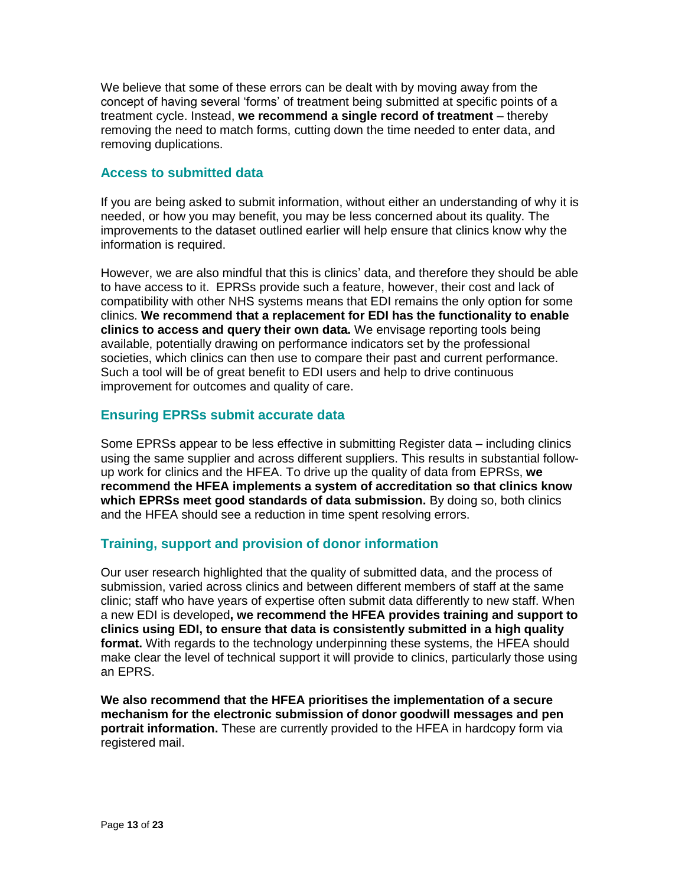We believe that some of these errors can be dealt with by moving away from the concept of having several 'forms' of treatment being submitted at specific points of a treatment cycle. Instead, **we recommend a single record of treatment** – thereby removing the need to match forms, cutting down the time needed to enter data, and removing duplications.

## Access to submitted data

If you are being asked to submit information, without either an understanding of why it is needed, or how you may benefit, you may be less concerned about its quality. The improvements to the dataset outlined earlier will help ensure that clinics know why the information is required.

However, we are also mindful that this is clinics' data, and therefore they should be able to have access to it. EPRSs provide such a feature, however, their cost and lack of compatibility with other NHS systems means that EDI remains the only option for some clinics. **We recommend that a replacement for EDI has the functionality to enable clinics to access and query their own data.** We envisage reporting tools being available, potentially drawing on performance indicators set by the professional societies, which clinics can then use to compare their past and current performance. Such a tool will be of great benefit to EDI users and help to drive continuous improvement for outcomes and quality of care.

## Ensuring EPRSs submit accurate data

Some EPRSs appear to be less effective in submitting Register data – including clinics using the same supplier and across different suppliers. This results in substantial follow-up work for clinics and the HFEA. To drive up the quality of data from EPRSs, **we recommend the HFEA implements a system of accreditation so that clinics know which EPRSs meet good standards of data submission.** By doing so, both clinics and the HFEA should see a reduction in time spent resolving errors.

## Training, support and provision of donor information

Our user research highlighted that the quality of submitted data, and the process of submission, varied across clinics and between different members of staff at the same clinic; staff who have years of expertise often submit data differently to new staff. When a new EDI is developed**, we recommend the HFEA provides training and support to clinics using EDI, to ensure that data is consistently submitted in a high quality format.** With regards to the technology underpinning these systems, the HFEA should make clear the level of technical support it will provide to clinics, particularly those using an EPRS.

**We also recommend that the HFEA prioritises the implementation of a secure mechanism for the electronic submission of donor goodwill messages and pen portrait information.** These are currently provided to the HFEA in hardcopy form via registered mail.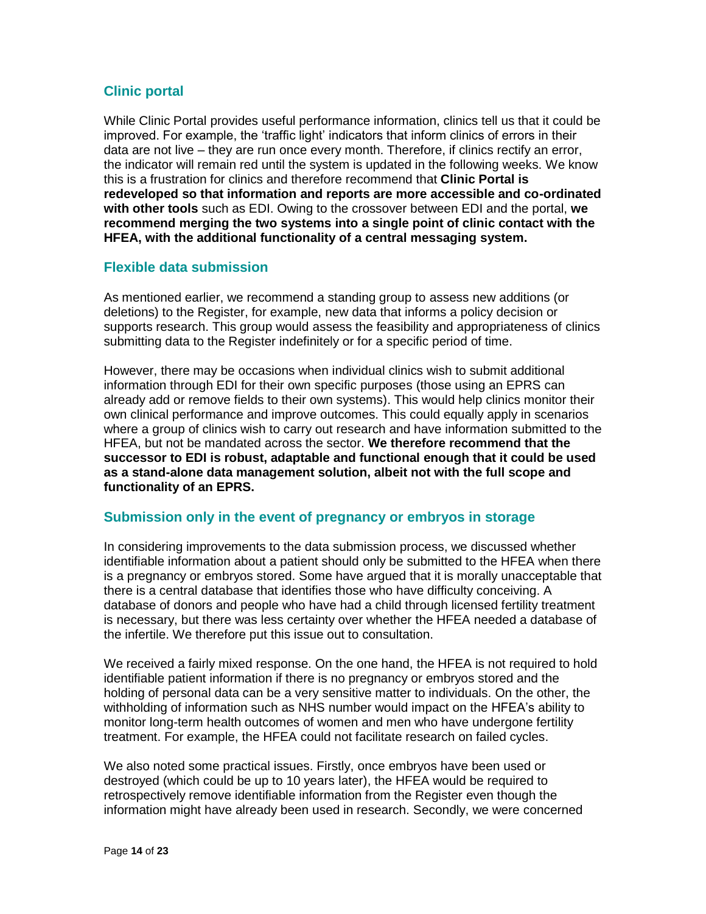### Clinic portal

While Clinic Portal provides useful performance information, clinics tell us that it could be improved. For example, the 'traffic light' indicators that inform clinics of errors in their data are not live – they are run once every month. Therefore, if clinics rectify an error, the indicator will remain red until the system is updated in the following weeks. We know this is a frustration for clinics and therefore recommend that **Clinic Portal is redeveloped so that information and reports are more accessible and co-ordinated with other tools** such as EDI. Owing to the crossover between EDI and the portal, **we recommend merging the two systems into a single point of clinic contact with the HFEA, with the additional functionality of a central messaging system.**

### Flexible data submission

As mentioned earlier, we recommend a standing group to assess new additions (or deletions) to the Register, for example, new data that informs a policy decision or supports research. This group would assess the feasibility and appropriateness of clinics submitting data to the Register indefinitely or for a specific period of time.

However, there may be occasions when individual clinics wish to submit additional information through EDI for their own specific purposes (those using an EPRS can already add or remove fields to their own systems). This would help clinics monitor their own clinical performance and improve outcomes. This could equally apply in scenarios where a group of clinics wish to carry out research and have information submitted to the HFEA, but not be mandated across the sector. **We therefore recommend that the successor to EDI is robust, adaptable and functional enough that it could be used as a stand-alone data management solution, albeit not with the full scope and functionality of an EPRS.**

### Submission only in the event of pregnancy or embryos in storage

In considering improvements to the data submission process, we discussed whether identifiable information about a patient should only be submitted to the HFEA when there is a pregnancy or embryos stored. Some have argued that it is morally unacceptable that there is a central database that identifies those who have difficulty conceiving. A database of donors and people who have had a child through licensed fertility treatment is necessary, but there was less certainty over whether the HFEA needed a database of the infertile. We therefore put this issue out to consultation.

We received a fairly mixed response. On the one hand, the HFEA is not required to hold identifiable patient information if there is no pregnancy or embryos stored and the holding of personal data can be a very sensitive matter to individuals. On the other, the withholding of information such as NHS number would impact on the HFEA's ability to monitor long-term health outcomes of women and men who have undergone fertility treatment. For example, the HFEA could not facilitate research on failed cycles.

We also noted some practical issues. Firstly, once embryos have been used or destroyed (which could be up to 10 years later), the HFEA would be required to retrospectively remove identifiable information from the Register even though the information might have already been used in research. Secondly, we were concerned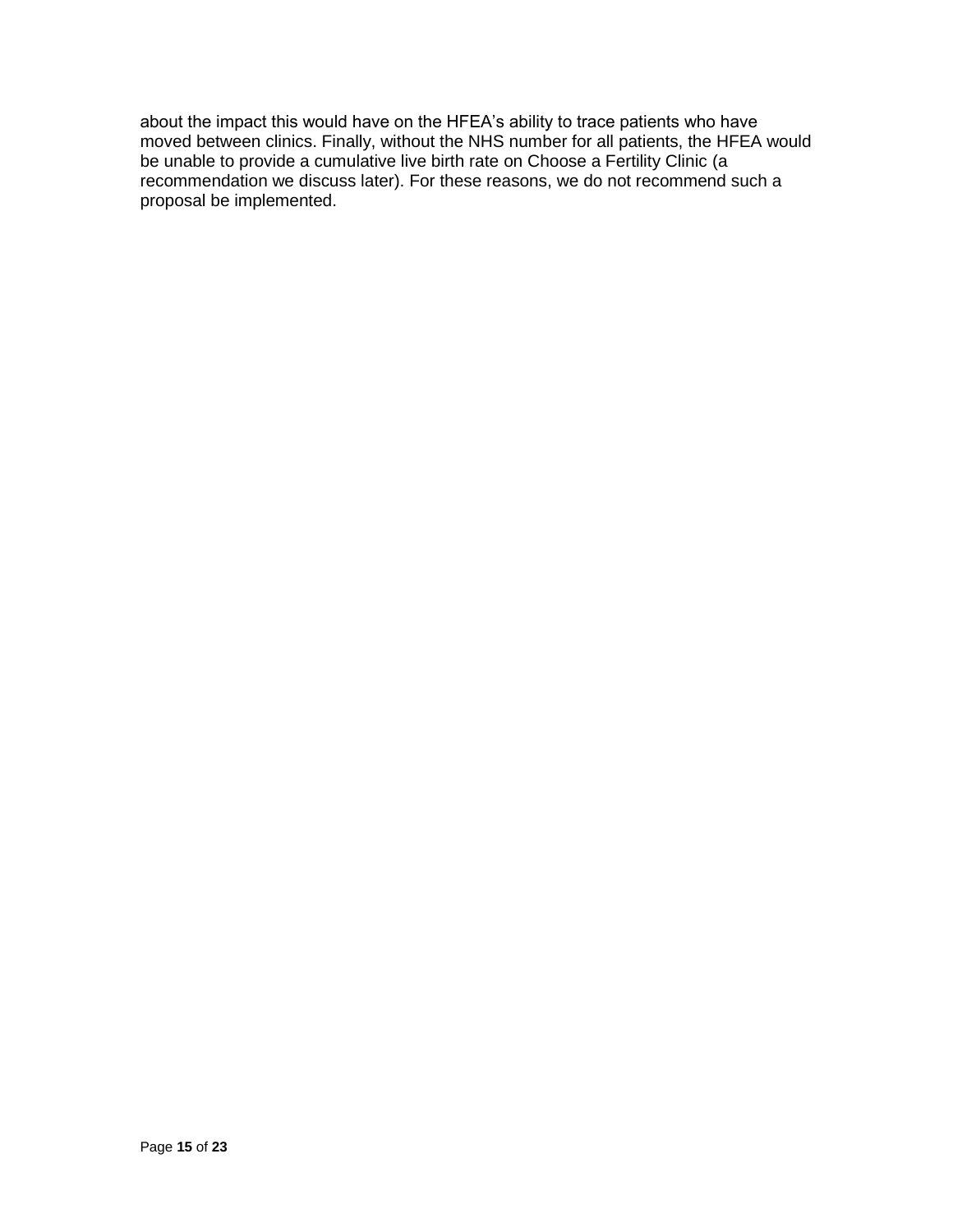about the impact this would have on the HFEA’s ability to trace patients who have moved between clinics. Finally, without the NHS number for all patients, the HFEA would be unable to provide a cumulative live birth rate on Choose a Fertility Clinic (a recommendation we discuss later). For these reasons, we do not recommend such a proposal be implemented.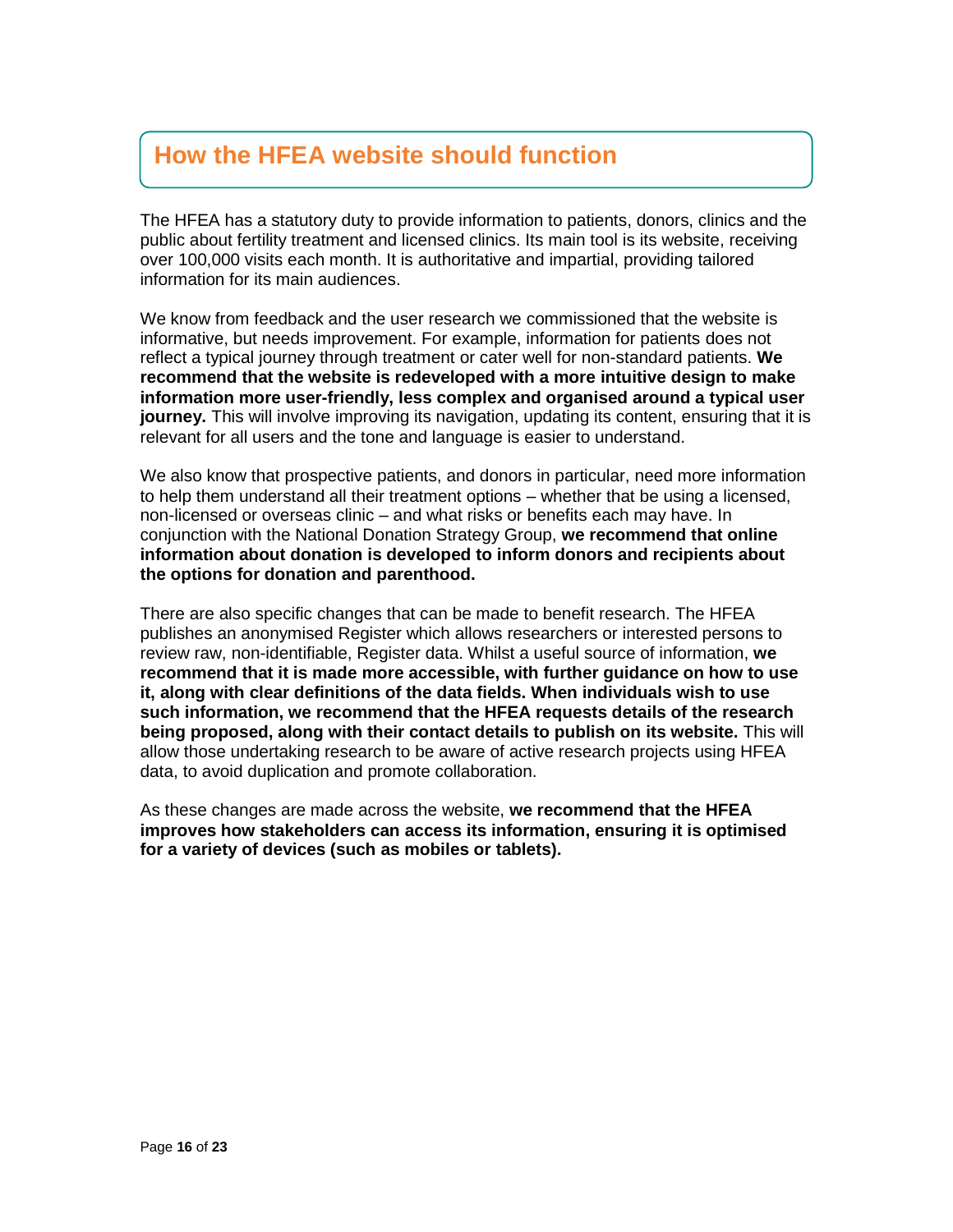## How the HFEA website should function

The HFEA has a statutory duty to provide information to patients, donors, clinics and the public about fertility treatment and licensed clinics. Its main tool is its website, receiving over 100,000 visits each month. It is authoritative and impartial, providing tailored information for its main audiences.

We know from feedback and the user research we commissioned that the website is informative, but needs improvement. For example, information for patients does not reflect a typical journey through treatment or cater well for non-standard patients. **We recommend that the website is redeveloped with a more intuitive design to make information more user-friendly, less complex and organised around a typical user journey.** This will involve improving its navigation, updating its content, ensuring that it is relevant for all users and the tone and language is easier to understand.

We also know that prospective patients, and donors in particular, need more information to help them understand all their treatment options – whether that be using a licensed, non-licensed or overseas clinic – and what risks or benefits each may have. In conjunction with the National Donation Strategy Group, **we recommend that online information about donation is developed to inform donors and recipients about the options for donation and parenthood.**

There are also specific changes that can be made to benefit research. The HFEA publishes an anonymised Register which allows researchers or interested persons to review raw, non-identifiable, Register data. Whilst a useful source of information, **we recommend that it is made more accessible, with further guidance on how to use it, along with clear definitions of the data fields. When individuals wish to use such information, we recommend that the HFEA requests details of the research being proposed, along with their contact details to publish on its website.** This will allow those undertaking research to be aware of active research projects using HFEA data, to avoid duplication and promote collaboration.

As these changes are made across the website, **we recommend that the HFEA improves how stakeholders can access its information, ensuring it is optimised for a variety of devices (such as mobiles or tablets).**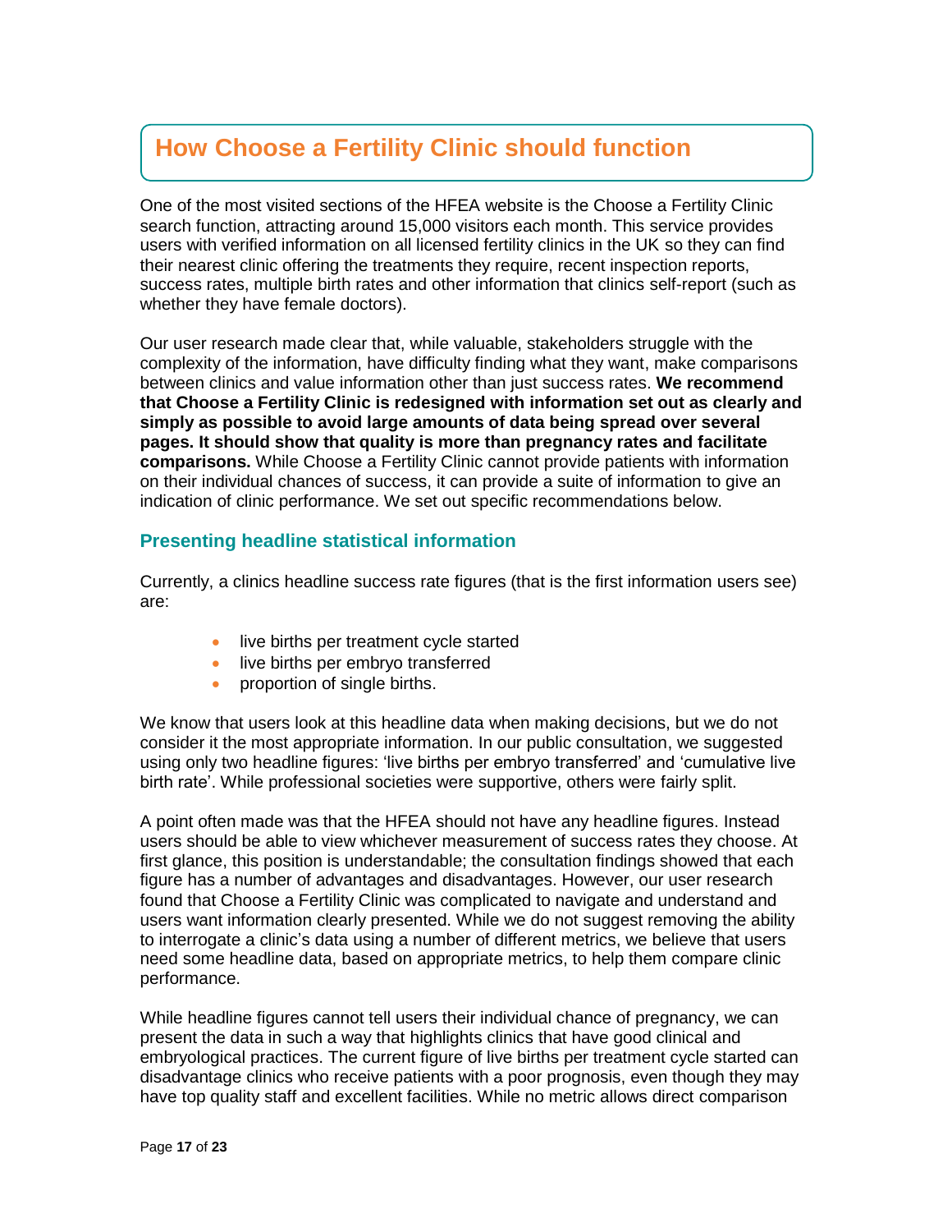## How Choose a Fertility Clinic should function

One of the most visited sections of the HFEA website is the Choose a Fertility Clinic search function, attracting around 15,000 visitors each month. This service provides users with verified information on all licensed fertility clinics in the UK so they can find their nearest clinic offering the treatments they require, recent inspection reports, success rates, multiple birth rates and other information that clinics self-report (such as whether they have female doctors).

Our user research made clear that, while valuable, stakeholders struggle with the complexity of the information, have difficulty finding what they want, make comparisons between clinics and value information other than just success rates. **We recommend that Choose a Fertility Clinic is redesigned with information set out as clearly and simply as possible to avoid large amounts of data being spread over several pages. It should show that quality is more than pregnancy rates and facilitate comparisons.** While Choose a Fertility Clinic cannot provide patients with information on their individual chances of success, it can provide a suite of information to give an indication of clinic performance. We set out specific recommendations below.

### Presenting headline statistical information

Currently, a clinics headline success rate figures (that is the first information users see) are:

- live births per treatment cycle started
- live births per embryo transferred
- proportion of single births.

We know that users look at this headline data when making decisions, but we do not consider it the most appropriate information. In our public consultation, we suggested using only two headline figures: 'live births per embryo transferred' and 'cumulative live birth rate'. While professional societies were supportive, others were fairly split.

A point often made was that the HFEA should not have any headline figures. Instead users should be able to view whichever measurement of success rates they choose. At first glance, this position is understandable; the consultation findings showed that each figure has a number of advantages and disadvantages. However, our user research found that Choose a Fertility Clinic was complicated to navigate and understand and users want information clearly presented. While we do not suggest removing the ability to interrogate a clinic's data using a number of different metrics, we believe that users need some headline data, based on appropriate metrics, to help them compare clinic performance.

While headline figures cannot tell users their individual chance of pregnancy, we can present the data in such a way that highlights clinics that have good clinical and embryological practices. The current figure of live births per treatment cycle started can disadvantage clinics who receive patients with a poor prognosis, even though they may have top quality staff and excellent facilities. While no metric allows direct comparison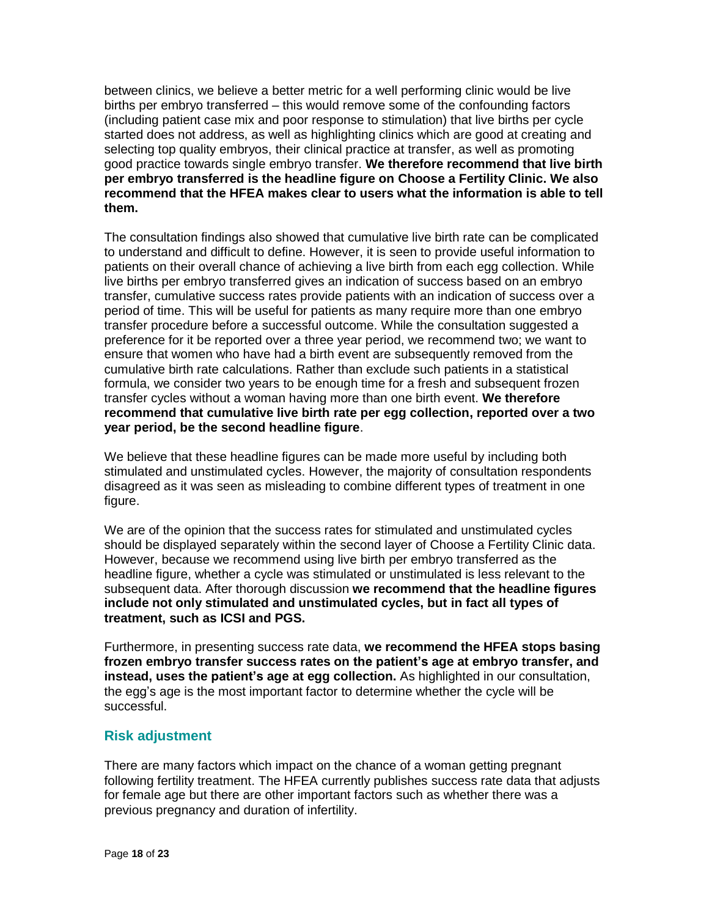between clinics, we believe a better metric for a well performing clinic would be live births per embryo transferred – this would remove some of the confounding factors (including patient case mix and poor response to stimulation) that live births per cycle started does not address, as well as highlighting clinics which are good at creating and selecting top quality embryos, their clinical practice at transfer, as well as promoting good practice towards single embryo transfer. **We therefore recommend that live birth per embryo transferred is the headline figure on Choose a Fertility Clinic. We also recommend that the HFEA makes clear to users what the information is able to tell them.**

The consultation findings also showed that cumulative live birth rate can be complicated to understand and difficult to define. However, it is seen to provide useful information to patients on their overall chance of achieving a live birth from each egg collection. While live births per embryo transferred gives an indication of success based on an embryo transfer, cumulative success rates provide patients with an indication of success over a period of time. This will be useful for patients as many require more than one embryo transfer procedure before a successful outcome. While the consultation suggested a preference for it be reported over a three year period, we recommend two; we want to ensure that women who have had a birth event are subsequently removed from the cumulative birth rate calculations. Rather than exclude such patients in a statistical formula, we consider two years to be enough time for a fresh and subsequent frozen transfer cycles without a woman having more than one birth event. **We therefore recommend that cumulative live birth rate per egg collection, reported over a two year period, be the second headline figure**.

We believe that these headline figures can be made more useful by including both stimulated and unstimulated cycles. However, the majority of consultation respondents disagreed as it was seen as misleading to combine different types of treatment in one figure.

We are of the opinion that the success rates for stimulated and unstimulated cycles should be displayed separately within the second layer of Choose a Fertility Clinic data. However, because we recommend using live birth per embryo transferred as the headline figure, whether a cycle was stimulated or unstimulated is less relevant to the subsequent data. After thorough discussion **we recommend that the headline figures include not only stimulated and unstimulated cycles, but in fact all types of treatment, such as ICSI and PGS.**

Furthermore, in presenting success rate data, **we recommend the HFEA stops basing frozen embryo transfer success rates on the patient's age at embryo transfer, and instead, uses the patient's age at egg collection.** As highlighted in our consultation, the egg's age is the most important factor to determine whether the cycle will be successful.

## Risk adjustment

There are many factors which impact on the chance of a woman getting pregnant following fertility treatment. The HFEA currently publishes success rate data that adjusts for female age but there are other important factors such as whether there was a previous pregnancy and duration of infertility.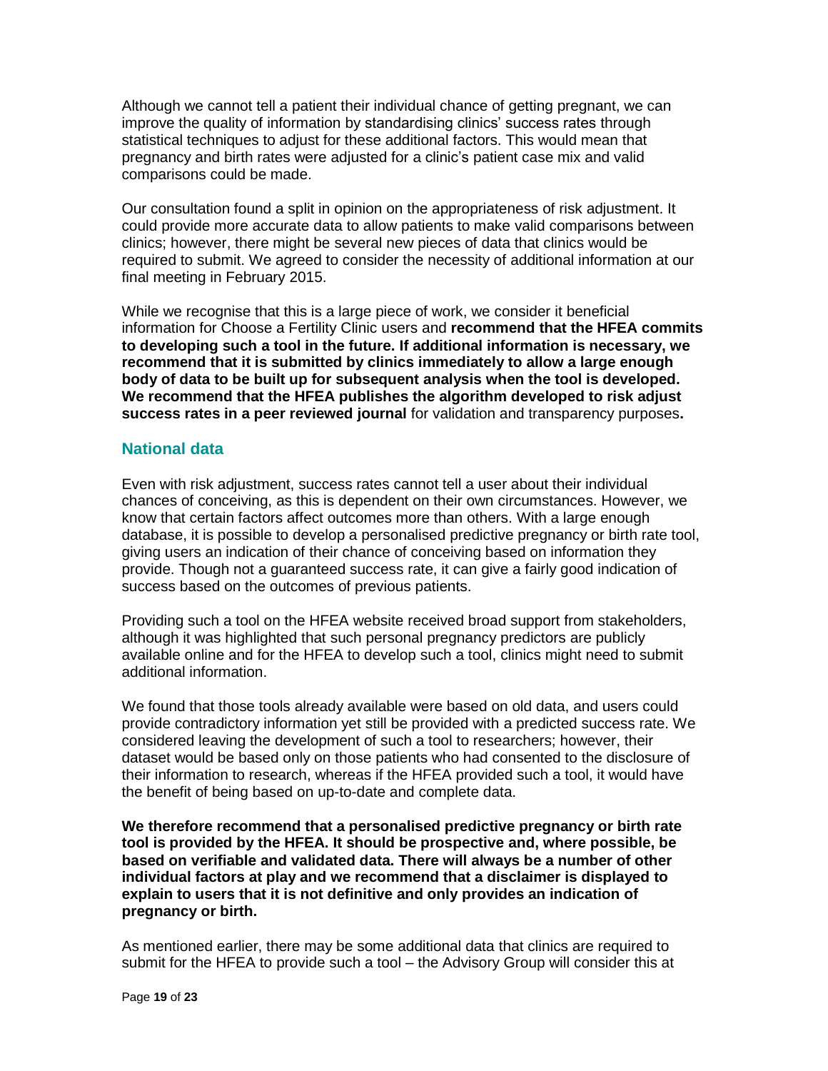Although we cannot tell a patient their individual chance of getting pregnant, we can improve the quality of information by standardising clinics' success rates through statistical techniques to adjust for these additional factors. This would mean that pregnancy and birth rates were adjusted for a clinic's patient case mix and valid comparisons could be made.

Our consultation found a split in opinion on the appropriateness of risk adjustment. It could provide more accurate data to allow patients to make valid comparisons between clinics; however, there might be several new pieces of data that clinics would be required to submit. We agreed to consider the necessity of additional information at our final meeting in February 2015.

While we recognise that this is a large piece of work, we consider it beneficial information for Choose a Fertility Clinic users and **recommend that the HFEA commits to developing such a tool in the future. If additional information is necessary, we recommend that it is submitted by clinics immediately to allow a large enough body of data to be built up for subsequent analysis when the tool is developed. We recommend that the HFEA publishes the algorithm developed to risk adjust success rates in a peer reviewed journal** for validation and transparency purposes**.**

## National data

Even with risk adjustment, success rates cannot tell a user about their individual chances of conceiving, as this is dependent on their own circumstances. However, we know that certain factors affect outcomes more than others. With a large enough database, it is possible to develop a personalised predictive pregnancy or birth rate tool, giving users an indication of their chance of conceiving based on information they provide. Though not a guaranteed success rate, it can give a fairly good indication of success based on the outcomes of previous patients.

Providing such a tool on the HFEA website received broad support from stakeholders, although it was highlighted that such personal pregnancy predictors are publicly available online and for the HFEA to develop such a tool, clinics might need to submit additional information.

We found that those tools already available were based on old data, and users could provide contradictory information yet still be provided with a predicted success rate. We considered leaving the development of such a tool to researchers; however, their dataset would be based only on those patients who had consented to the disclosure of their information to research, whereas if the HFEA provided such a tool, it would have the benefit of being based on up-to-date and complete data.

**We therefore recommend that a personalised predictive pregnancy or birth rate tool is provided by the HFEA. It should be prospective and, where possible, be based on verifiable and validated data. There will always be a number of other individual factors at play and we recommend that a disclaimer is displayed to explain to users that it is not definitive and only provides an indication of pregnancy or birth.**

As mentioned earlier, there may be some additional data that clinics are required to submit for the HFEA to provide such a tool – the Advisory Group will consider this at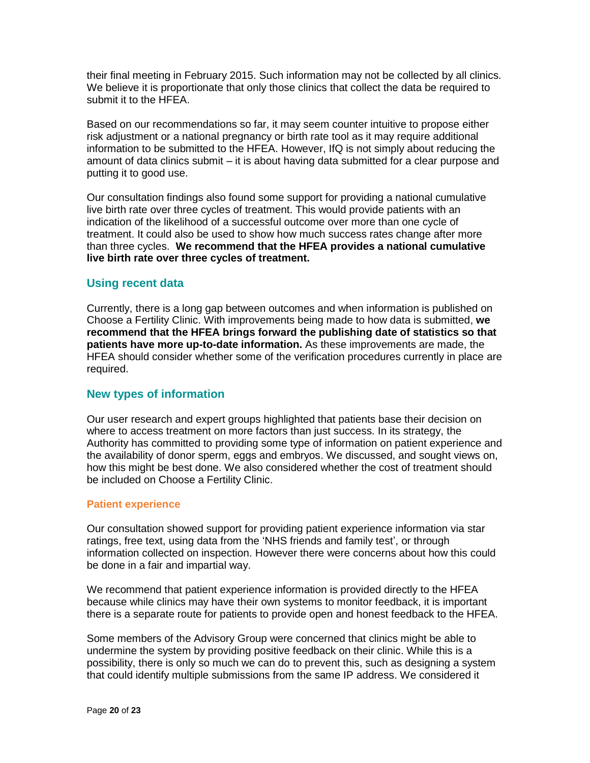their final meeting in February 2015. Such information may not be collected by all clinics. We believe it is proportionate that only those clinics that collect the data be required to submit it to the HFEA.

Based on our recommendations so far, it may seem counter intuitive to propose either risk adjustment or a national pregnancy or birth rate tool as it may require additional information to be submitted to the HFEA. However, IfQ is not simply about reducing the amount of data clinics submit – it is about having data submitted for a clear purpose and putting it to good use.

Our consultation findings also found some support for providing a national cumulative live birth rate over three cycles of treatment. This would provide patients with an indication of the likelihood of a successful outcome over more than one cycle of treatment. It could also be used to show how much success rates change after more than three cycles. **We recommend that the HFEA provides a national cumulative live birth rate over three cycles of treatment.**

## Using recent data

Currently, there is a long gap between outcomes and when information is published on Choose a Fertility Clinic. With improvements being made to how data is submitted, **we recommend that the HFEA brings forward the publishing date of statistics so that patients have more up-to-date information.** As these improvements are made, the HFEA should consider whether some of the verification procedures currently in place are required.

## New types of information

Our user research and expert groups highlighted that patients base their decision on where to access treatment on more factors than just success. In its strategy, the Authority has committed to providing some type of information on patient experience and the availability of donor sperm, eggs and embryos. We discussed, and sought views on, how this might be best done. We also considered whether the cost of treatment should be included on Choose a Fertility Clinic.

### Patient experience

Our consultation showed support for providing patient experience information via star ratings, free text, using data from the 'NHS friends and family test', or through information collected on inspection. However there were concerns about how this could be done in a fair and impartial way.

We recommend that patient experience information is provided directly to the HFEA because while clinics may have their own systems to monitor feedback, it is important there is a separate route for patients to provide open and honest feedback to the HFEA.

Some members of the Advisory Group were concerned that clinics might be able to undermine the system by providing positive feedback on their clinic. While this is a possibility, there is only so much we can do to prevent this, such as designing a system that could identify multiple submissions from the same IP address. We considered it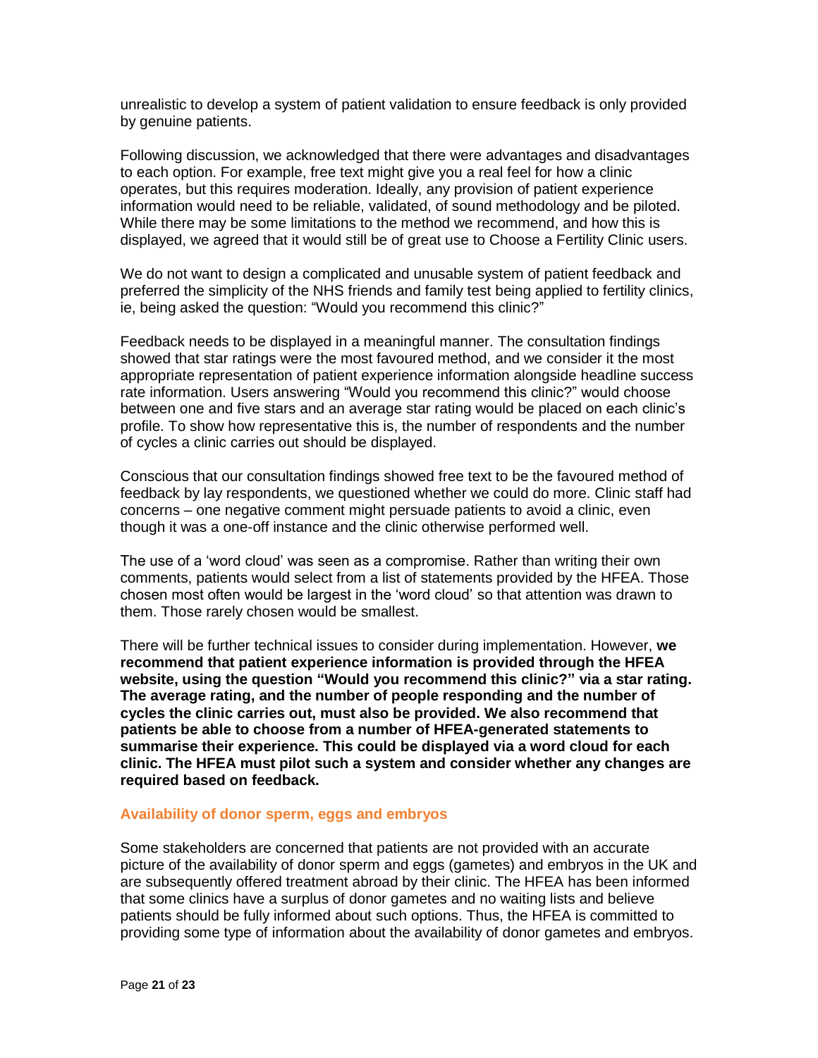unrealistic to develop a system of patient validation to ensure feedback is only provided by genuine patients.

Following discussion, we acknowledged that there were advantages and disadvantages to each option. For example, free text might give you a real feel for how a clinic operates, but this requires moderation. Ideally, any provision of patient experience information would need to be reliable, validated, of sound methodology and be piloted. While there may be some limitations to the method we recommend, and how this is displayed, we agreed that it would still be of great use to Choose a Fertility Clinic users.

We do not want to design a complicated and unusable system of patient feedback and preferred the simplicity of the NHS friends and family test being applied to fertility clinics, ie, being asked the question: "Would you recommend this clinic?"

Feedback needs to be displayed in a meaningful manner. The consultation findings showed that star ratings were the most favoured method, and we consider it the most appropriate representation of patient experience information alongside headline success rate information. Users answering "Would you recommend this clinic?" would choose between one and five stars and an average star rating would be placed on each clinic's profile. To show how representative this is, the number of respondents and the number of cycles a clinic carries out should be displayed.

Conscious that our consultation findings showed free text to be the favoured method of feedback by lay respondents, we questioned whether we could do more. Clinic staff had concerns – one negative comment might persuade patients to avoid a clinic, even though it was a one-off instance and the clinic otherwise performed well.

The use of a 'word cloud' was seen as a compromise. Rather than writing their own comments, patients would select from a list of statements provided by the HFEA. Those chosen most often would be largest in the 'word cloud' so that attention was drawn to them. Those rarely chosen would be smallest.

There will be further technical issues to consider during implementation. However, **we recommend that patient experience information is provided through the HFEA website, using the question "Would you recommend this clinic?" via a star rating. The average rating, and the number of people responding and the number of cycles the clinic carries out, must also be provided. We also recommend that patients be able to choose from a number of HFEA-generated statements to summarise their experience. This could be displayed via a word cloud for each clinic. The HFEA must pilot such a system and consider whether any changes are required based on feedback.**

### Availability of donor sperm, eggs and embryos

Some stakeholders are concerned that patients are not provided with an accurate picture of the availability of donor sperm and eggs (gametes) and embryos in the UK and are subsequently offered treatment abroad by their clinic. The HFEA has been informed that some clinics have a surplus of donor gametes and no waiting lists and believe patients should be fully informed about such options. Thus, the HFEA is committed to providing some type of information about the availability of donor gametes and embryos.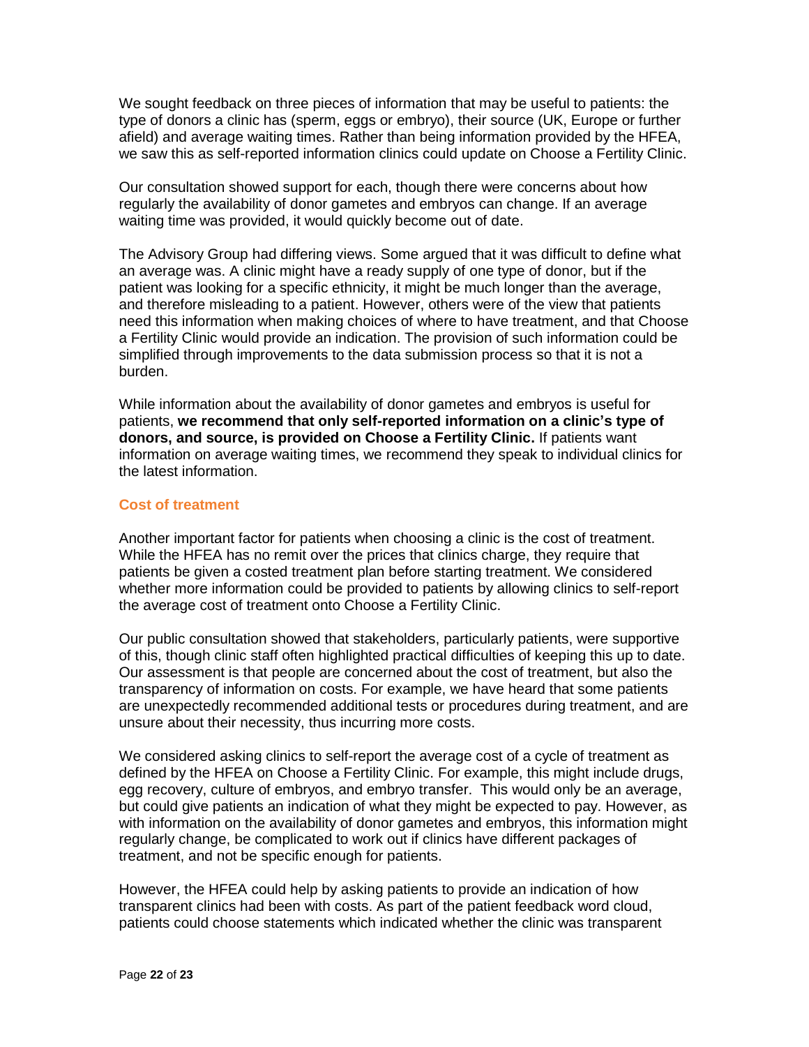We sought feedback on three pieces of information that may be useful to patients: the type of donors a clinic has (sperm, eggs or embryo), their source (UK, Europe or further afield) and average waiting times. Rather than being information provided by the HFEA, we saw this as self-reported information clinics could update on Choose a Fertility Clinic.

Our consultation showed support for each, though there were concerns about how regularly the availability of donor gametes and embryos can change. If an average waiting time was provided, it would quickly become out of date.

The Advisory Group had differing views. Some argued that it was difficult to define what an average was. A clinic might have a ready supply of one type of donor, but if the patient was looking for a specific ethnicity, it might be much longer than the average, and therefore misleading to a patient. However, others were of the view that patients need this information when making choices of where to have treatment, and that Choose a Fertility Clinic would provide an indication. The provision of such information could be simplified through improvements to the data submission process so that it is not a burden.

While information about the availability of donor gametes and embryos is useful for patients, **we recommend that only self-reported information on a clinic's type of donors, and source, is provided on Choose a Fertility Clinic.** If patients want information on average waiting times, we recommend they speak to individual clinics for the latest information.

### Cost of treatment

Another important factor for patients when choosing a clinic is the cost of treatment. While the HFEA has no remit over the prices that clinics charge, they require that patients be given a costed treatment plan before starting treatment. We considered whether more information could be provided to patients by allowing clinics to self-report the average cost of treatment onto Choose a Fertility Clinic.

Our public consultation showed that stakeholders, particularly patients, were supportive of this, though clinic staff often highlighted practical difficulties of keeping this up to date. Our assessment is that people are concerned about the cost of treatment, but also the transparency of information on costs. For example, we have heard that some patients are unexpectedly recommended additional tests or procedures during treatment, and are unsure about their necessity, thus incurring more costs.

We considered asking clinics to self-report the average cost of a cycle of treatment as defined by the HFEA on Choose a Fertility Clinic. For example, this might include drugs, egg recovery, culture of embryos, and embryo transfer. This would only be an average, but could give patients an indication of what they might be expected to pay. However, as with information on the availability of donor gametes and embryos, this information might regularly change, be complicated to work out if clinics have different packages of treatment, and not be specific enough for patients.

However, the HFEA could help by asking patients to provide an indication of how transparent clinics had been with costs. As part of the patient feedback word cloud, patients could choose statements which indicated whether the clinic was transparent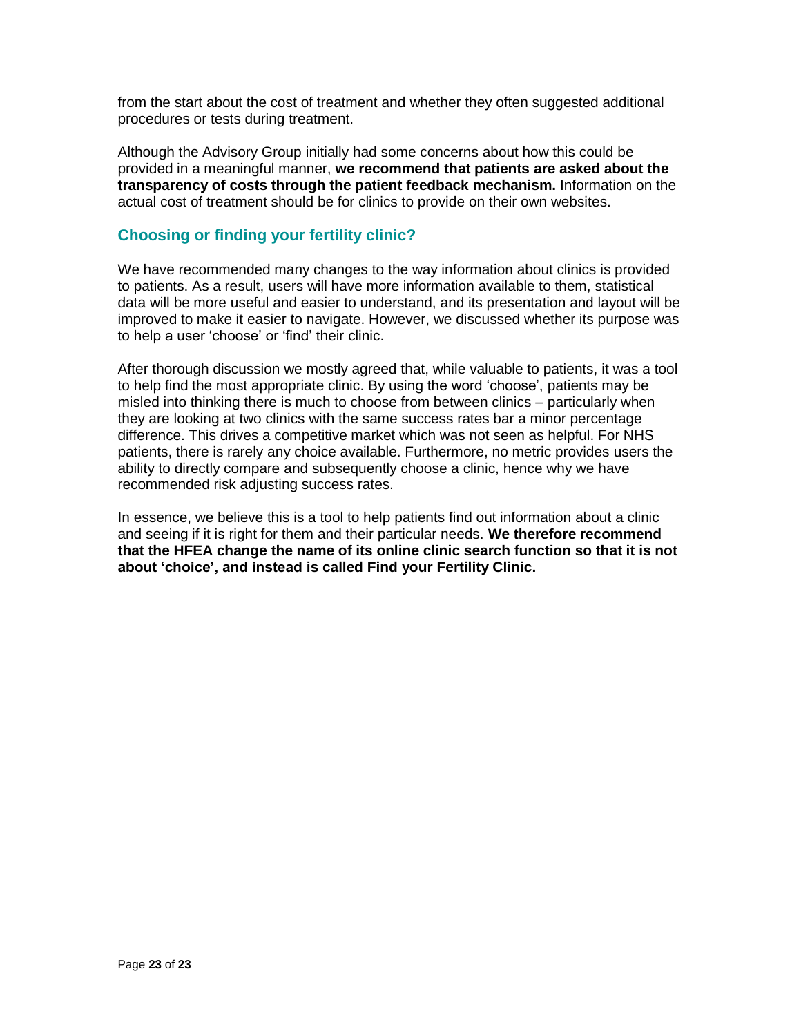from the start about the cost of treatment and whether they often suggested additional procedures or tests during treatment.

Although the Advisory Group initially had some concerns about how this could be provided in a meaningful manner, **we recommend that patients are asked about the transparency of costs through the patient feedback mechanism.** Information on the actual cost of treatment should be for clinics to provide on their own websites.

### Choosing or finding your fertility clinic?

We have recommended many changes to the way information about clinics is provided to patients. As a result, users will have more information available to them, statistical data will be more useful and easier to understand, and its presentation and layout will be improved to make it easier to navigate. However, we discussed whether its purpose was to help a user 'choose' or 'find' their clinic.

After thorough discussion we mostly agreed that, while valuable to patients, it was a tool to help find the most appropriate clinic. By using the word 'choose', patients may be misled into thinking there is much to choose from between clinics – particularly when they are looking at two clinics with the same success rates bar a minor percentage difference. This drives a competitive market which was not seen as helpful. For NHS patients, there is rarely any choice available. Furthermore, no metric provides users the ability to directly compare and subsequently choose a clinic, hence why we have recommended risk adjusting success rates.

In essence, we believe this is a tool to help patients find out information about a clinic and seeing if it is right for them and their particular needs. **We therefore recommend that the HFEA change the name of its online clinic search function so that it is not about 'choice', and instead is called Find your Fertility Clinic.**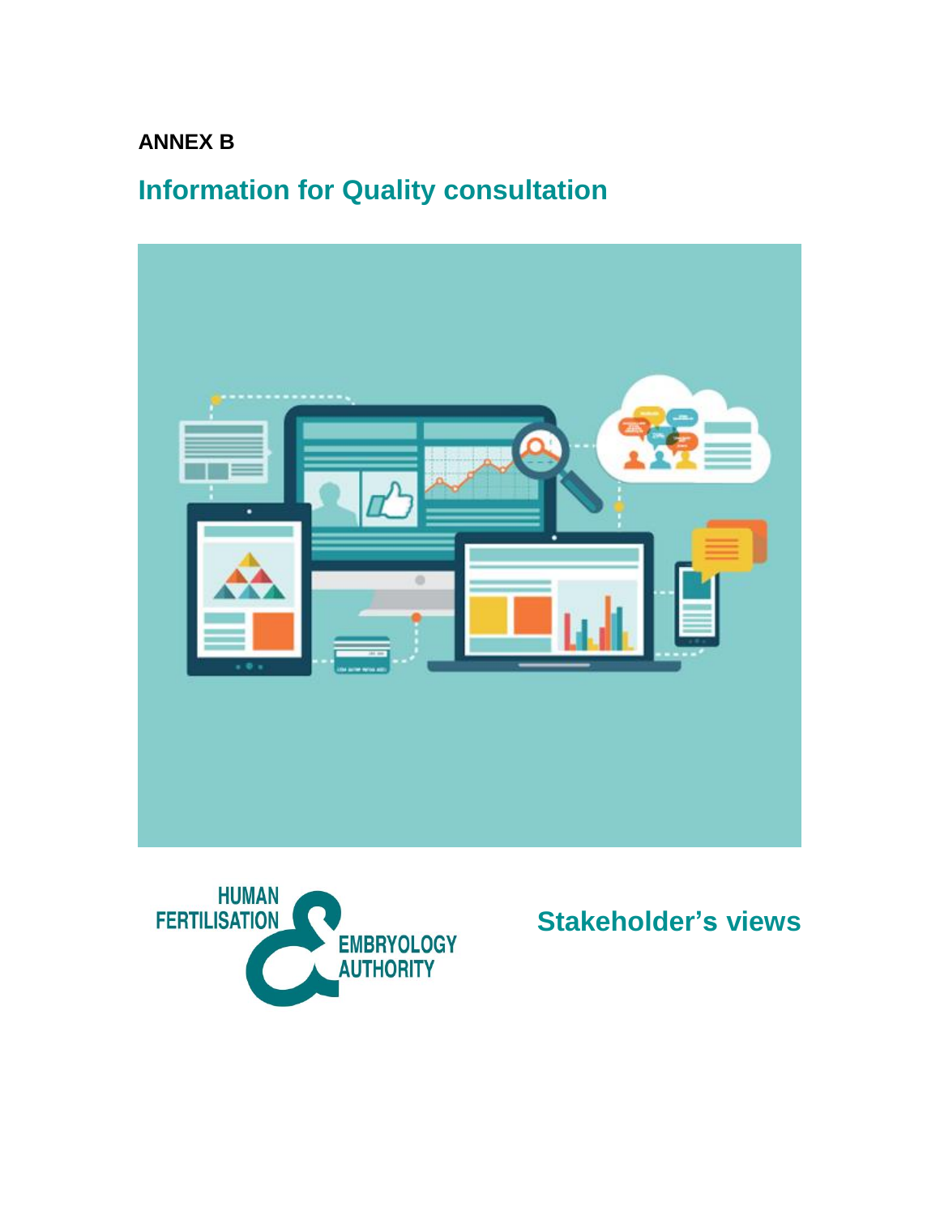**ANNEX B**

## Information for Quality consultation

HUMAN FERTILISATION & EMBRYOLOGY AUTHORITY

## Stakeholder's views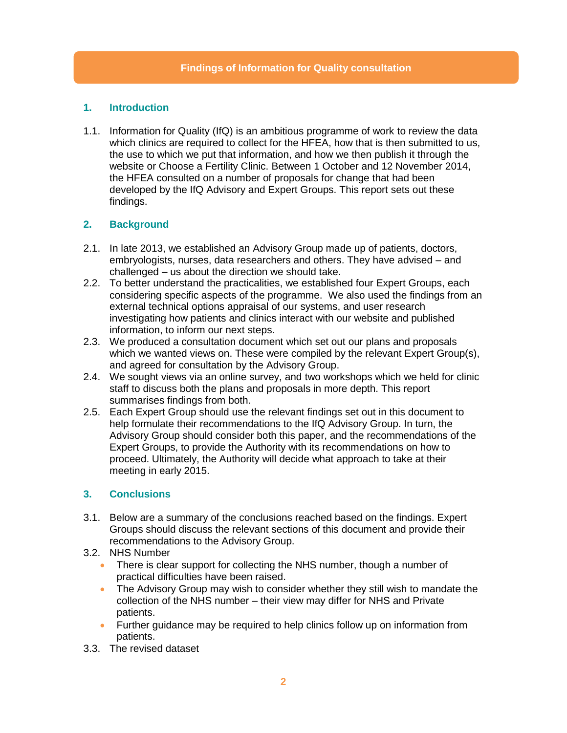# Findings of Information for Quality consultation

## 1. Introduction

1.1. Information for Quality (IfQ) is an ambitious programme of work to review the data which clinics are required to collect for the HFEA, how that is then submitted to us, the use to which we put that information, and how we then publish it through the website or Choose a Fertility Clinic. Between 1 October and 12 November 2014, the HFEA consulted on a number of proposals for change that had been developed by the IfQ Advisory and Expert Groups. This report sets out these findings.

## 2. Background

2.1. In late 2013, we established an Advisory Group made up of patients, doctors, embryologists, nurses, data researchers and others. They have advised – and challenged – us about the direction we should take.

2.2. To better understand the practicalities, we established four Expert Groups, each considering specific aspects of the programme. We also used the findings from an external technical options appraisal of our systems, and user research investigating how patients and clinics interact with our website and published information, to inform our next steps.

2.3. We produced a consultation document which set out our plans and proposals which we wanted views on. These were compiled by the relevant Expert Group(s), and agreed for consultation by the Advisory Group.

2.4. We sought views via an online survey, and two workshops which we held for clinic staff to discuss both the plans and proposals in more depth. This report summarises findings from both.

2.5. Each Expert Group should use the relevant findings set out in this document to help formulate their recommendations to the IfQ Advisory Group. In turn, the Advisory Group should consider both this paper, and the recommendations of the Expert Groups, to provide the Authority with its recommendations on how to proceed. Ultimately, the Authority will decide what approach to take at their meeting in early 2015.

## 3. Conclusions

3.1. Below are a summary of the conclusions reached based on the findings. Expert Groups should discuss the relevant sections of this document and provide their recommendations to the Advisory Group.

3.2. NHS Number
- There is clear support for collecting the NHS number, though a number of practical difficulties have been raised.
- The Advisory Group may wish to consider whether they still wish to mandate the collection of the NHS number – their view may differ for NHS and Private patients.
- Further guidance may be required to help clinics follow up on information from patients.

3.3. The revised dataset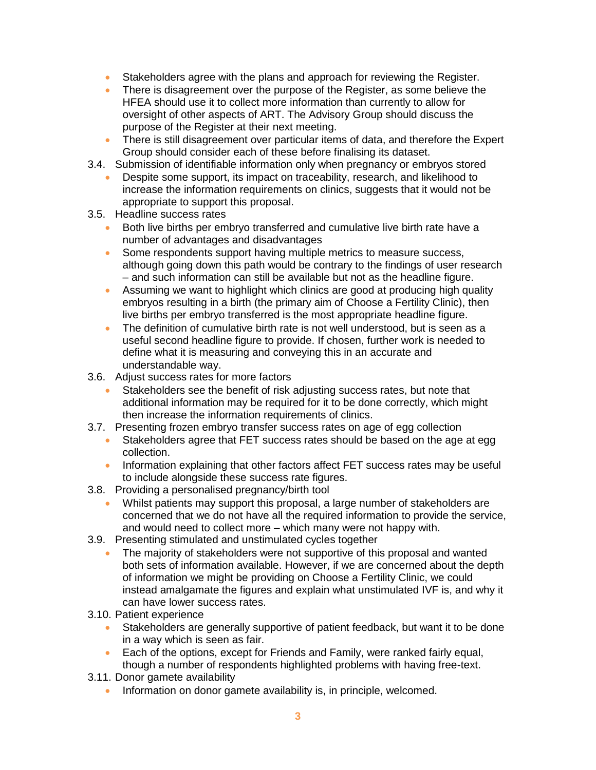- Stakeholders agree with the plans and approach for reviewing the Register.
- There is disagreement over the purpose of the Register, as some believe the HFEA should use it to collect more information than currently to allow for oversight of other aspects of ART. The Advisory Group should discuss the purpose of the Register at their next meeting.
- There is still disagreement over particular items of data, and therefore the Expert Group should consider each of these before finalising its dataset.

3.4. Submission of identifiable information only when pregnancy or embryos stored

- Despite some support, its impact on traceability, research, and likelihood to increase the information requirements on clinics, suggests that it would not be appropriate to support this proposal.

3.5. Headline success rates

- Both live births per embryo transferred and cumulative live birth rate have a number of advantages and disadvantages
- Some respondents support having multiple metrics to measure success, although going down this path would be contrary to the findings of user research – and such information can still be available but not as the headline figure.
- Assuming we want to highlight which clinics are good at producing high quality embryos resulting in a birth (the primary aim of Choose a Fertility Clinic), then live births per embryo transferred is the most appropriate headline figure.
- The definition of cumulative birth rate is not well understood, but is seen as a useful second headline figure to provide. If chosen, further work is needed to define what it is measuring and conveying this in an accurate and understandable way.

3.6. Adjust success rates for more factors

- Stakeholders see the benefit of risk adjusting success rates, but note that additional information may be required for it to be done correctly, which might then increase the information requirements of clinics.

3.7. Presenting frozen embryo transfer success rates on age of egg collection

- Stakeholders agree that FET success rates should be based on the age at egg collection.
- Information explaining that other factors affect FET success rates may be useful to include alongside these success rate figures.

3.8. Providing a personalised pregnancy/birth tool

- Whilst patients may support this proposal, a large number of stakeholders are concerned that we do not have all the required information to provide the service, and would need to collect more – which many were not happy with.

3.9. Presenting stimulated and unstimulated cycles together

- The majority of stakeholders were not supportive of this proposal and wanted both sets of information available. However, if we are concerned about the depth of information we might be providing on Choose a Fertility Clinic, we could instead amalgamate the figures and explain what unstimulated IVF is, and why it can have lower success rates.

3.10. Patient experience

- Stakeholders are generally supportive of patient feedback, but want it to be done in a way which is seen as fair.
- Each of the options, except for Friends and Family, were ranked fairly equal, though a number of respondents highlighted problems with having free-text.

3.11. Donor gamete availability

- Information on donor gamete availability is, in principle, welcomed.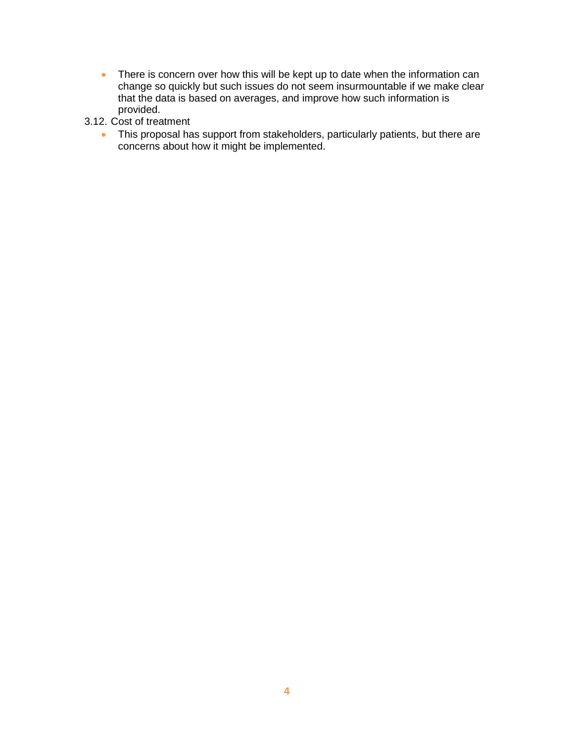- There is concern over how this will be kept up to date when the information can change so quickly but such issues do not seem insurmountable if we make clear that the data is based on averages, and improve how such information is provided.

3.12. Cost of treatment

- This proposal has support from stakeholders, particularly patients, but there are concerns about how it might be implemented.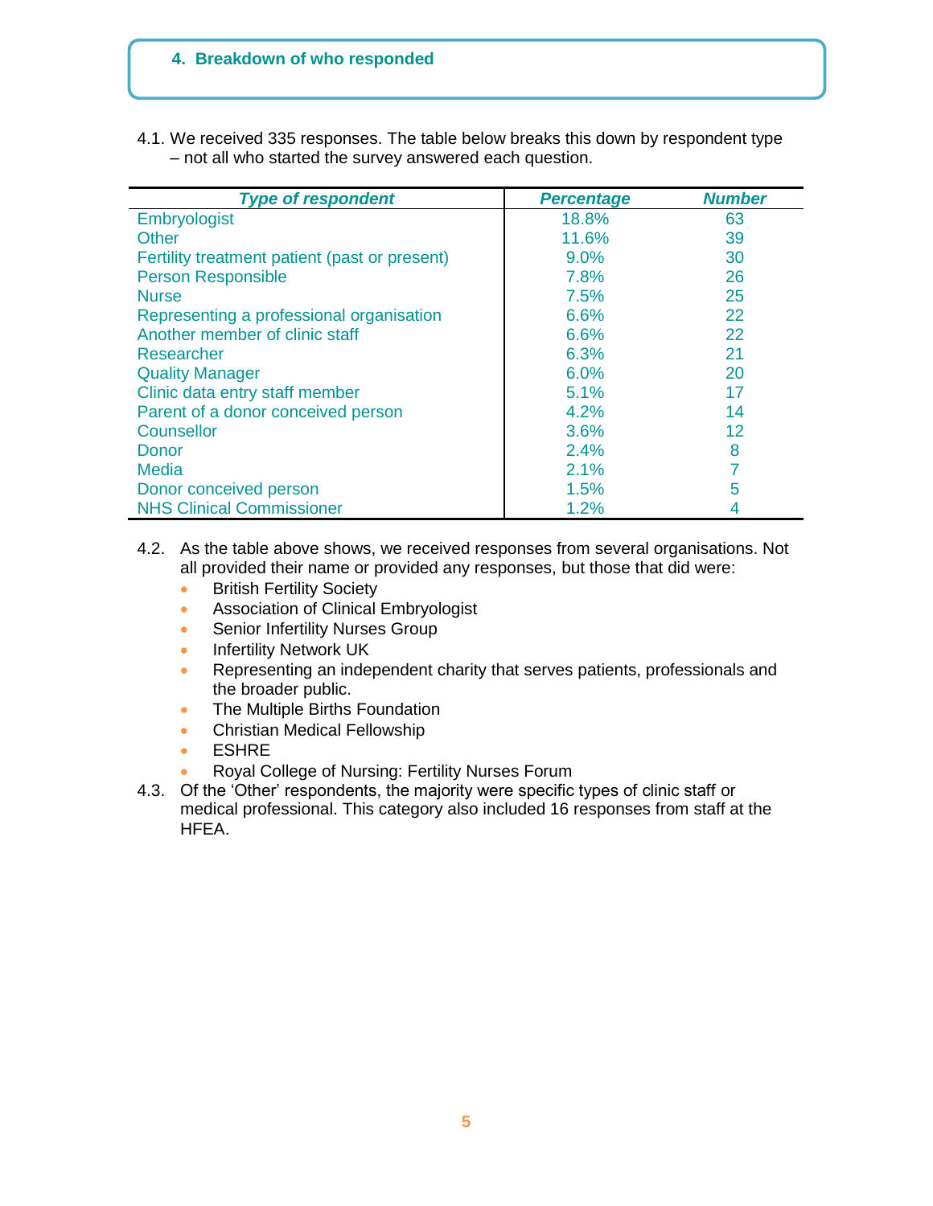## 4. Breakdown of who responded

4.1. We received 335 responses. The table below breaks this down by respondent type – not all who started the survey answered each question.

| *Type of respondent* | *Percentage* | *Number* |
|---|---|---|
| Embryologist | 18.8% | 63 |
| Other | 11.6% | 39 |
| Fertility treatment patient (past or present) | 9.0% | 30 |
| Person Responsible | 7.8% | 26 |
| Nurse | 7.5% | 25 |
| Representing a professional organisation | 6.6% | 22 |
| Another member of clinic staff | 6.6% | 22 |
| Researcher | 6.3% | 21 |
| Quality Manager | 6.0% | 20 |
| Clinic data entry staff member | 5.1% | 17 |
| Parent of a donor conceived person | 4.2% | 14 |
| Counsellor | 3.6% | 12 |
| Donor | 2.4% | 8 |
| Media | 2.1% | 7 |
| Donor conceived person | 1.5% | 5 |
| NHS Clinical Commissioner | 1.2% | 4 |

4.2. As the table above shows, we received responses from several organisations. Not all provided their name or provided any responses, but those that did were:

- British Fertility Society
- Association of Clinical Embryologist
- Senior Infertility Nurses Group
- Infertility Network UK
- Representing an independent charity that serves patients, professionals and the broader public.
- The Multiple Births Foundation
- Christian Medical Fellowship
- ESHRE
- Royal College of Nursing: Fertility Nurses Forum

4.3. Of the 'Other' respondents, the majority were specific types of clinic staff or medical professional. This category also included 16 responses from staff at the HFEA.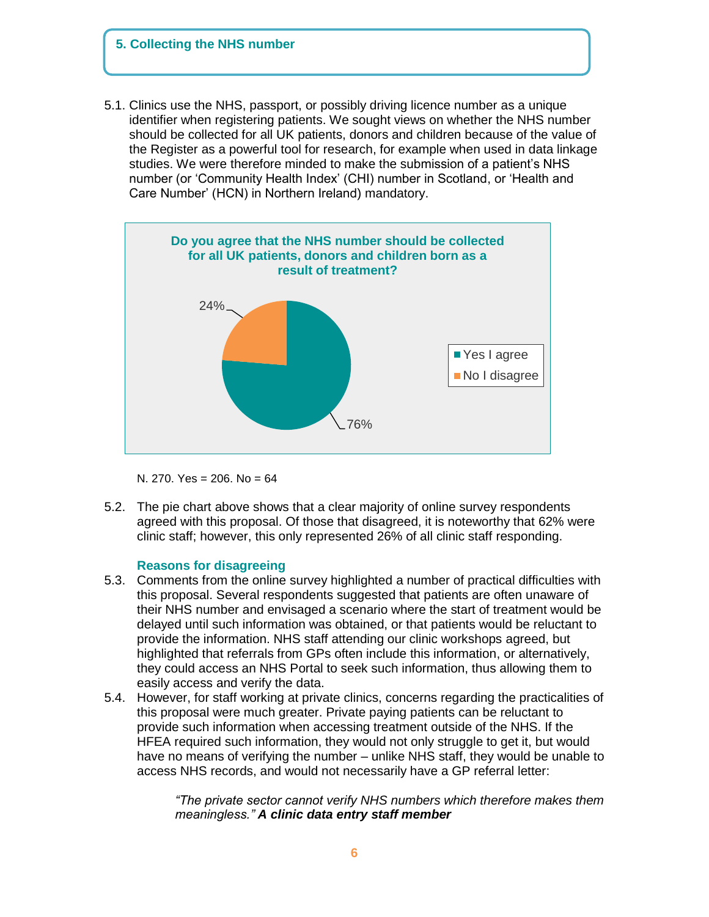## 5. Collecting the NHS number

5.1. Clinics use the NHS, passport, or possibly driving licence number as a unique identifier when registering patients. We sought views on whether the NHS number should be collected for all UK patients, donors and children because of the value of the Register as a powerful tool for research, for example when used in data linkage studies. We were therefore minded to make the submission of a patient's NHS number (or 'Community Health Index' (CHI) number in Scotland, or 'Health and Care Number' (HCN) in Northern Ireland) mandatory.

**Do you agree that the NHS number should be collected for all UK patients, donors and children born as a result of treatment?**

| Response | Percentage |
|---|---|
| Yes I agree | 76% |
| No I disagree | 24% |

N. 270. Yes = 206. No = 64

5.2. The pie chart above shows that a clear majority of online survey respondents agreed with this proposal. Of those that disagreed, it is noteworthy that 62% were clinic staff; however, this only represented 26% of all clinic staff responding.

### Reasons for disagreeing

5.3. Comments from the online survey highlighted a number of practical difficulties with this proposal. Several respondents suggested that patients are often unaware of their NHS number and envisaged a scenario where the start of treatment would be delayed until such information was obtained, or that patients would be reluctant to provide the information. NHS staff attending our clinic workshops agreed, but highlighted that referrals from GPs often include this information, or alternatively, they could access an NHS Portal to seek such information, thus allowing them to easily access and verify the data.

5.4. However, for staff working at private clinics, concerns regarding the practicalities of this proposal were much greater. Private paying patients can be reluctant to provide such information when accessing treatment outside of the NHS. If the HFEA required such information, they would not only struggle to get it, but would have no means of verifying the number – unlike NHS staff, they would be unable to access NHS records, and would not necessarily have a GP referral letter:

> *"The private sector cannot verify NHS numbers which therefore makes them meaningless."* ***A clinic data entry staff member***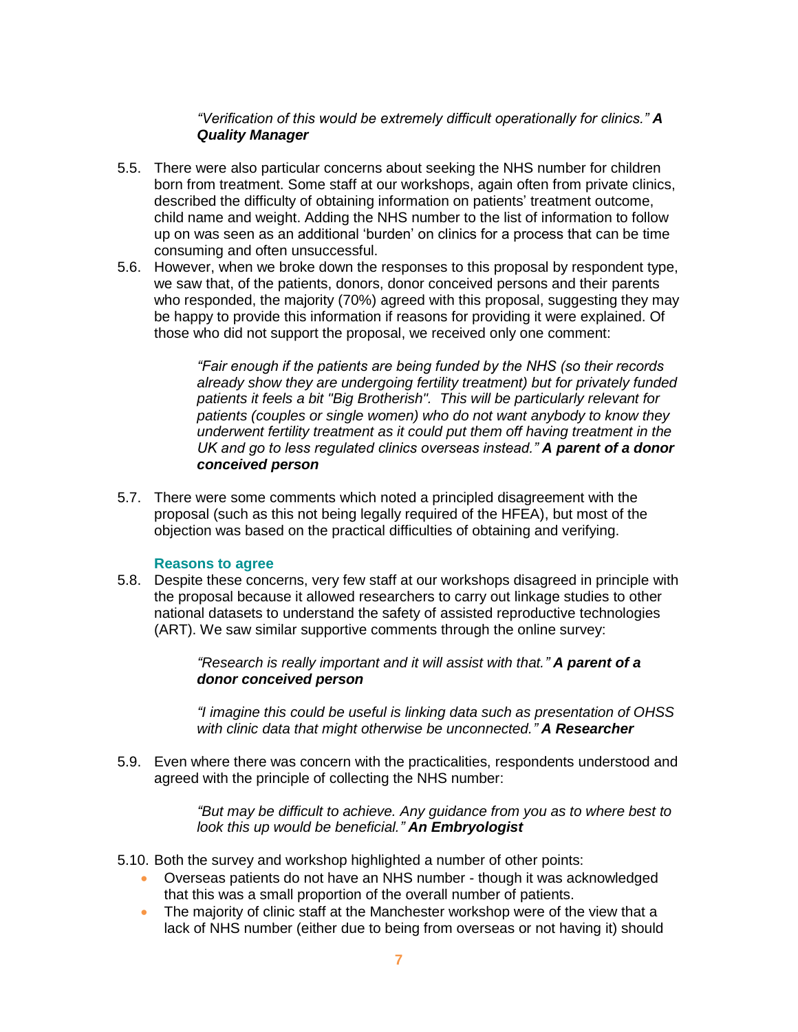> *"Verification of this would be extremely difficult operationally for clinics."* ***A Quality Manager***

5.5. There were also particular concerns about seeking the NHS number for children born from treatment. Some staff at our workshops, again often from private clinics, described the difficulty of obtaining information on patients' treatment outcome, child name and weight. Adding the NHS number to the list of information to follow up on was seen as an additional 'burden' on clinics for a process that can be time consuming and often unsuccessful.

5.6. However, when we broke down the responses to this proposal by respondent type, we saw that, of the patients, donors, donor conceived persons and their parents who responded, the majority (70%) agreed with this proposal, suggesting they may be happy to provide this information if reasons for providing it were explained. Of those who did not support the proposal, we received only one comment:

> *"Fair enough if the patients are being funded by the NHS (so their records already show they are undergoing fertility treatment) but for privately funded patients it feels a bit "Big Brotherish". This will be particularly relevant for patients (couples or single women) who do not want anybody to know they underwent fertility treatment as it could put them off having treatment in the UK and go to less regulated clinics overseas instead."* ***A parent of a donor conceived person***

5.7. There were some comments which noted a principled disagreement with the proposal (such as this not being legally required of the HFEA), but most of the objection was based on the practical difficulties of obtaining and verifying.

### Reasons to agree

5.8. Despite these concerns, very few staff at our workshops disagreed in principle with the proposal because it allowed researchers to carry out linkage studies to other national datasets to understand the safety of assisted reproductive technologies (ART). We saw similar supportive comments through the online survey:

> *"Research is really important and it will assist with that."* ***A parent of a donor conceived person***
>
> *"I imagine this could be useful is linking data such as presentation of OHSS with clinic data that might otherwise be unconnected."* ***A Researcher***

5.9. Even where there was concern with the practicalities, respondents understood and agreed with the principle of collecting the NHS number:

> *"But may be difficult to achieve. Any guidance from you as to where best to look this up would be beneficial."* ***An Embryologist***

5.10. Both the survey and workshop highlighted a number of other points:

- Overseas patients do not have an NHS number - though it was acknowledged that this was a small proportion of the overall number of patients.
- The majority of clinic staff at the Manchester workshop were of the view that a lack of NHS number (either due to being from overseas or not having it) should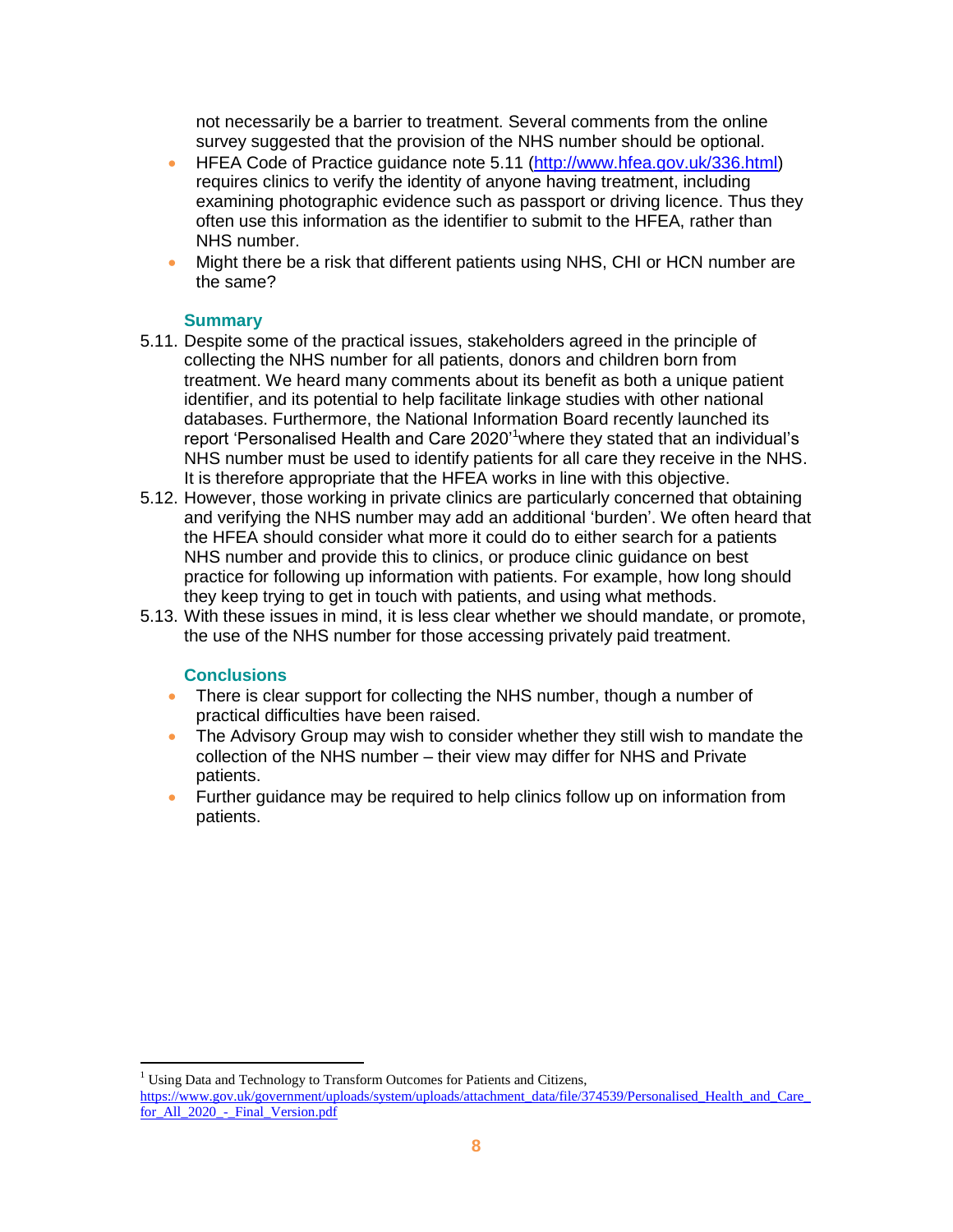not necessarily be a barrier to treatment. Several comments from the online survey suggested that the provision of the NHS number should be optional.

- HFEA Code of Practice guidance note 5.11 (http://www.hfea.gov.uk/336.html) requires clinics to verify the identity of anyone having treatment, including examining photographic evidence such as passport or driving licence. Thus they often use this information as the identifier to submit to the HFEA, rather than NHS number.
- Might there be a risk that different patients using NHS, CHI or HCN number are the same?

### Summary

5.11. Despite some of the practical issues, stakeholders agreed in the principle of collecting the NHS number for all patients, donors and children born from treatment. We heard many comments about its benefit as both a unique patient identifier, and its potential to help facilitate linkage studies with other national databases. Furthermore, the National Information Board recently launched its report 'Personalised Health and Care 2020'[1] where they stated that an individual's NHS number must be used to identify patients for all care they receive in the NHS. It is therefore appropriate that the HFEA works in line with this objective.

5.12. However, those working in private clinics are particularly concerned that obtaining and verifying the NHS number may add an additional 'burden'. We often heard that the HFEA should consider what more it could do to either search for a patients NHS number and provide this to clinics, or produce clinic guidance on best practice for following up information with patients. For example, how long should they keep trying to get in touch with patients, and using what methods.

5.13. With these issues in mind, it is less clear whether we should mandate, or promote, the use of the NHS number for those accessing privately paid treatment.

### Conclusions

- There is clear support for collecting the NHS number, though a number of practical difficulties have been raised.
- The Advisory Group may wish to consider whether they still wish to mandate the collection of the NHS number – their view may differ for NHS and Private patients.
- Further guidance may be required to help clinics follow up on information from patients.

---

[1] Using Data and Technology to Transform Outcomes for Patients and Citizens, https://www.gov.uk/government/uploads/system/uploads/attachment_data/file/374539/Personalised_Health_and_Care_for_All_2020_-_Final_Version.pdf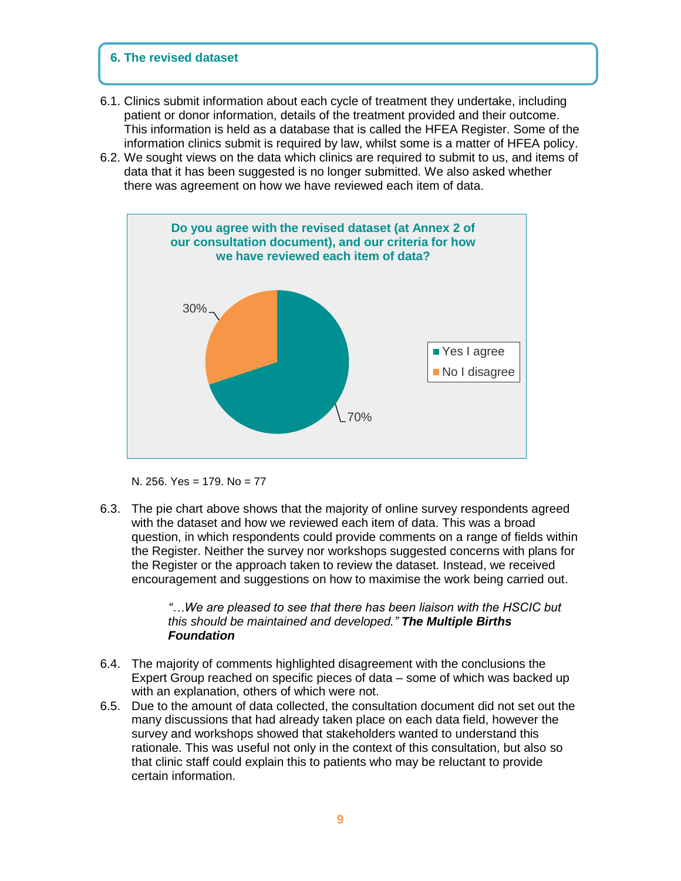## 6. The revised dataset

6.1. Clinics submit information about each cycle of treatment they undertake, including patient or donor information, details of the treatment provided and their outcome. This information is held as a database that is called the HFEA Register. Some of the information clinics submit is required by law, whilst some is a matter of HFEA policy.

6.2. We sought views on the data which clinics are required to submit to us, and items of data that it has been suggested is no longer submitted. We also asked whether there was agreement on how we have reviewed each item of data.

**Do you agree with the revised dataset (at Annex 2 of our consultation document), and our criteria for how we have reviewed each item of data?**

| Response | Percentage |
|---|---|
| Yes I agree | 70% |
| No I disagree | 30% |

N. 256. Yes = 179. No = 77

6.3. The pie chart above shows that the majority of online survey respondents agreed with the dataset and how we reviewed each item of data. This was a broad question, in which respondents could provide comments on a range of fields within the Register. Neither the survey nor workshops suggested concerns with plans for the Register or the approach taken to review the dataset. Instead, we received encouragement and suggestions on how to maximise the work being carried out.

> *"…We are pleased to see that there has been liaison with the HSCIC but this should be maintained and developed."* ***The Multiple Births Foundation***

6.4. The majority of comments highlighted disagreement with the conclusions the Expert Group reached on specific pieces of data – some of which was backed up with an explanation, others of which were not.

6.5. Due to the amount of data collected, the consultation document did not set out the many discussions that had already taken place on each data field, however the survey and workshops showed that stakeholders wanted to understand this rationale. This was useful not only in the context of this consultation, but also so that clinic staff could explain this to patients who may be reluctant to provide certain information.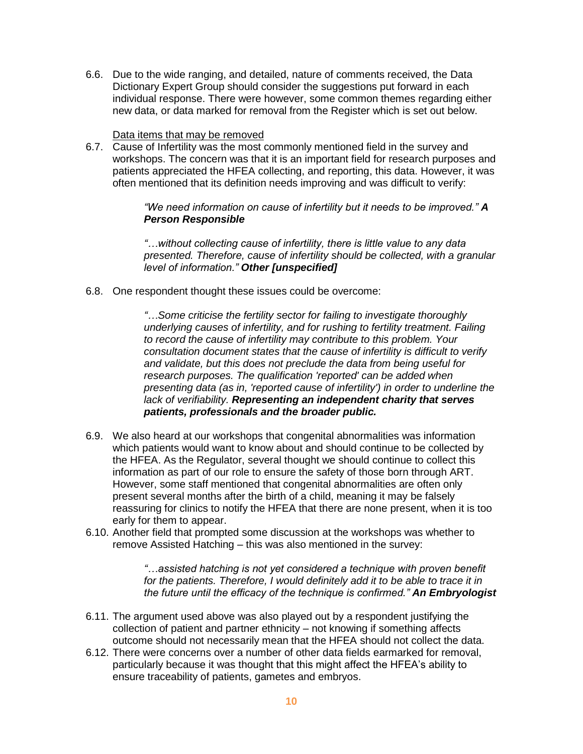6.6. Due to the wide ranging, and detailed, nature of comments received, the Data Dictionary Expert Group should consider the suggestions put forward in each individual response. There were however, some common themes regarding either new data, or data marked for removal from the Register which is set out below.

<u>Data items that may be removed</u>

6.7. Cause of Infertility was the most commonly mentioned field in the survey and workshops. The concern was that it is an important field for research purposes and patients appreciated the HFEA collecting, and reporting, this data. However, it was often mentioned that its definition needs improving and was difficult to verify:

> *"We need information on cause of infertility but it needs to be improved."* ***A Person Responsible***
>
> *"…without collecting cause of infertility, there is little value to any data presented. Therefore, cause of infertility should be collected, with a granular level of information."* ***Other [unspecified]***

6.8. One respondent thought these issues could be overcome:

> *"…Some criticise the fertility sector for failing to investigate thoroughly underlying causes of infertility, and for rushing to fertility treatment. Failing to record the cause of infertility may contribute to this problem. Your consultation document states that the cause of infertility is difficult to verify and validate, but this does not preclude the data from being useful for research purposes. The qualification 'reported' can be added when presenting data (as in, 'reported cause of infertility') in order to underline the lack of verifiability.* ***Representing an independent charity that serves patients, professionals and the broader public.***

6.9. We also heard at our workshops that congenital abnormalities was information which patients would want to know about and should continue to be collected by the HFEA. As the Regulator, several thought we should continue to collect this information as part of our role to ensure the safety of those born through ART. However, some staff mentioned that congenital abnormalities are often only present several months after the birth of a child, meaning it may be falsely reassuring for clinics to notify the HFEA that there are none present, when it is too early for them to appear.

6.10. Another field that prompted some discussion at the workshops was whether to remove Assisted Hatching – this was also mentioned in the survey:

> *"…assisted hatching is not yet considered a technique with proven benefit for the patients. Therefore, I would definitely add it to be able to trace it in the future until the efficacy of the technique is confirmed."* ***An Embryologist***

6.11. The argument used above was also played out by a respondent justifying the collection of patient and partner ethnicity – not knowing if something affects outcome should not necessarily mean that the HFEA should not collect the data.

6.12. There were concerns over a number of other data fields earmarked for removal, particularly because it was thought that this might affect the HFEA's ability to ensure traceability of patients, gametes and embryos.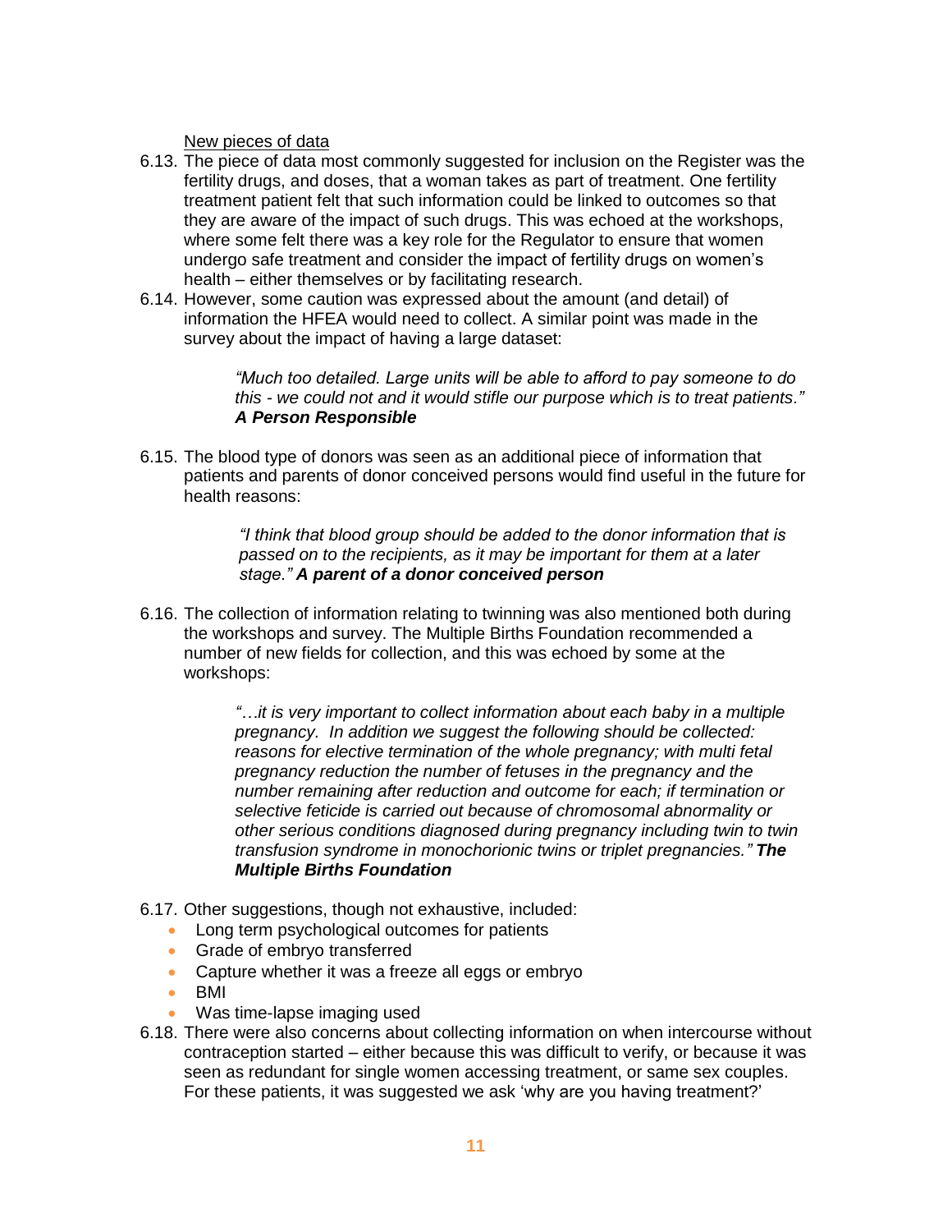<u>New pieces of data</u>

6.13. The piece of data most commonly suggested for inclusion on the Register was the fertility drugs, and doses, that a woman takes as part of treatment. One fertility treatment patient felt that such information could be linked to outcomes so that they are aware of the impact of such drugs. This was echoed at the workshops, where some felt there was a key role for the Regulator to ensure that women undergo safe treatment and consider the impact of fertility drugs on women's health – either themselves or by facilitating research.

6.14. However, some caution was expressed about the amount (and detail) of information the HFEA would need to collect. A similar point was made in the survey about the impact of having a large dataset:

> *"Much too detailed. Large units will be able to afford to pay someone to do this - we could not and it would stifle our purpose which is to treat patients."* ***A Person Responsible***

6.15. The blood type of donors was seen as an additional piece of information that patients and parents of donor conceived persons would find useful in the future for health reasons:

> *"I think that blood group should be added to the donor information that is passed on to the recipients, as it may be important for them at a later stage."* ***A parent of a donor conceived person***

6.16. The collection of information relating to twinning was also mentioned both during the workshops and survey. The Multiple Births Foundation recommended a number of new fields for collection, and this was echoed by some at the workshops:

> *"…it is very important to collect information about each baby in a multiple pregnancy. In addition we suggest the following should be collected: reasons for elective termination of the whole pregnancy; with multi fetal pregnancy reduction the number of fetuses in the pregnancy and the number remaining after reduction and outcome for each; if termination or selective feticide is carried out because of chromosomal abnormality or other serious conditions diagnosed during pregnancy including twin to twin transfusion syndrome in monochorionic twins or triplet pregnancies."* ***The Multiple Births Foundation***

6.17. Other suggestions, though not exhaustive, included:

- Long term psychological outcomes for patients
- Grade of embryo transferred
- Capture whether it was a freeze all eggs or embryo
- BMI
- Was time-lapse imaging used

6.18. There were also concerns about collecting information on when intercourse without contraception started – either because this was difficult to verify, or because it was seen as redundant for single women accessing treatment, or same sex couples. For these patients, it was suggested we ask 'why are you having treatment?'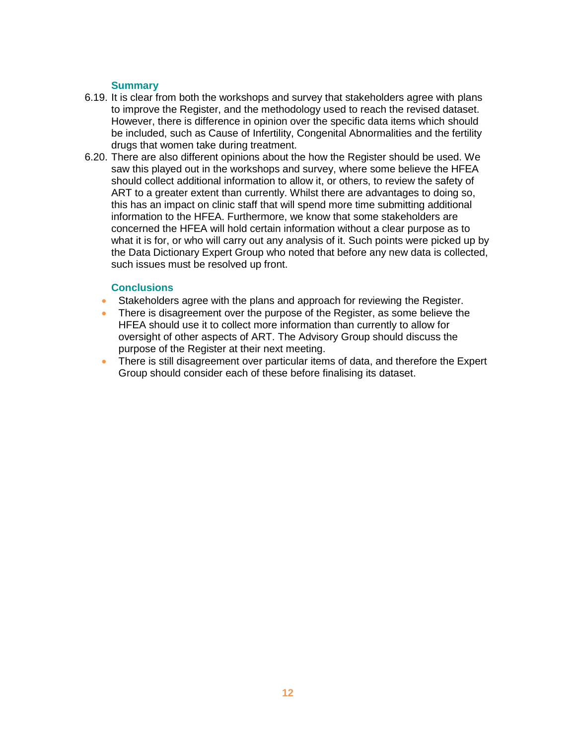### Summary

6.19. It is clear from both the workshops and survey that stakeholders agree with plans to improve the Register, and the methodology used to reach the revised dataset. However, there is difference in opinion over the specific data items which should be included, such as Cause of Infertility, Congenital Abnormalities and the fertility drugs that women take during treatment.

6.20. There are also different opinions about the how the Register should be used. We saw this played out in the workshops and survey, where some believe the HFEA should collect additional information to allow it, or others, to review the safety of ART to a greater extent than currently. Whilst there are advantages to doing so, this has an impact on clinic staff that will spend more time submitting additional information to the HFEA. Furthermore, we know that some stakeholders are concerned the HFEA will hold certain information without a clear purpose as to what it is for, or who will carry out any analysis of it. Such points were picked up by the Data Dictionary Expert Group who noted that before any new data is collected, such issues must be resolved up front.

### Conclusions

- Stakeholders agree with the plans and approach for reviewing the Register.
- There is disagreement over the purpose of the Register, as some believe the HFEA should use it to collect more information than currently to allow for oversight of other aspects of ART. The Advisory Group should discuss the purpose of the Register at their next meeting.
- There is still disagreement over particular items of data, and therefore the Expert Group should consider each of these before finalising its dataset.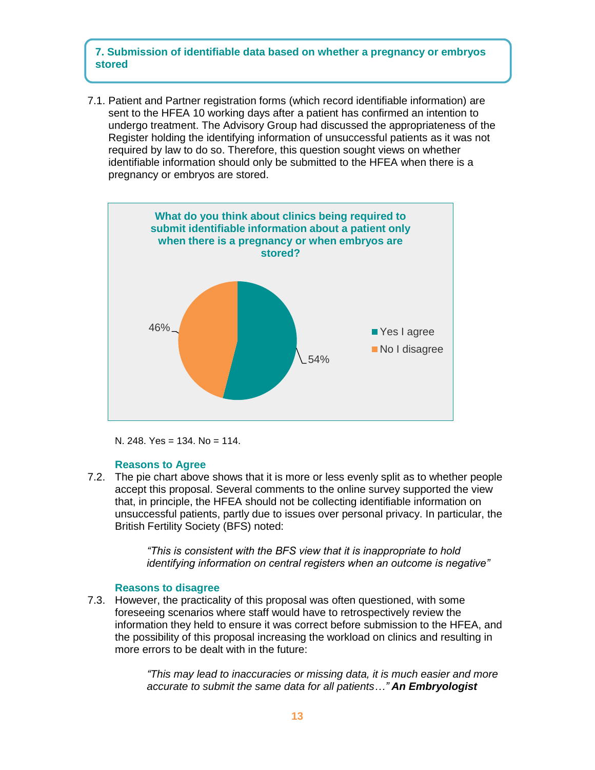## 7. Submission of identifiable data based on whether a pregnancy or embryos stored

7.1. Patient and Partner registration forms (which record identifiable information) are sent to the HFEA 10 working days after a patient has confirmed an intention to undergo treatment. The Advisory Group had discussed the appropriateness of the Register holding the identifying information of unsuccessful patients as it was not required by law to do so. Therefore, this question sought views on whether identifiable information should only be submitted to the HFEA when there is a pregnancy or embryos are stored.

**What do you think about clinics being required to submit identifiable information about a patient only when there is a pregnancy or when embryos are stored?**

| Response | Percentage |
| --- | --- |
| Yes I agree | 54% |
| No I disagree | 46% |

N. 248. Yes = 134. No = 114.

### Reasons to Agree

7.2. The pie chart above shows that it is more or less evenly split as to whether people accept this proposal. Several comments to the online survey supported the view that, in principle, the HFEA should not be collecting identifiable information on unsuccessful patients, partly due to issues over personal privacy. In particular, the British Fertility Society (BFS) noted:

> *"This is consistent with the BFS view that it is inappropriate to hold identifying information on central registers when an outcome is negative"*

### Reasons to disagree

7.3. However, the practicality of this proposal was often questioned, with some foreseeing scenarios where staff would have to retrospectively review the information they held to ensure it was correct before submission to the HFEA, and the possibility of this proposal increasing the workload on clinics and resulting in more errors to be dealt with in the future:

> *"This may lead to inaccuracies or missing data, it is much easier and more accurate to submit the same data for all patients…"* ***An Embryologist***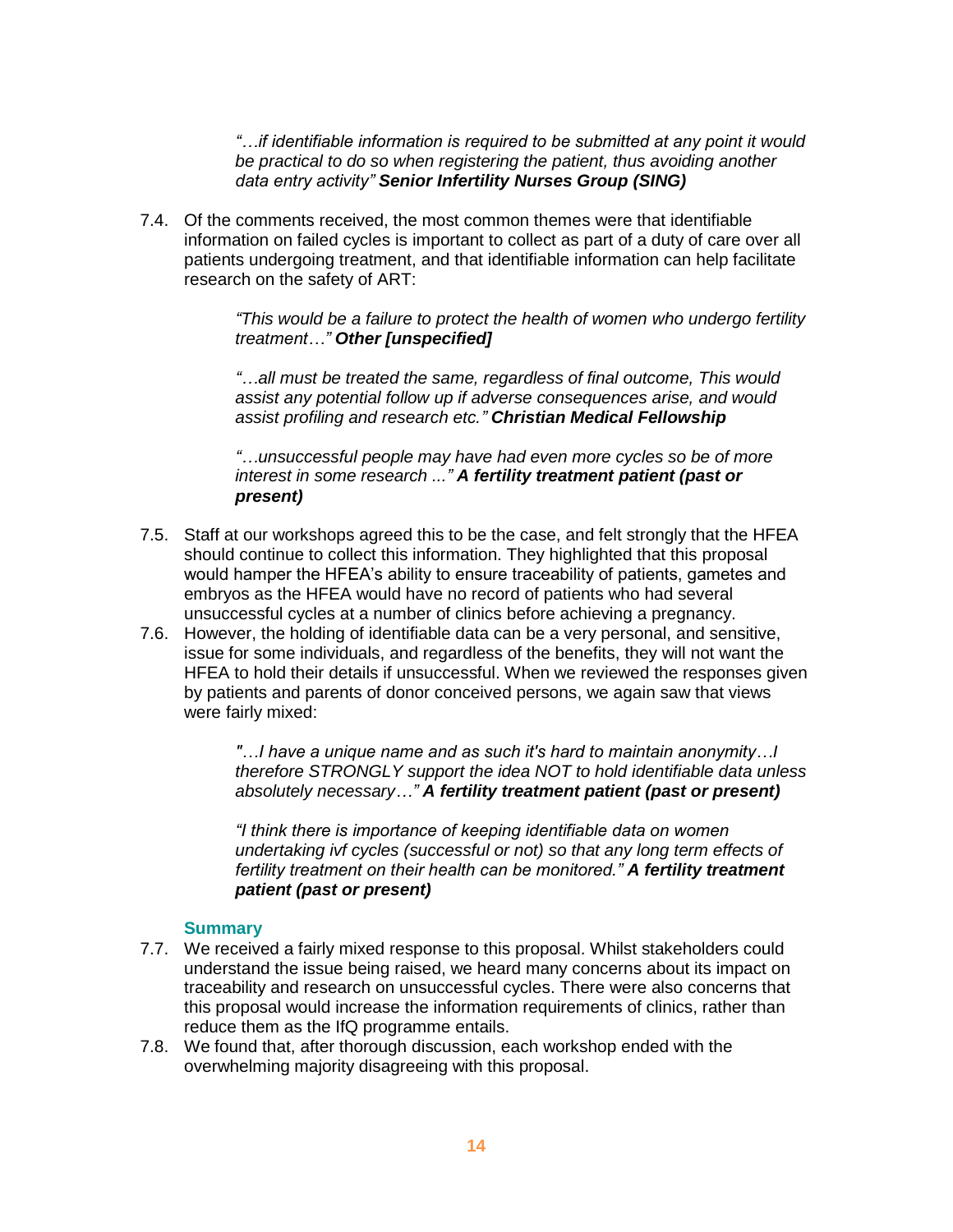*"…if identifiable information is required to be submitted at any point it would be practical to do so when registering the patient, thus avoiding another data entry activity"* ***Senior Infertility Nurses Group (SING)***

7.4. Of the comments received, the most common themes were that identifiable information on failed cycles is important to collect as part of a duty of care over all patients undergoing treatment, and that identifiable information can help facilitate research on the safety of ART:

> *"This would be a failure to protect the health of women who undergo fertility treatment…"* ***Other [unspecified]***
>
> *"…all must be treated the same, regardless of final outcome, This would assist any potential follow up if adverse consequences arise, and would assist profiling and research etc."* ***Christian Medical Fellowship***
>
> *"…unsuccessful people may have had even more cycles so be of more interest in some research ..."* ***A fertility treatment patient (past or present)***

7.5. Staff at our workshops agreed this to be the case, and felt strongly that the HFEA should continue to collect this information. They highlighted that this proposal would hamper the HFEA's ability to ensure traceability of patients, gametes and embryos as the HFEA would have no record of patients who had several unsuccessful cycles at a number of clinics before achieving a pregnancy.

7.6. However, the holding of identifiable data can be a very personal, and sensitive, issue for some individuals, and regardless of the benefits, they will not want the HFEA to hold their details if unsuccessful. When we reviewed the responses given by patients and parents of donor conceived persons, we again saw that views were fairly mixed:

> *"…I have a unique name and as such it's hard to maintain anonymity…I therefore STRONGLY support the idea NOT to hold identifiable data unless absolutely necessary…"* ***A fertility treatment patient (past or present)***
>
> *"I think there is importance of keeping identifiable data on women undertaking ivf cycles (successful or not) so that any long term effects of fertility treatment on their health can be monitored."* ***A fertility treatment patient (past or present)***

### Summary

7.7. We received a fairly mixed response to this proposal. Whilst stakeholders could understand the issue being raised, we heard many concerns about its impact on traceability and research on unsuccessful cycles. There were also concerns that this proposal would increase the information requirements of clinics, rather than reduce them as the IfQ programme entails.

7.8. We found that, after thorough discussion, each workshop ended with the overwhelming majority disagreeing with this proposal.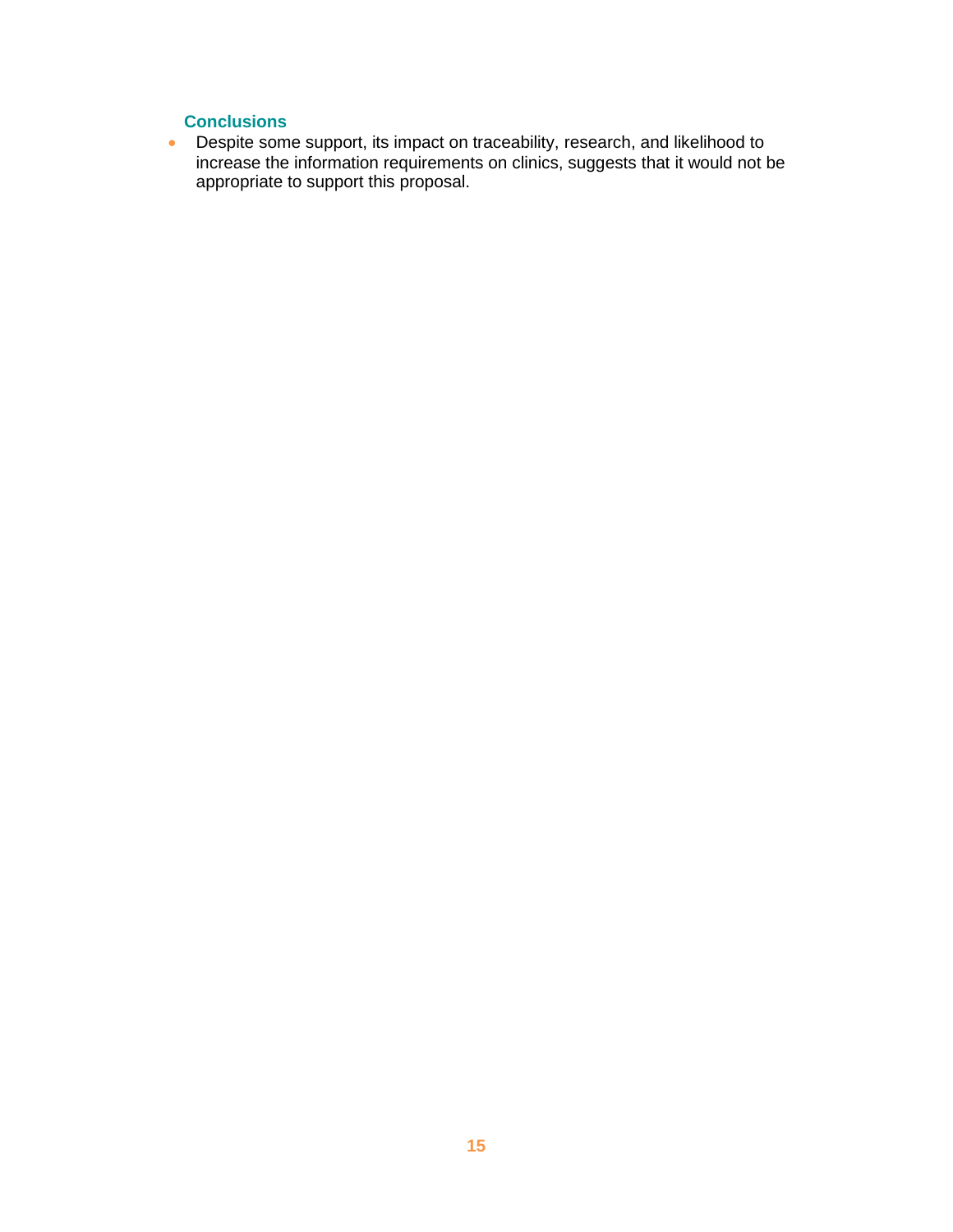### Conclusions

- Despite some support, its impact on traceability, research, and likelihood to increase the information requirements on clinics, suggests that it would not be appropriate to support this proposal.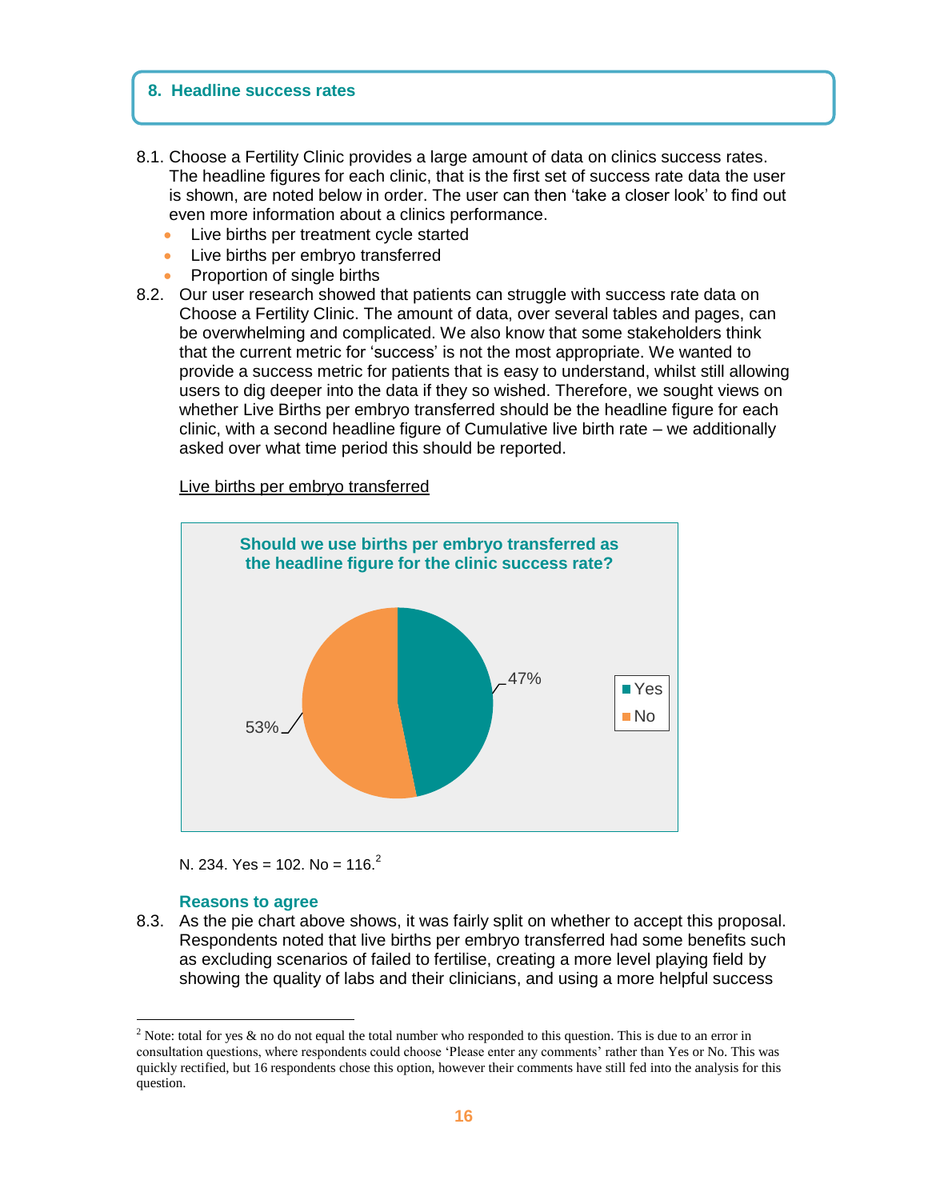## 8. Headline success rates

8.1. Choose a Fertility Clinic provides a large amount of data on clinics success rates. The headline figures for each clinic, that is the first set of success rate data the user is shown, are noted below in order. The user can then 'take a closer look' to find out even more information about a clinics performance.

- Live births per treatment cycle started
- Live births per embryo transferred
- Proportion of single births

8.2. Our user research showed that patients can struggle with success rate data on Choose a Fertility Clinic. The amount of data, over several tables and pages, can be overwhelming and complicated. We also know that some stakeholders think that the current metric for 'success' is not the most appropriate. We wanted to provide a success metric for patients that is easy to understand, whilst still allowing users to dig deeper into the data if they so wished. Therefore, we sought views on whether Live Births per embryo transferred should be the headline figure for each clinic, with a second headline figure of Cumulative live birth rate – we additionally asked over what time period this should be reported.

Live births per embryo transferred

**Should we use births per embryo transferred as the headline figure for the clinic success rate?**

| Response | Percentage |
|---|---|
| Yes | 47% |
| No | 53% |

N. 234. Yes = 102. No = 116.[2]

### Reasons to agree

8.3. As the pie chart above shows, it was fairly split on whether to accept this proposal. Respondents noted that live births per embryo transferred had some benefits such as excluding scenarios of failed to fertilise, creating a more level playing field by showing the quality of labs and their clinicians, and using a more helpful success

[2] Note: total for yes & no do not equal the total number who responded to this question. This is due to an error in consultation questions, where respondents could choose 'Please enter any comments' rather than Yes or No. This was quickly rectified, but 16 respondents chose this option, however their comments have still fed into the analysis for this question.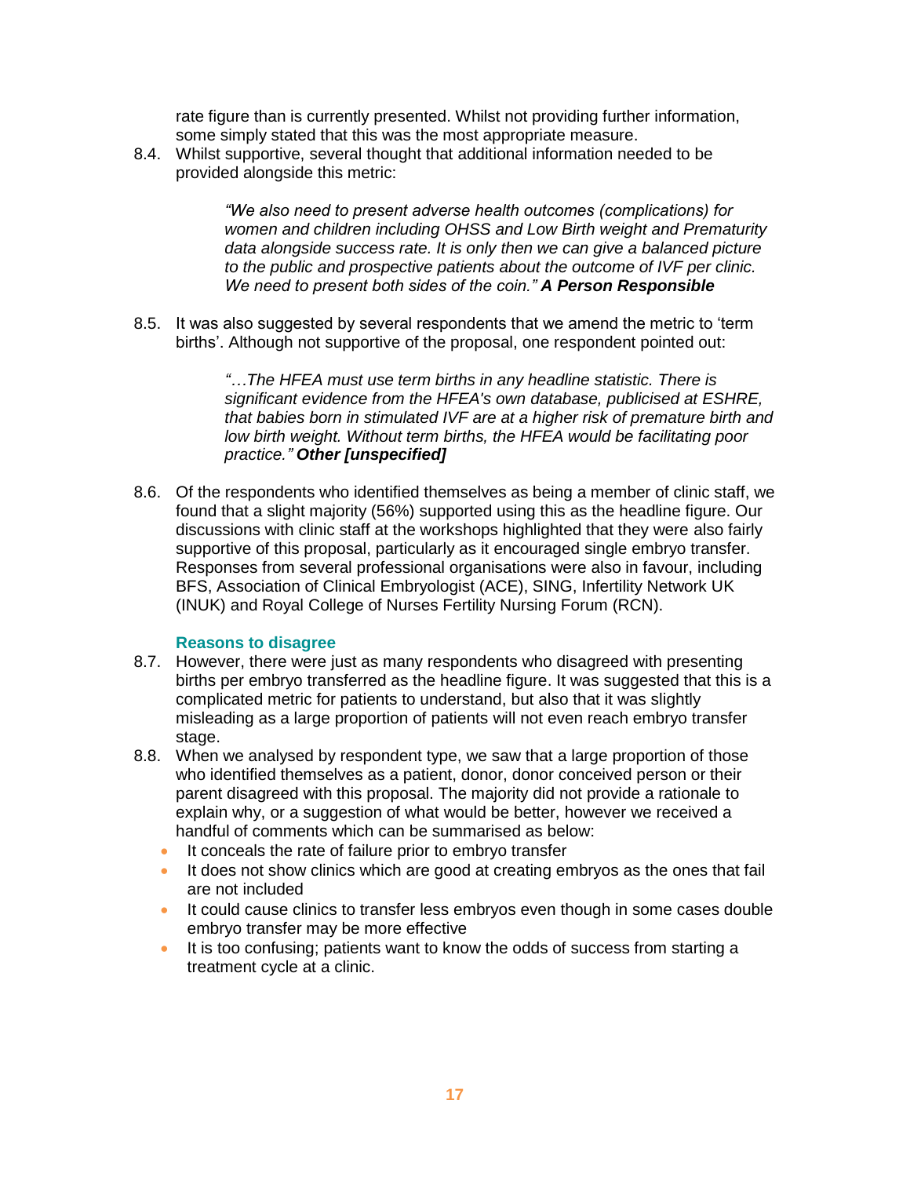rate figure than is currently presented. Whilst not providing further information, some simply stated that this was the most appropriate measure.

8.4. Whilst supportive, several thought that additional information needed to be provided alongside this metric:

> *"We also need to present adverse health outcomes (complications) for women and children including OHSS and Low Birth weight and Prematurity data alongside success rate. It is only then we can give a balanced picture to the public and prospective patients about the outcome of IVF per clinic. We need to present both sides of the coin."* ***A Person Responsible***

8.5. It was also suggested by several respondents that we amend the metric to 'term births'. Although not supportive of the proposal, one respondent pointed out:

> *"…The HFEA must use term births in any headline statistic. There is significant evidence from the HFEA's own database, publicised at ESHRE, that babies born in stimulated IVF are at a higher risk of premature birth and low birth weight. Without term births, the HFEA would be facilitating poor practice."* ***Other [unspecified]***

8.6. Of the respondents who identified themselves as being a member of clinic staff, we found that a slight majority (56%) supported using this as the headline figure. Our discussions with clinic staff at the workshops highlighted that they were also fairly supportive of this proposal, particularly as it encouraged single embryo transfer. Responses from several professional organisations were also in favour, including BFS, Association of Clinical Embryologist (ACE), SING, Infertility Network UK (INUK) and Royal College of Nurses Fertility Nursing Forum (RCN).

### Reasons to disagree

8.7. However, there were just as many respondents who disagreed with presenting births per embryo transferred as the headline figure. It was suggested that this is a complicated metric for patients to understand, but also that it was slightly misleading as a large proportion of patients will not even reach embryo transfer stage.

8.8. When we analysed by respondent type, we saw that a large proportion of those who identified themselves as a patient, donor, donor conceived person or their parent disagreed with this proposal. The majority did not provide a rationale to explain why, or a suggestion of what would be better, however we received a handful of comments which can be summarised as below:

- It conceals the rate of failure prior to embryo transfer
- It does not show clinics which are good at creating embryos as the ones that fail are not included
- It could cause clinics to transfer less embryos even though in some cases double embryo transfer may be more effective
- It is too confusing; patients want to know the odds of success from starting a treatment cycle at a clinic.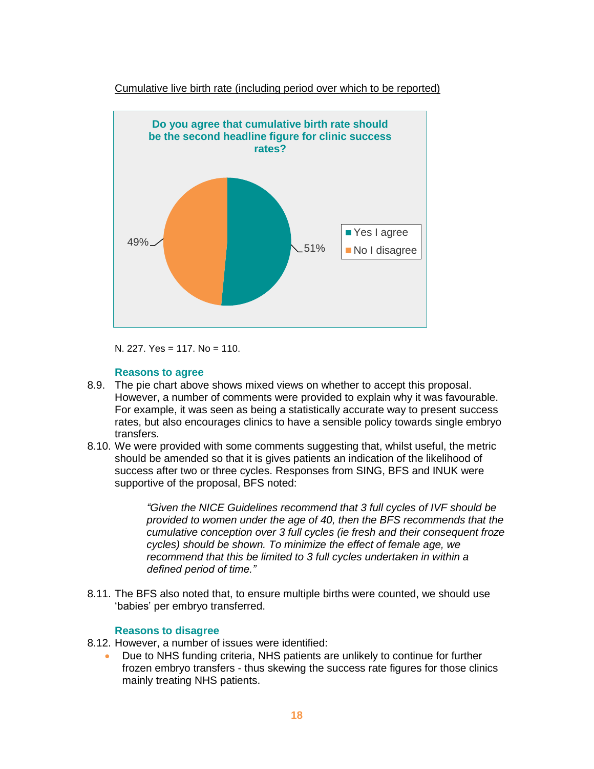Cumulative live birth rate (including period over which to be reported)

**Do you agree that cumulative birth rate should be the second headline figure for clinic success rates?**

- Yes I agree: 51%
- No I disagree: 49%

N. 227. Yes = 117. No = 110.

### Reasons to agree

8.9. The pie chart above shows mixed views on whether to accept this proposal. However, a number of comments were provided to explain why it was favourable. For example, it was seen as being a statistically accurate way to present success rates, but also encourages clinics to have a sensible policy towards single embryo transfers.

8.10. We were provided with some comments suggesting that, whilst useful, the metric should be amended so that it is gives patients an indication of the likelihood of success after two or three cycles. Responses from SING, BFS and INUK were supportive of the proposal, BFS noted:

> *"Given the NICE Guidelines recommend that 3 full cycles of IVF should be provided to women under the age of 40, then the BFS recommends that the cumulative conception over 3 full cycles (ie fresh and their consequent froze cycles) should be shown. To minimize the effect of female age, we recommend that this be limited to 3 full cycles undertaken in within a defined period of time."*

8.11. The BFS also noted that, to ensure multiple births were counted, we should use 'babies' per embryo transferred.

### Reasons to disagree

8.12. However, a number of issues were identified:

- Due to NHS funding criteria, NHS patients are unlikely to continue for further frozen embryo transfers - thus skewing the success rate figures for those clinics mainly treating NHS patients.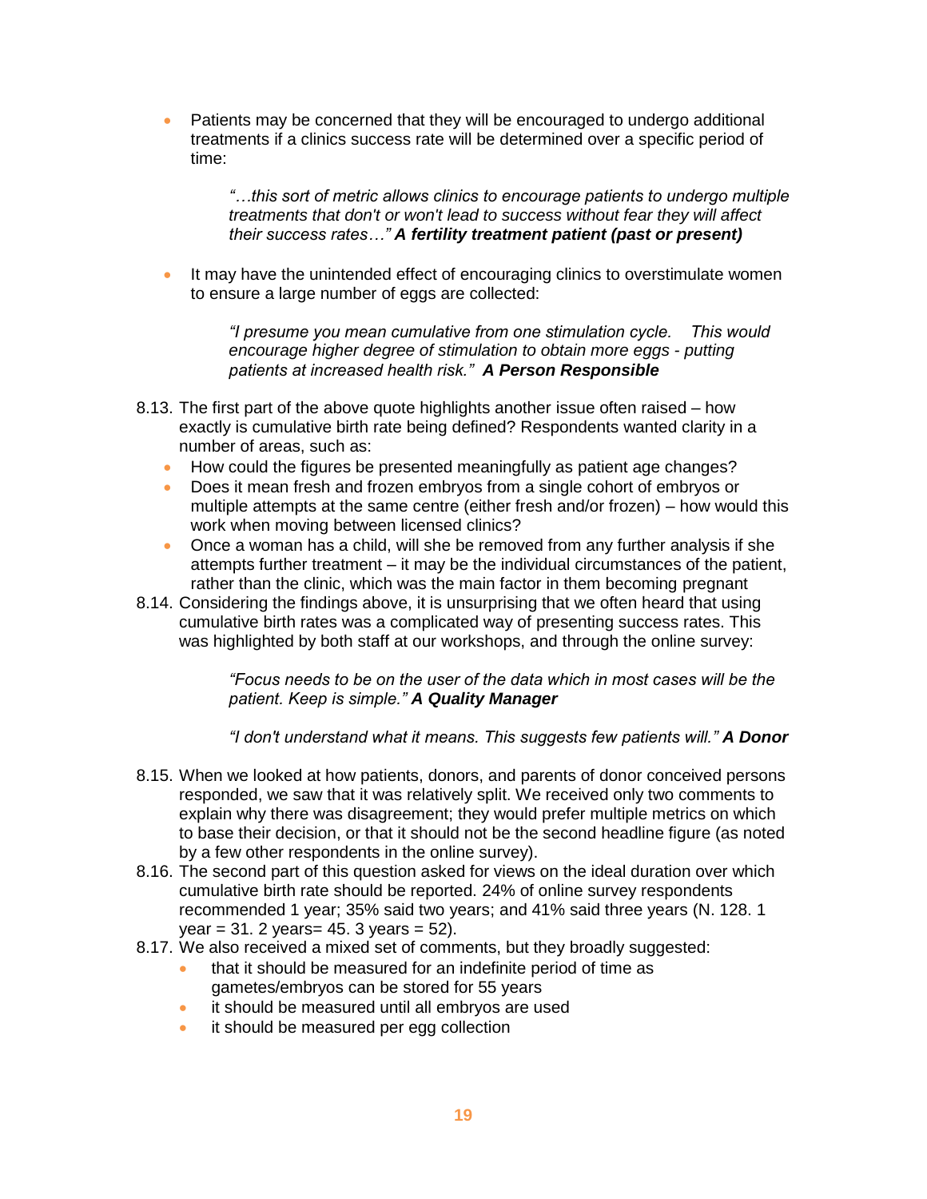- Patients may be concerned that they will be encouraged to undergo additional treatments if a clinics success rate will be determined over a specific period of time:

  > *"…this sort of metric allows clinics to encourage patients to undergo multiple treatments that don't or won't lead to success without fear they will affect their success rates…"* ***A fertility treatment patient (past or present)***

- It may have the unintended effect of encouraging clinics to overstimulate women to ensure a large number of eggs are collected:

  > *"I presume you mean cumulative from one stimulation cycle. This would encourage higher degree of stimulation to obtain more eggs - putting patients at increased health risk."* ***A Person Responsible***

8.13. The first part of the above quote highlights another issue often raised – how exactly is cumulative birth rate being defined? Respondents wanted clarity in a number of areas, such as:

- How could the figures be presented meaningfully as patient age changes?
- Does it mean fresh and frozen embryos from a single cohort of embryos or multiple attempts at the same centre (either fresh and/or frozen) – how would this work when moving between licensed clinics?
- Once a woman has a child, will she be removed from any further analysis if she attempts further treatment – it may be the individual circumstances of the patient, rather than the clinic, which was the main factor in them becoming pregnant

8.14. Considering the findings above, it is unsurprising that we often heard that using cumulative birth rates was a complicated way of presenting success rates. This was highlighted by both staff at our workshops, and through the online survey:

> *"Focus needs to be on the user of the data which in most cases will be the patient. Keep is simple."* ***A Quality Manager***
>
> *"I don't understand what it means. This suggests few patients will."* ***A Donor***

8.15. When we looked at how patients, donors, and parents of donor conceived persons responded, we saw that it was relatively split. We received only two comments to explain why there was disagreement; they would prefer multiple metrics on which to base their decision, or that it should not be the second headline figure (as noted by a few other respondents in the online survey).

8.16. The second part of this question asked for views on the ideal duration over which cumulative birth rate should be reported. 24% of online survey respondents recommended 1 year; 35% said two years; and 41% said three years (N. 128. 1 year = 31. 2 years= 45. 3 years = 52).

8.17. We also received a mixed set of comments, but they broadly suggested:

- that it should be measured for an indefinite period of time as gametes/embryos can be stored for 55 years
- it should be measured until all embryos are used
- it should be measured per egg collection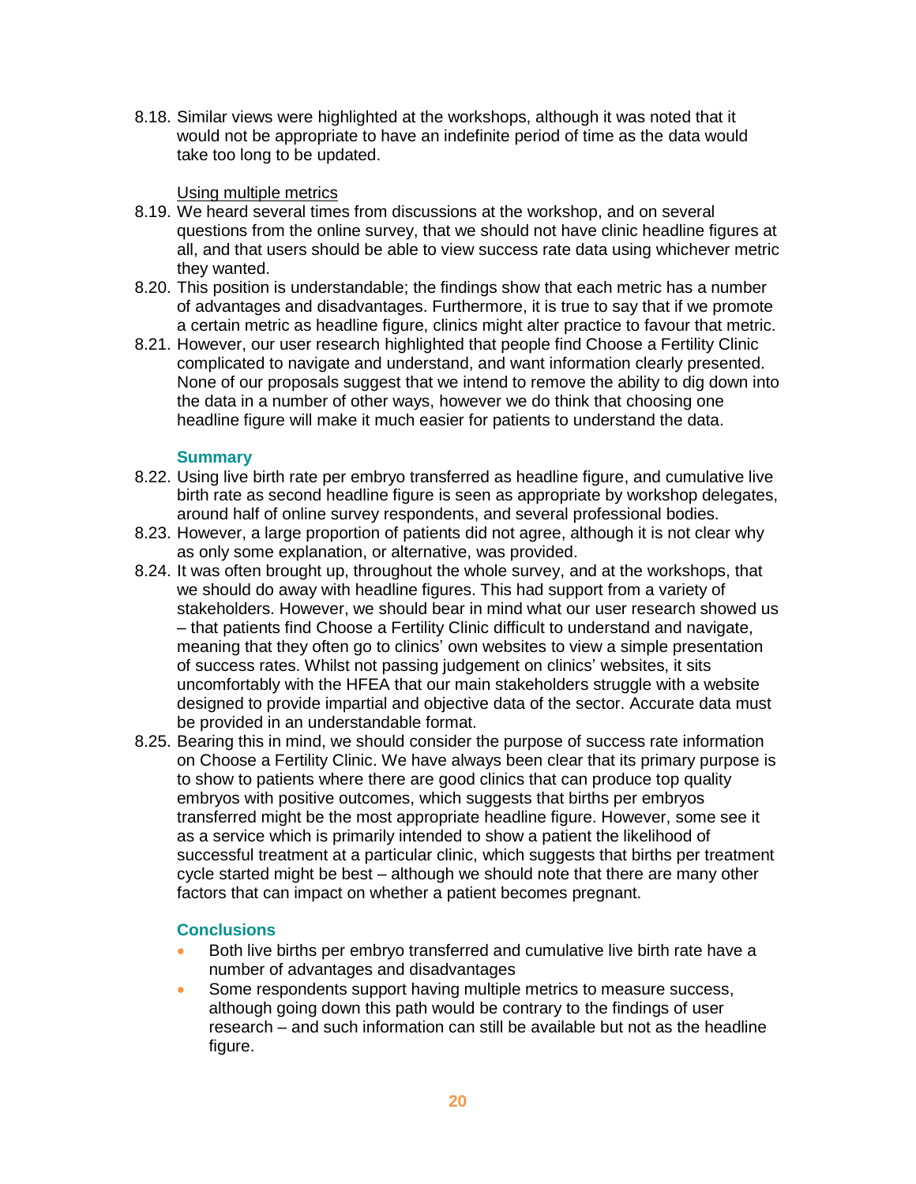8.18. Similar views were highlighted at the workshops, although it was noted that it would not be appropriate to have an indefinite period of time as the data would take too long to be updated.

<u>Using multiple metrics</u>

8.19. We heard several times from discussions at the workshop, and on several questions from the online survey, that we should not have clinic headline figures at all, and that users should be able to view success rate data using whichever metric they wanted.

8.20. This position is understandable; the findings show that each metric has a number of advantages and disadvantages. Furthermore, it is true to say that if we promote a certain metric as headline figure, clinics might alter practice to favour that metric.

8.21. However, our user research highlighted that people find Choose a Fertility Clinic complicated to navigate and understand, and want information clearly presented. None of our proposals suggest that we intend to remove the ability to dig down into the data in a number of other ways, however we do think that choosing one headline figure will make it much easier for patients to understand the data.

### Summary

8.22. Using live birth rate per embryo transferred as headline figure, and cumulative live birth rate as second headline figure is seen as appropriate by workshop delegates, around half of online survey respondents, and several professional bodies.

8.23. However, a large proportion of patients did not agree, although it is not clear why as only some explanation, or alternative, was provided.

8.24. It was often brought up, throughout the whole survey, and at the workshops, that we should do away with headline figures. This had support from a variety of stakeholders. However, we should bear in mind what our user research showed us – that patients find Choose a Fertility Clinic difficult to understand and navigate, meaning that they often go to clinics' own websites to view a simple presentation of success rates. Whilst not passing judgement on clinics' websites, it sits uncomfortably with the HFEA that our main stakeholders struggle with a website designed to provide impartial and objective data of the sector. Accurate data must be provided in an understandable format.

8.25. Bearing this in mind, we should consider the purpose of success rate information on Choose a Fertility Clinic. We have always been clear that its primary purpose is to show to patients where there are good clinics that can produce top quality embryos with positive outcomes, which suggests that births per embryos transferred might be the most appropriate headline figure. However, some see it as a service which is primarily intended to show a patient the likelihood of successful treatment at a particular clinic, which suggests that births per treatment cycle started might be best – although we should note that there are many other factors that can impact on whether a patient becomes pregnant.

### Conclusions

- Both live births per embryo transferred and cumulative live birth rate have a number of advantages and disadvantages
- Some respondents support having multiple metrics to measure success, although going down this path would be contrary to the findings of user research – and such information can still be available but not as the headline figure.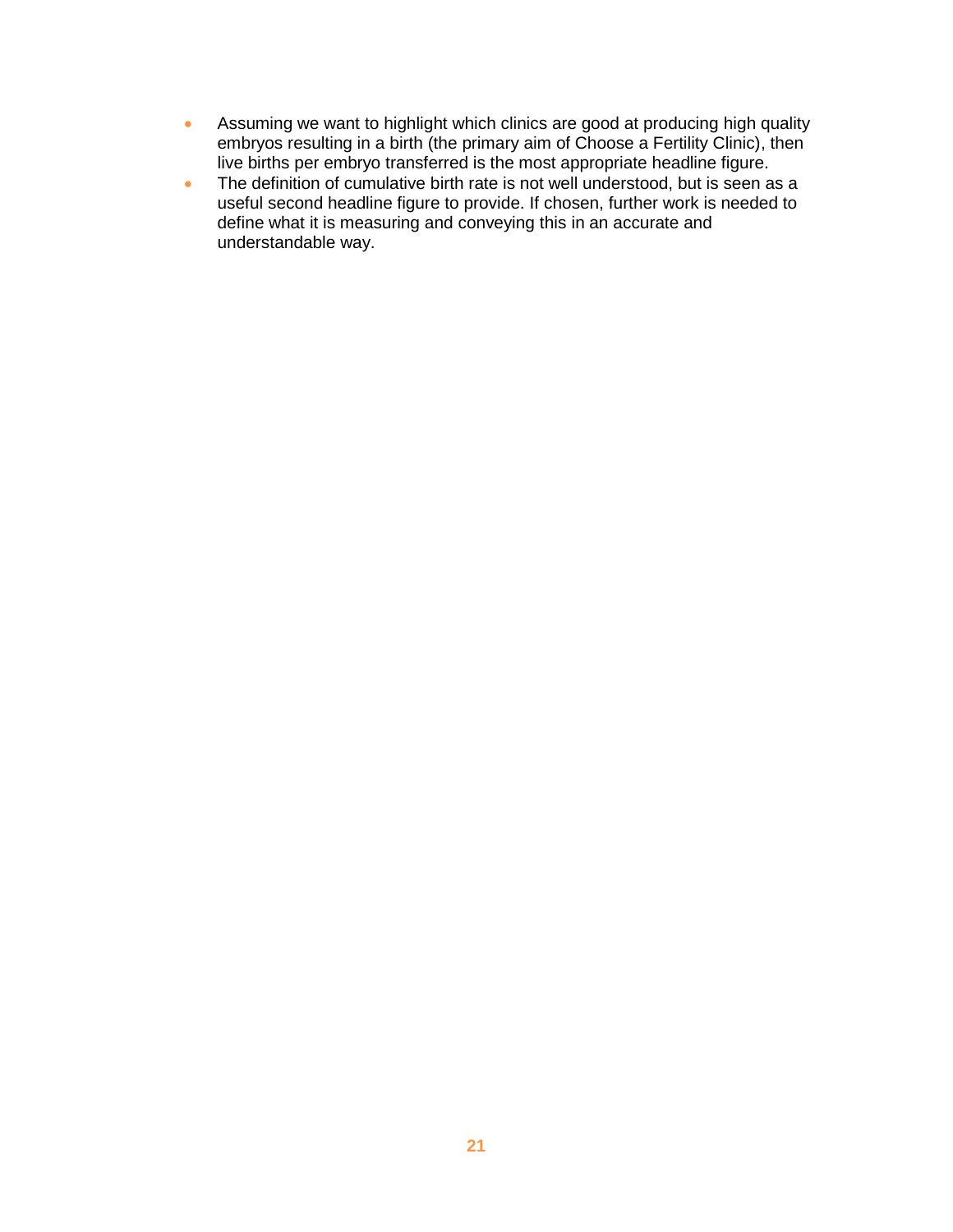- Assuming we want to highlight which clinics are good at producing high quality embryos resulting in a birth (the primary aim of Choose a Fertility Clinic), then live births per embryo transferred is the most appropriate headline figure.
- The definition of cumulative birth rate is not well understood, but is seen as a useful second headline figure to provide. If chosen, further work is needed to define what it is measuring and conveying this in an accurate and understandable way.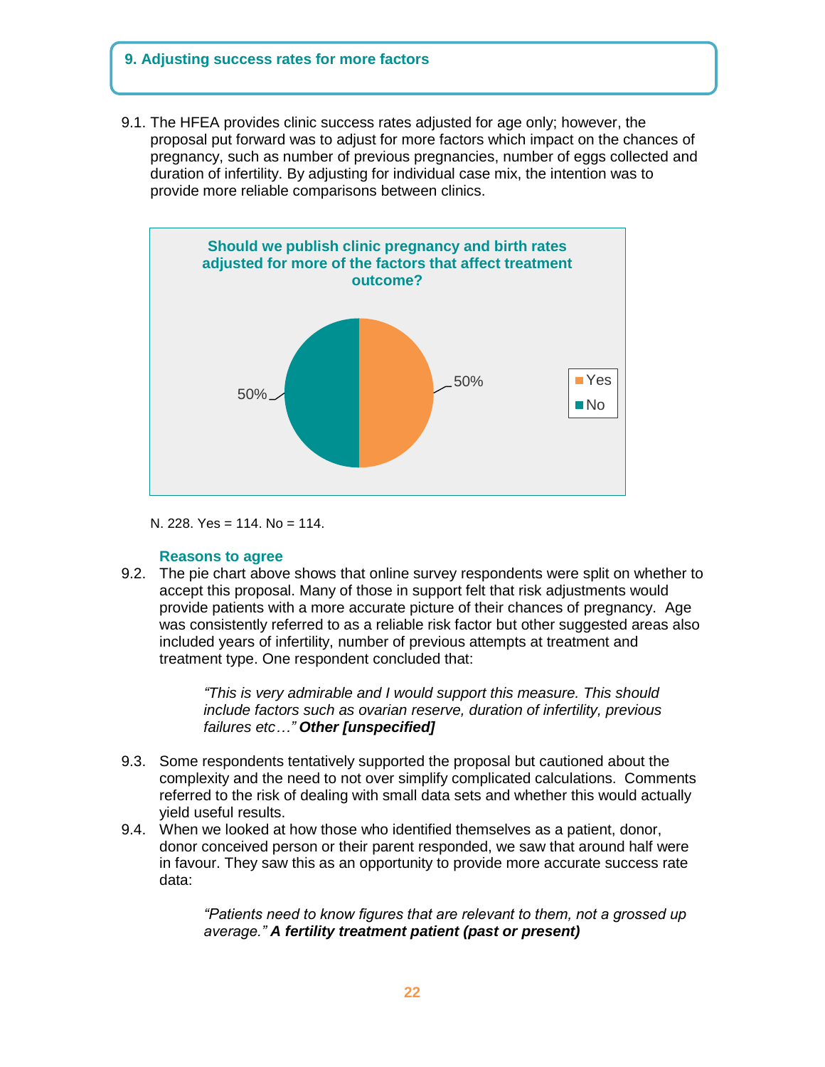## 9. Adjusting success rates for more factors

9.1. The HFEA provides clinic success rates adjusted for age only; however, the proposal put forward was to adjust for more factors which impact on the chances of pregnancy, such as number of previous pregnancies, number of eggs collected and duration of infertility. By adjusting for individual case mix, the intention was to provide more reliable comparisons between clinics.

**Should we publish clinic pregnancy and birth rates adjusted for more of the factors that affect treatment outcome?**

| Response | Percentage |
| --- | --- |
| Yes | 50% |
| No | 50% |

N. 228. Yes = 114. No = 114.

### Reasons to agree

9.2. The pie chart above shows that online survey respondents were split on whether to accept this proposal. Many of those in support felt that risk adjustments would provide patients with a more accurate picture of their chances of pregnancy. Age was consistently referred to as a reliable risk factor but other suggested areas also included years of infertility, number of previous attempts at treatment and treatment type. One respondent concluded that:

> *"This is very admirable and I would support this measure. This should include factors such as ovarian reserve, duration of infertility, previous failures etc…"* ***Other [unspecified]***

9.3. Some respondents tentatively supported the proposal but cautioned about the complexity and the need to not over simplify complicated calculations. Comments referred to the risk of dealing with small data sets and whether this would actually yield useful results.

9.4. When we looked at how those who identified themselves as a patient, donor, donor conceived person or their parent responded, we saw that around half were in favour. They saw this as an opportunity to provide more accurate success rate data:

> *"Patients need to know figures that are relevant to them, not a grossed up average."* ***A fertility treatment patient (past or present)***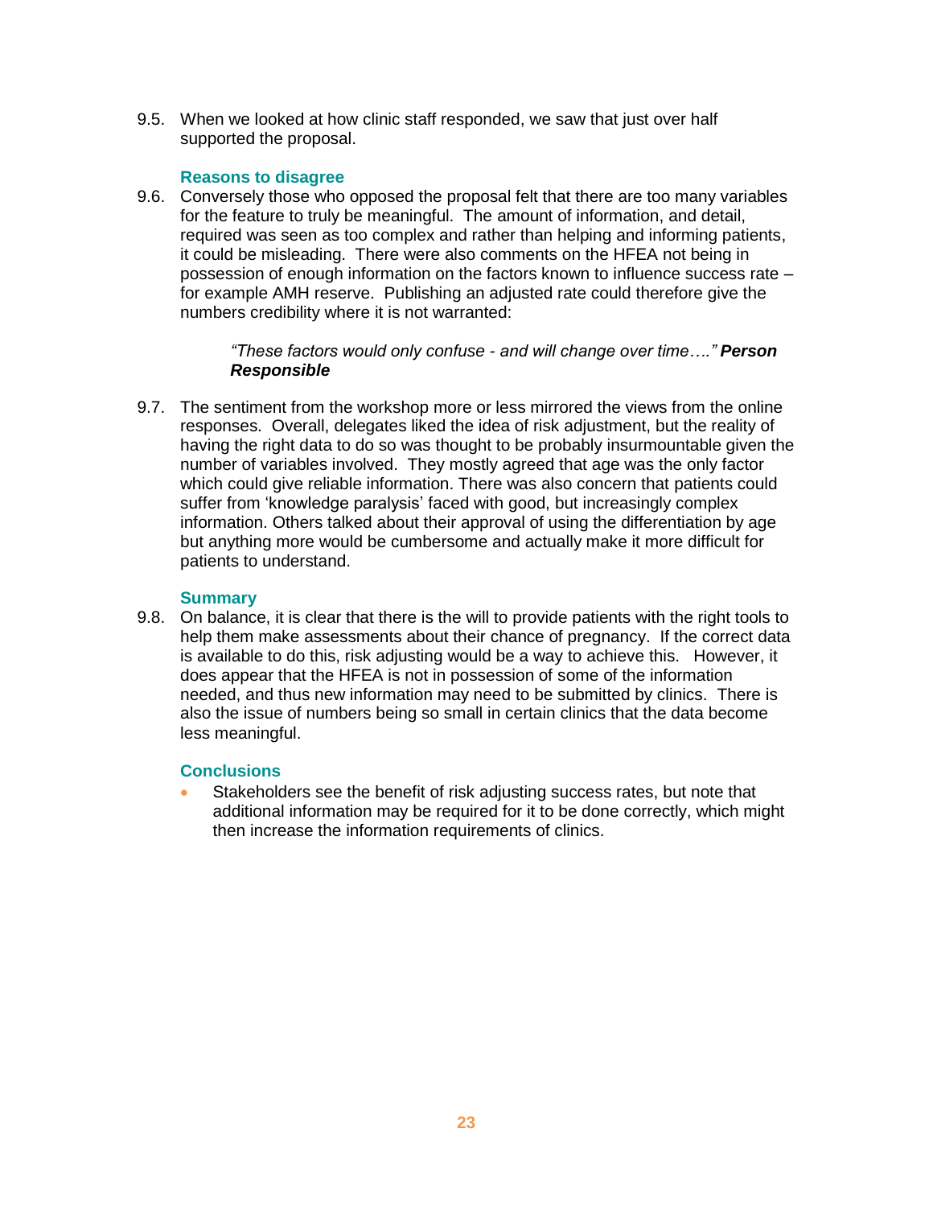9.5. When we looked at how clinic staff responded, we saw that just over half supported the proposal.

### Reasons to disagree

9.6. Conversely those who opposed the proposal felt that there are too many variables for the feature to truly be meaningful. The amount of information, and detail, required was seen as too complex and rather than helping and informing patients, it could be misleading. There were also comments on the HFEA not being in possession of enough information on the factors known to influence success rate – for example AMH reserve. Publishing an adjusted rate could therefore give the numbers credibility where it is not warranted:

> *"These factors would only confuse - and will change over time…."* ***Person Responsible***

9.7. The sentiment from the workshop more or less mirrored the views from the online responses. Overall, delegates liked the idea of risk adjustment, but the reality of having the right data to do so was thought to be probably insurmountable given the number of variables involved. They mostly agreed that age was the only factor which could give reliable information. There was also concern that patients could suffer from 'knowledge paralysis' faced with good, but increasingly complex information. Others talked about their approval of using the differentiation by age but anything more would be cumbersome and actually make it more difficult for patients to understand.

### Summary

9.8. On balance, it is clear that there is the will to provide patients with the right tools to help them make assessments about their chance of pregnancy. If the correct data is available to do this, risk adjusting would be a way to achieve this. However, it does appear that the HFEA is not in possession of some of the information needed, and thus new information may need to be submitted by clinics. There is also the issue of numbers being so small in certain clinics that the data become less meaningful.

### Conclusions

- Stakeholders see the benefit of risk adjusting success rates, but note that additional information may be required for it to be done correctly, which might then increase the information requirements of clinics.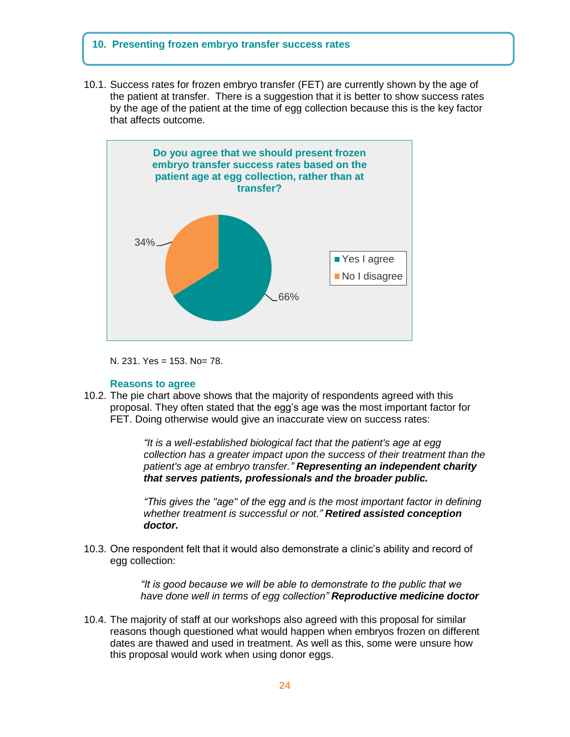## 10. Presenting frozen embryo transfer success rates

10.1. Success rates for frozen embryo transfer (FET) are currently shown by the age of the patient at transfer. There is a suggestion that it is better to show success rates by the age of the patient at the time of egg collection because this is the key factor that affects outcome.

**Do you agree that we should present frozen embryo transfer success rates based on the patient age at egg collection, rather than at transfer?**

| Response | Percentage |
|---|---|
| Yes I agree | 66% |
| No I disagree | 34% |

N. 231. Yes = 153. No= 78.

### Reasons to agree

10.2. The pie chart above shows that the majority of respondents agreed with this proposal. They often stated that the egg's age was the most important factor for FET. Doing otherwise would give an inaccurate view on success rates:

> *"It is a well-established biological fact that the patient's age at egg collection has a greater impact upon the success of their treatment than the patient's age at embryo transfer."* ***Representing an independent charity that serves patients, professionals and the broader public.***
>
> *"This gives the "age" of the egg and is the most important factor in defining whether treatment is successful or not."* ***Retired assisted conception doctor.***

10.3. One respondent felt that it would also demonstrate a clinic's ability and record of egg collection:

> *"It is good because we will be able to demonstrate to the public that we have done well in terms of egg collection"* ***Reproductive medicine doctor***

10.4. The majority of staff at our workshops also agreed with this proposal for similar reasons though questioned what would happen when embryos frozen on different dates are thawed and used in treatment. As well as this, some were unsure how this proposal would work when using donor eggs.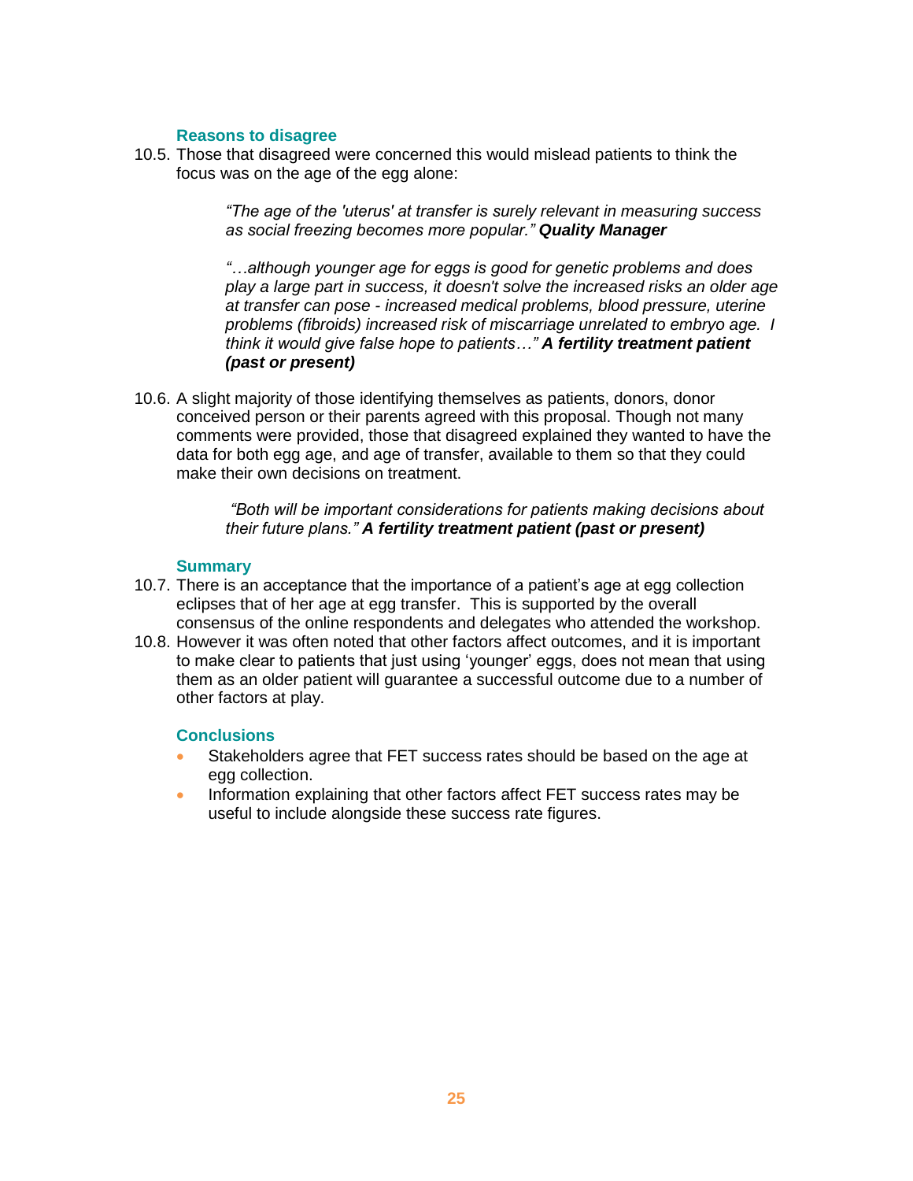### Reasons to disagree

10.5. Those that disagreed were concerned this would mislead patients to think the focus was on the age of the egg alone:

> *"The age of the 'uterus' at transfer is surely relevant in measuring success as social freezing becomes more popular."* ***Quality Manager***

> *"…although younger age for eggs is good for genetic problems and does play a large part in success, it doesn't solve the increased risks an older age at transfer can pose - increased medical problems, blood pressure, uterine problems (fibroids) increased risk of miscarriage unrelated to embryo age. I think it would give false hope to patients…"* ***A fertility treatment patient (past or present)***

10.6. A slight majority of those identifying themselves as patients, donors, donor conceived person or their parents agreed with this proposal. Though not many comments were provided, those that disagreed explained they wanted to have the data for both egg age, and age of transfer, available to them so that they could make their own decisions on treatment.

> *"Both will be important considerations for patients making decisions about their future plans."* ***A fertility treatment patient (past or present)***

### Summary

10.7. There is an acceptance that the importance of a patient's age at egg collection eclipses that of her age at egg transfer. This is supported by the overall consensus of the online respondents and delegates who attended the workshop.

10.8. However it was often noted that other factors affect outcomes, and it is important to make clear to patients that just using 'younger' eggs, does not mean that using them as an older patient will guarantee a successful outcome due to a number of other factors at play.

### Conclusions

- Stakeholders agree that FET success rates should be based on the age at egg collection.
- Information explaining that other factors affect FET success rates may be useful to include alongside these success rate figures.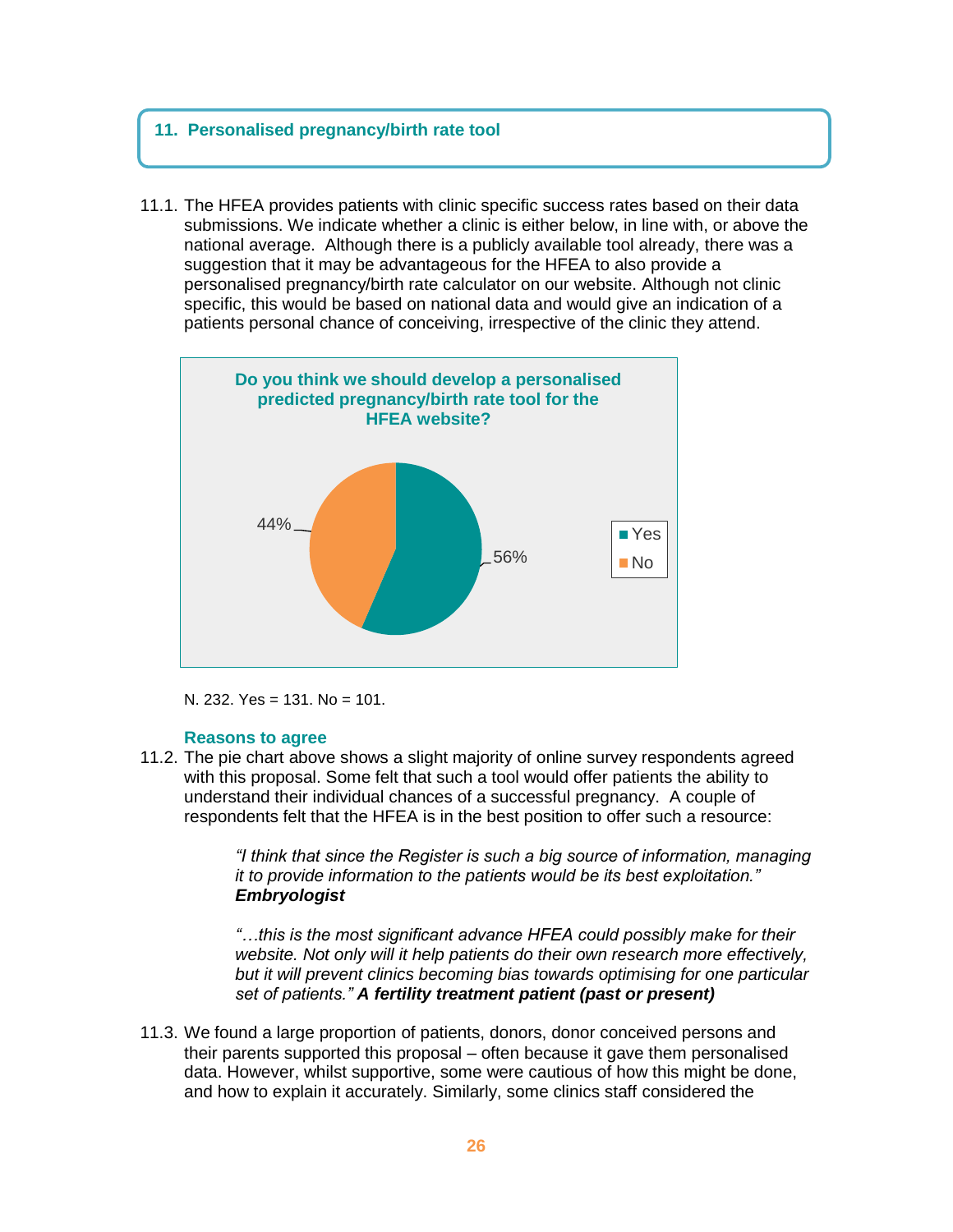## 11. Personalised pregnancy/birth rate tool

11.1. The HFEA provides patients with clinic specific success rates based on their data submissions. We indicate whether a clinic is either below, in line with, or above the national average. Although there is a publicly available tool already, there was a suggestion that it may be advantageous for the HFEA to also provide a personalised pregnancy/birth rate calculator on our website. Although not clinic specific, this would be based on national data and would give an indication of a patients personal chance of conceiving, irrespective of the clinic they attend.

**Do you think we should develop a personalised predicted pregnancy/birth rate tool for the HFEA website?**

| Response | Percentage |
|---|---|
| Yes | 56% |
| No | 44% |

N. 232. Yes = 131. No = 101.

### Reasons to agree

11.2. The pie chart above shows a slight majority of online survey respondents agreed with this proposal. Some felt that such a tool would offer patients the ability to understand their individual chances of a successful pregnancy. A couple of respondents felt that the HFEA is in the best position to offer such a resource:

> *"I think that since the Register is such a big source of information, managing it to provide information to the patients would be its best exploitation."* ***Embryologist***

> *"…this is the most significant advance HFEA could possibly make for their website. Not only will it help patients do their own research more effectively, but it will prevent clinics becoming bias towards optimising for one particular set of patients."* ***A fertility treatment patient (past or present)***

11.3. We found a large proportion of patients, donors, donor conceived persons and their parents supported this proposal – often because it gave them personalised data. However, whilst supportive, some were cautious of how this might be done, and how to explain it accurately. Similarly, some clinics staff considered the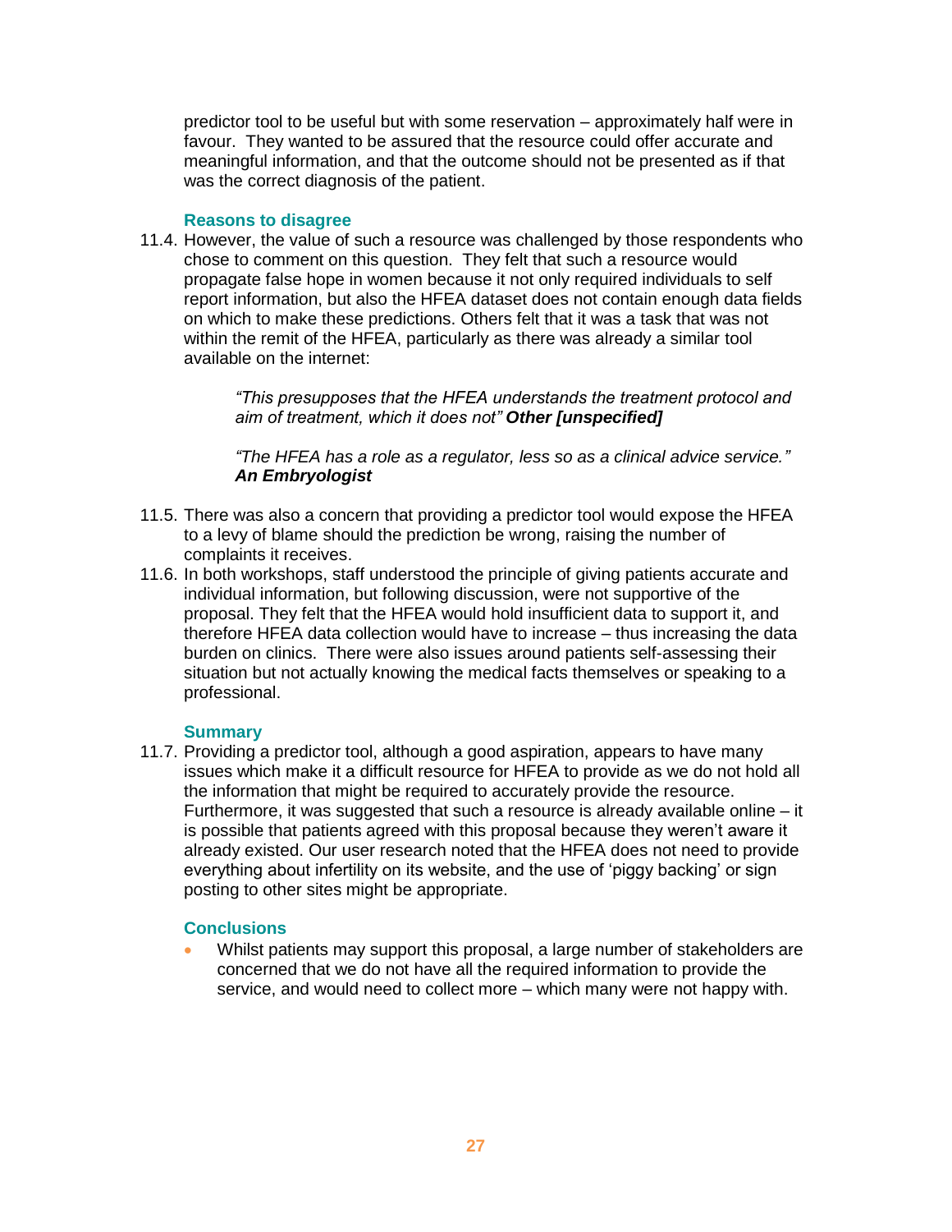predictor tool to be useful but with some reservation – approximately half were in favour. They wanted to be assured that the resource could offer accurate and meaningful information, and that the outcome should not be presented as if that was the correct diagnosis of the patient.

### Reasons to disagree

11.4. However, the value of such a resource was challenged by those respondents who chose to comment on this question. They felt that such a resource would propagate false hope in women because it not only required individuals to self report information, but also the HFEA dataset does not contain enough data fields on which to make these predictions. Others felt that it was a task that was not within the remit of the HFEA, particularly as there was already a similar tool available on the internet:

> *"This presupposes that the HFEA understands the treatment protocol and aim of treatment, which it does not"* ***Other [unspecified]***

> *"The HFEA has a role as a regulator, less so as a clinical advice service."* ***An Embryologist***

11.5. There was also a concern that providing a predictor tool would expose the HFEA to a levy of blame should the prediction be wrong, raising the number of complaints it receives.

11.6. In both workshops, staff understood the principle of giving patients accurate and individual information, but following discussion, were not supportive of the proposal. They felt that the HFEA would hold insufficient data to support it, and therefore HFEA data collection would have to increase – thus increasing the data burden on clinics. There were also issues around patients self-assessing their situation but not actually knowing the medical facts themselves or speaking to a professional.

### Summary

11.7. Providing a predictor tool, although a good aspiration, appears to have many issues which make it a difficult resource for HFEA to provide as we do not hold all the information that might be required to accurately provide the resource. Furthermore, it was suggested that such a resource is already available online – it is possible that patients agreed with this proposal because they weren't aware it already existed. Our user research noted that the HFEA does not need to provide everything about infertility on its website, and the use of 'piggy backing' or sign posting to other sites might be appropriate.

### Conclusions

- Whilst patients may support this proposal, a large number of stakeholders are concerned that we do not have all the required information to provide the service, and would need to collect more – which many were not happy with.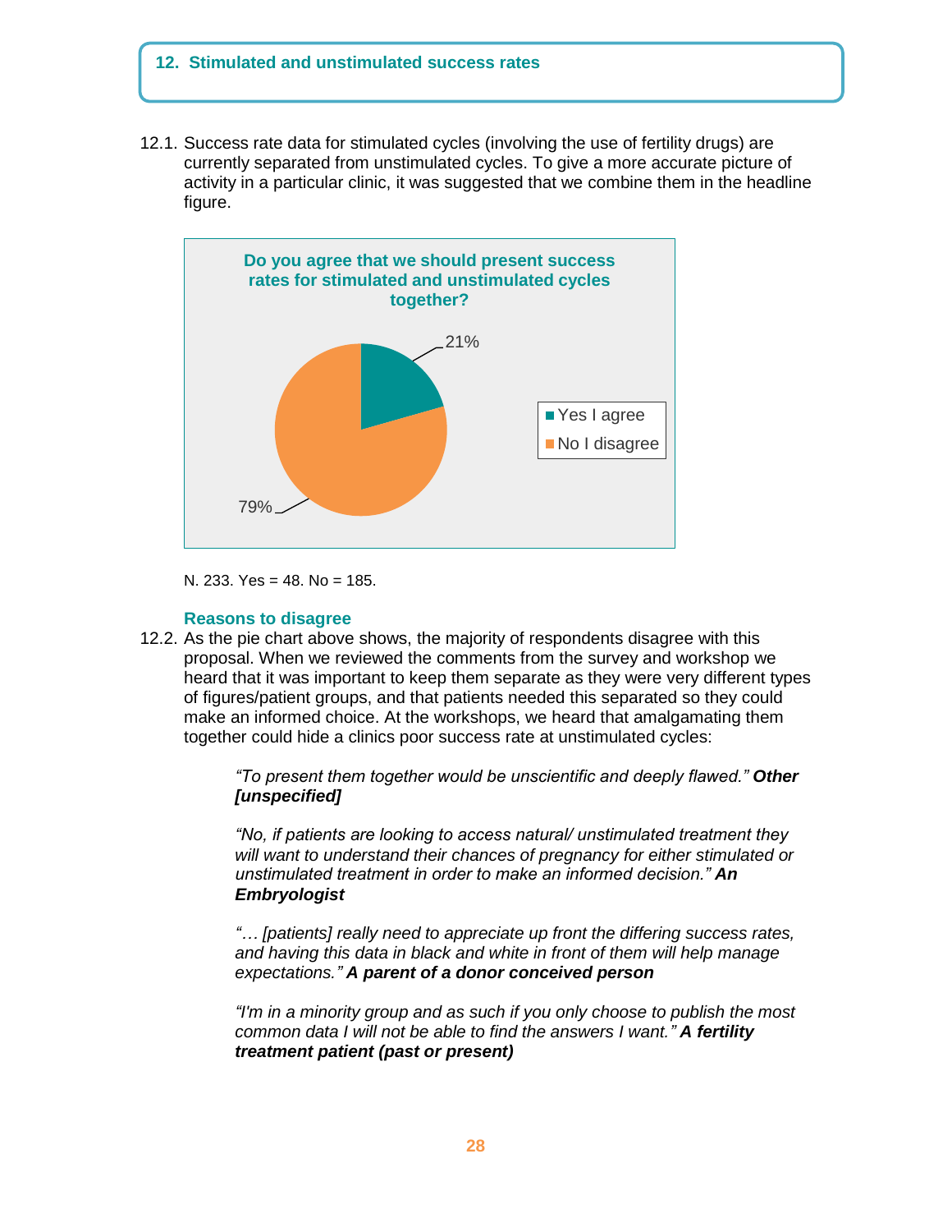## 12. Stimulated and unstimulated success rates

12.1. Success rate data for stimulated cycles (involving the use of fertility drugs) are currently separated from unstimulated cycles. To give a more accurate picture of activity in a particular clinic, it was suggested that we combine them in the headline figure.

**Do you agree that we should present success rates for stimulated and unstimulated cycles together?**

| Response | Percentage |
|---|---|
| Yes I agree | 21% |
| No I disagree | 79% |

N. 233. Yes = 48. No = 185.

### Reasons to disagree

12.2. As the pie chart above shows, the majority of respondents disagree with this proposal. When we reviewed the comments from the survey and workshop we heard that it was important to keep them separate as they were very different types of figures/patient groups, and that patients needed this separated so they could make an informed choice. At the workshops, we heard that amalgamating them together could hide a clinics poor success rate at unstimulated cycles:

> *"To present them together would be unscientific and deeply flawed."* ***Other [unspecified]***

> *"No, if patients are looking to access natural/ unstimulated treatment they will want to understand their chances of pregnancy for either stimulated or unstimulated treatment in order to make an informed decision."* ***An Embryologist***

> *"… [patients] really need to appreciate up front the differing success rates, and having this data in black and white in front of them will help manage expectations."* ***A parent of a donor conceived person***

> *"I'm in a minority group and as such if you only choose to publish the most common data I will not be able to find the answers I want."* ***A fertility treatment patient (past or present)***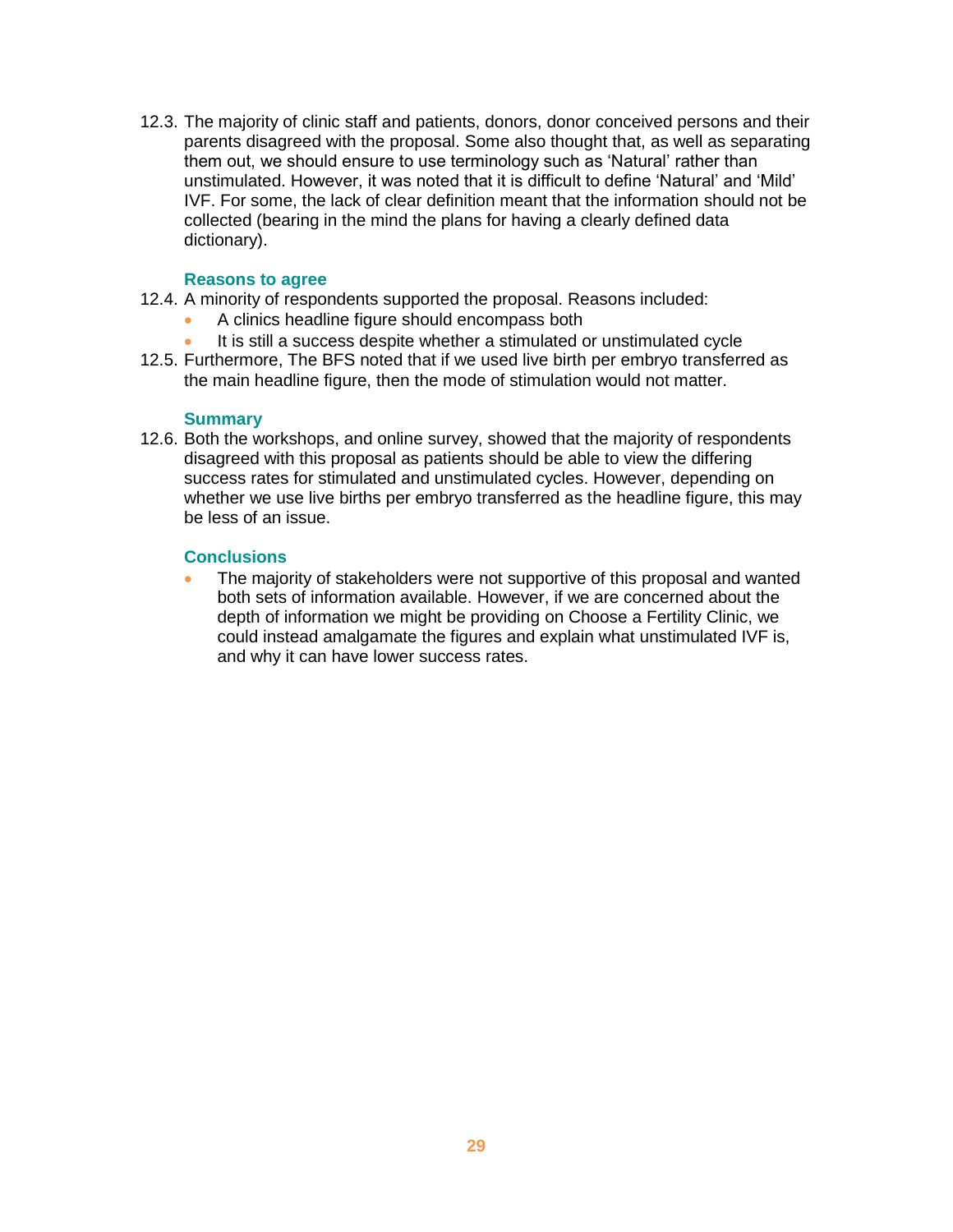12.3. The majority of clinic staff and patients, donors, donor conceived persons and their parents disagreed with the proposal. Some also thought that, as well as separating them out, we should ensure to use terminology such as 'Natural' rather than unstimulated. However, it was noted that it is difficult to define 'Natural' and 'Mild' IVF. For some, the lack of clear definition meant that the information should not be collected (bearing in the mind the plans for having a clearly defined data dictionary).

### Reasons to agree

12.4. A minority of respondents supported the proposal. Reasons included:

- A clinics headline figure should encompass both
- It is still a success despite whether a stimulated or unstimulated cycle

12.5. Furthermore, The BFS noted that if we used live birth per embryo transferred as the main headline figure, then the mode of stimulation would not matter.

### Summary

12.6. Both the workshops, and online survey, showed that the majority of respondents disagreed with this proposal as patients should be able to view the differing success rates for stimulated and unstimulated cycles. However, depending on whether we use live births per embryo transferred as the headline figure, this may be less of an issue.

### Conclusions

- The majority of stakeholders were not supportive of this proposal and wanted both sets of information available. However, if we are concerned about the depth of information we might be providing on Choose a Fertility Clinic, we could instead amalgamate the figures and explain what unstimulated IVF is, and why it can have lower success rates.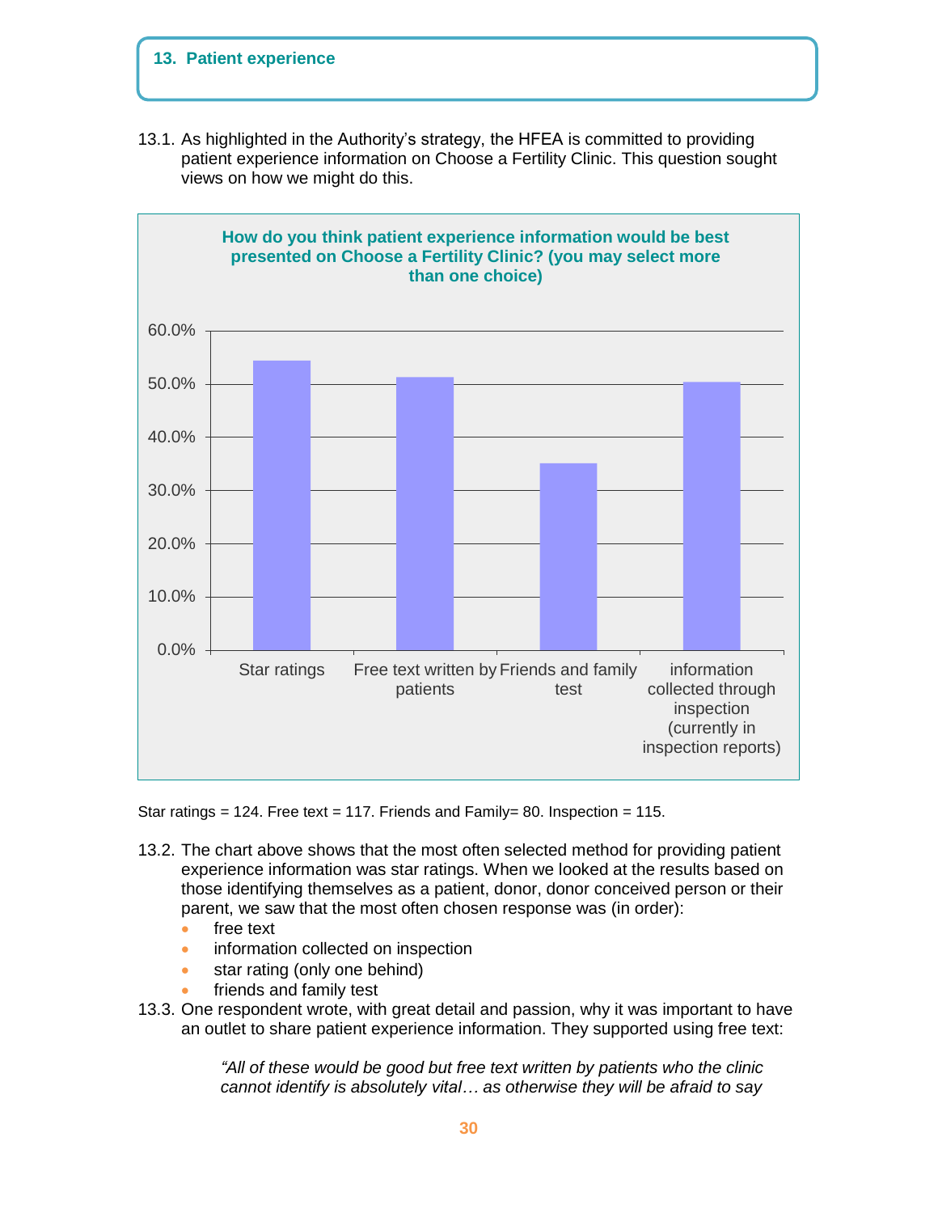## 13. Patient experience

13.1. As highlighted in the Authority's strategy, the HFEA is committed to providing patient experience information on Choose a Fertility Clinic. This question sought views on how we might do this.

**How do you think patient experience information would be best presented on Choose a Fertility Clinic? (you may select more than one choice)**

| Response | Percentage |
|---|---|
| Star ratings | ~54% |
| Free text written by patients | ~51% |
| Friends and family test | ~35% |
| information collected through inspection (currently in inspection reports) | ~50% |

Star ratings = 124. Free text = 117. Friends and Family= 80. Inspection = 115.

13.2. The chart above shows that the most often selected method for providing patient experience information was star ratings. When we looked at the results based on those identifying themselves as a patient, donor, donor conceived person or their parent, we saw that the most often chosen response was (in order):

- free text
- information collected on inspection
- star rating (only one behind)
- friends and family test

13.3. One respondent wrote, with great detail and passion, why it was important to have an outlet to share patient experience information. They supported using free text:

> *"All of these would be good but free text written by patients who the clinic cannot identify is absolutely vital… as otherwise they will be afraid to say*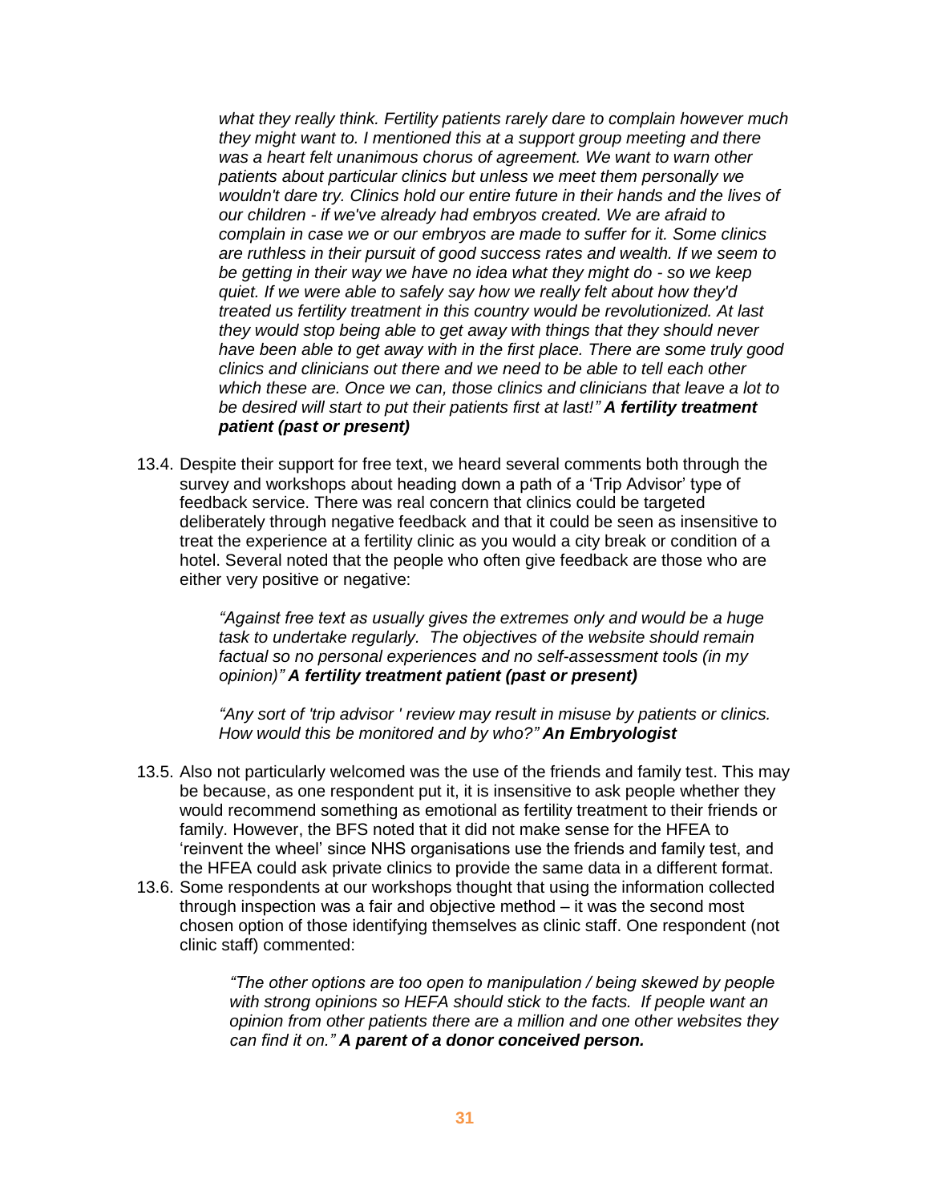*what they really think. Fertility patients rarely dare to complain however much they might want to. I mentioned this at a support group meeting and there was a heart felt unanimous chorus of agreement. We want to warn other patients about particular clinics but unless we meet them personally we wouldn't dare try. Clinics hold our entire future in their hands and the lives of our children - if we've already had embryos created. We are afraid to complain in case we or our embryos are made to suffer for it. Some clinics are ruthless in their pursuit of good success rates and wealth. If we seem to be getting in their way we have no idea what they might do - so we keep quiet. If we were able to safely say how we really felt about how they'd treated us fertility treatment in this country would be revolutionized. At last they would stop being able to get away with things that they should never have been able to get away with in the first place. There are some truly good clinics and clinicians out there and we need to be able to tell each other which these are. Once we can, those clinics and clinicians that leave a lot to be desired will start to put their patients first at last!"* ***A fertility treatment patient (past or present)***

13.4. Despite their support for free text, we heard several comments both through the survey and workshops about heading down a path of a 'Trip Advisor' type of feedback service. There was real concern that clinics could be targeted deliberately through negative feedback and that it could be seen as insensitive to treat the experience at a fertility clinic as you would a city break or condition of a hotel. Several noted that the people who often give feedback are those who are either very positive or negative:

> *"Against free text as usually gives the extremes only and would be a huge task to undertake regularly. The objectives of the website should remain factual so no personal experiences and no self-assessment tools (in my opinion)"* ***A fertility treatment patient (past or present)***
>
> *"Any sort of 'trip advisor ' review may result in misuse by patients or clinics. How would this be monitored and by who?"* ***An Embryologist***

13.5. Also not particularly welcomed was the use of the friends and family test. This may be because, as one respondent put it, it is insensitive to ask people whether they would recommend something as emotional as fertility treatment to their friends or family. However, the BFS noted that it did not make sense for the HFEA to 'reinvent the wheel' since NHS organisations use the friends and family test, and the HFEA could ask private clinics to provide the same data in a different format.

13.6. Some respondents at our workshops thought that using the information collected through inspection was a fair and objective method – it was the second most chosen option of those identifying themselves as clinic staff. One respondent (not clinic staff) commented:

> *"The other options are too open to manipulation / being skewed by people with strong opinions so HEFA should stick to the facts. If people want an opinion from other patients there are a million and one other websites they can find it on."* ***A parent of a donor conceived person.***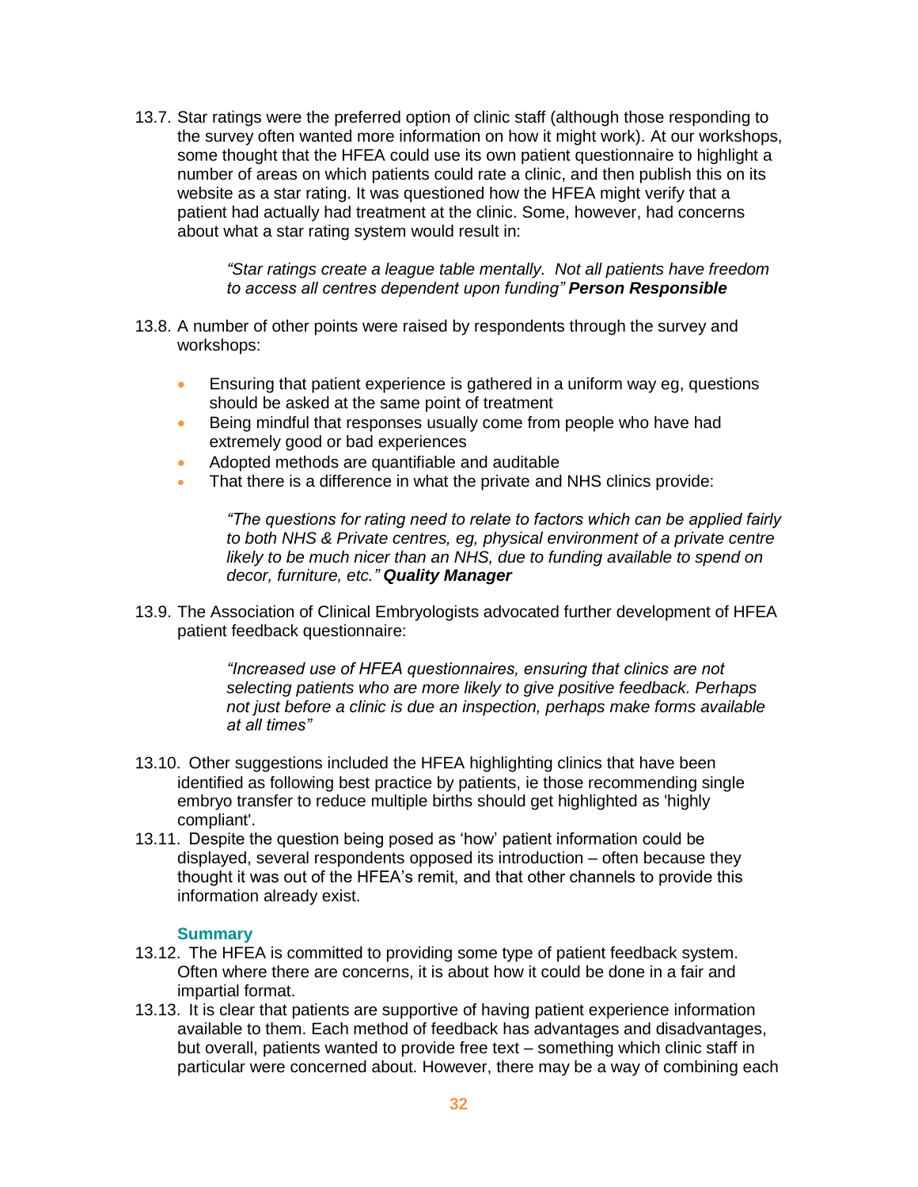13.7. Star ratings were the preferred option of clinic staff (although those responding to the survey often wanted more information on how it might work). At our workshops, some thought that the HFEA could use its own patient questionnaire to highlight a number of areas on which patients could rate a clinic, and then publish this on its website as a star rating. It was questioned how the HFEA might verify that a patient had actually had treatment at the clinic. Some, however, had concerns about what a star rating system would result in:

> *"Star ratings create a league table mentally. Not all patients have freedom to access all centres dependent upon funding"* ***Person Responsible***

13.8. A number of other points were raised by respondents through the survey and workshops:

- Ensuring that patient experience is gathered in a uniform way eg, questions should be asked at the same point of treatment
- Being mindful that responses usually come from people who have had extremely good or bad experiences
- Adopted methods are quantifiable and auditable
- That there is a difference in what the private and NHS clinics provide:

> *"The questions for rating need to relate to factors which can be applied fairly to both NHS & Private centres, eg, physical environment of a private centre likely to be much nicer than an NHS, due to funding available to spend on decor, furniture, etc."* ***Quality Manager***

13.9. The Association of Clinical Embryologists advocated further development of HFEA patient feedback questionnaire:

> *"Increased use of HFEA questionnaires, ensuring that clinics are not selecting patients who are more likely to give positive feedback. Perhaps not just before a clinic is due an inspection, perhaps make forms available at all times"*

13.10. Other suggestions included the HFEA highlighting clinics that have been identified as following best practice by patients, ie those recommending single embryo transfer to reduce multiple births should get highlighted as 'highly compliant'.

13.11. Despite the question being posed as 'how' patient information could be displayed, several respondents opposed its introduction – often because they thought it was out of the HFEA's remit, and that other channels to provide this information already exist.

### Summary

13.12. The HFEA is committed to providing some type of patient feedback system. Often where there are concerns, it is about how it could be done in a fair and impartial format.

13.13. It is clear that patients are supportive of having patient experience information available to them. Each method of feedback has advantages and disadvantages, but overall, patients wanted to provide free text – something which clinic staff in particular were concerned about. However, there may be a way of combining each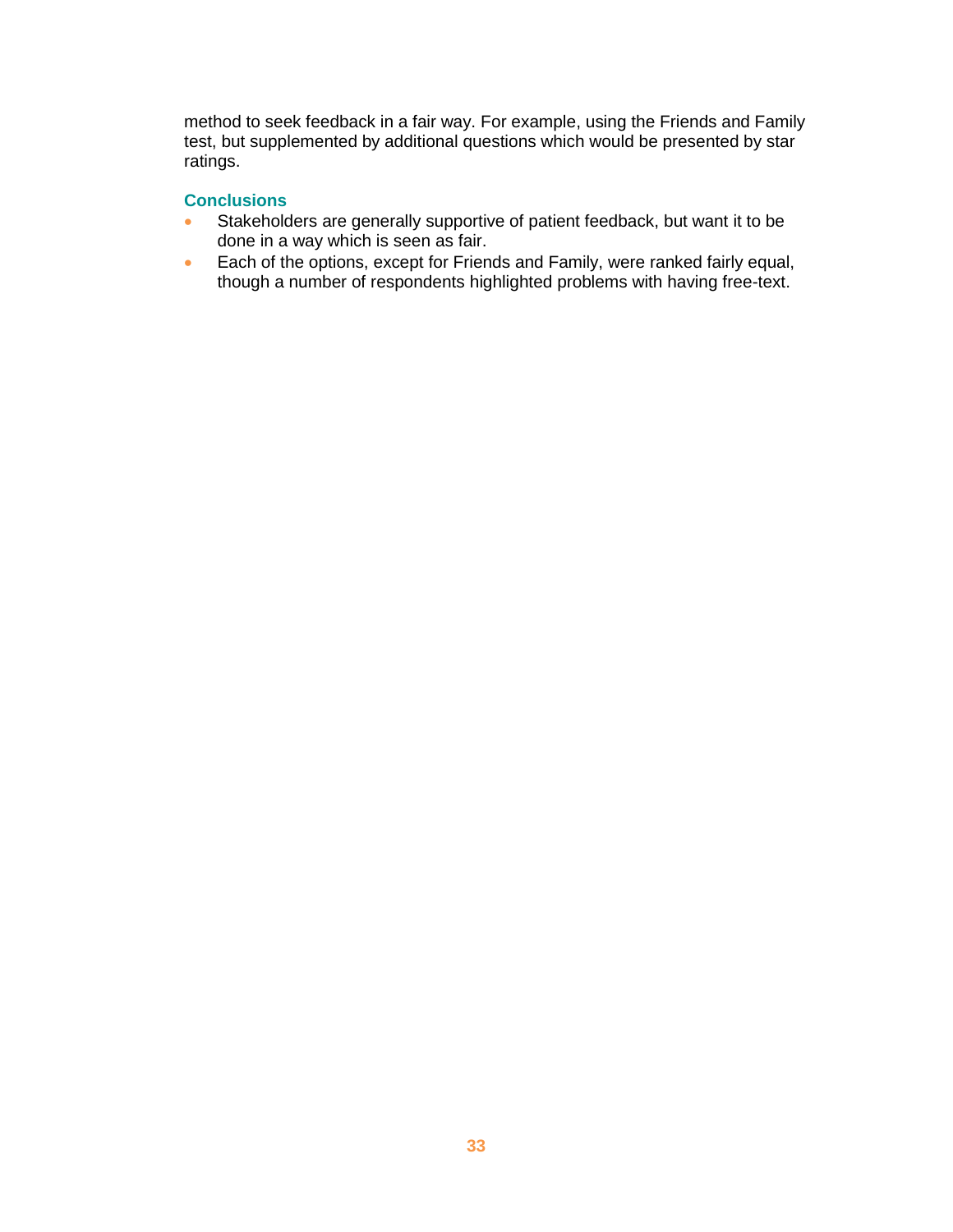method to seek feedback in a fair way. For example, using the Friends and Family test, but supplemented by additional questions which would be presented by star ratings.

### Conclusions

- Stakeholders are generally supportive of patient feedback, but want it to be done in a way which is seen as fair.
- Each of the options, except for Friends and Family, were ranked fairly equal, though a number of respondents highlighted problems with having free-text.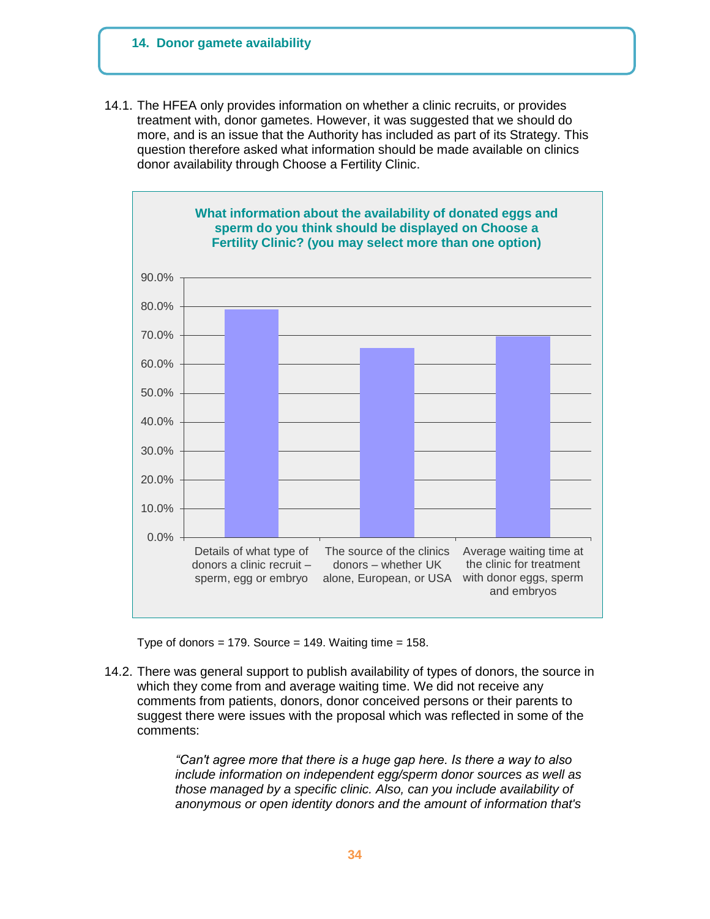## 14. Donor gamete availability

14.1. The HFEA only provides information on whether a clinic recruits, or provides treatment with, donor gametes. However, it was suggested that we should do more, and is an issue that the Authority has included as part of its Strategy. This question therefore asked what information should be made available on clinics donor availability through Choose a Fertility Clinic.

**What information about the availability of donated eggs and sperm do you think should be displayed on Choose a Fertility Clinic? (you may select more than one option)**

| Option | Percentage |
|---|---|
| Details of what type of donors a clinic recruit – sperm, egg or embryo | ~79% |
| The source of the clinics donors – whether UK alone, European, or USA | ~65.5% |
| Average waiting time at the clinic for treatment with donor eggs, sperm and embryos | ~69.5% |

Type of donors = 179. Source = 149. Waiting time = 158.

14.2. There was general support to publish availability of types of donors, the source in which they come from and average waiting time. We did not receive any comments from patients, donors, donor conceived persons or their parents to suggest there were issues with the proposal which was reflected in some of the comments:

> *"Can't agree more that there is a huge gap here. Is there a way to also include information on independent egg/sperm donor sources as well as those managed by a specific clinic. Also, can you include availability of anonymous or open identity donors and the amount of information that's*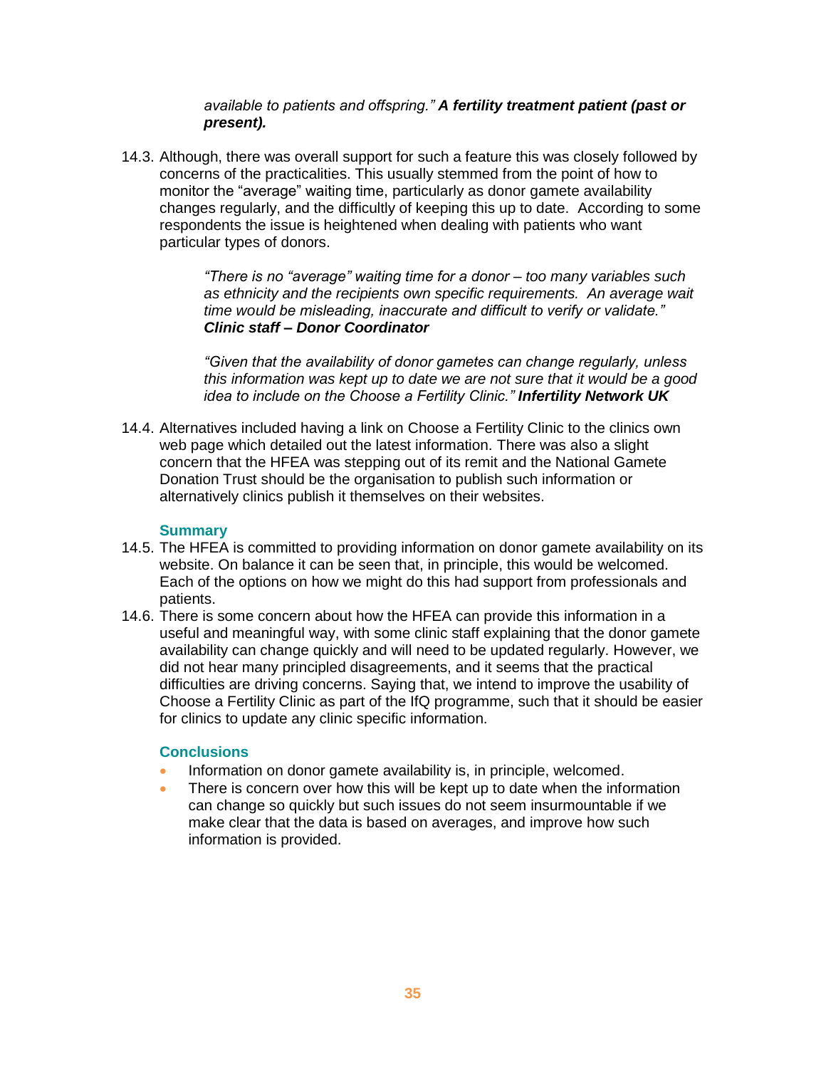*available to patients and offspring."* ***A fertility treatment patient (past or present).***

14.3. Although, there was overall support for such a feature this was closely followed by concerns of the practicalities. This usually stemmed from the point of how to monitor the "average" waiting time, particularly as donor gamete availability changes regularly, and the difficultly of keeping this up to date. According to some respondents the issue is heightened when dealing with patients who want particular types of donors.

> *"There is no "average" waiting time for a donor – too many variables such as ethnicity and the recipients own specific requirements. An average wait time would be misleading, inaccurate and difficult to verify or validate."* ***Clinic staff – Donor Coordinator***

> *"Given that the availability of donor gametes can change regularly, unless this information was kept up to date we are not sure that it would be a good idea to include on the Choose a Fertility Clinic."* ***Infertility Network UK***

14.4. Alternatives included having a link on Choose a Fertility Clinic to the clinics own web page which detailed out the latest information. There was also a slight concern that the HFEA was stepping out of its remit and the National Gamete Donation Trust should be the organisation to publish such information or alternatively clinics publish it themselves on their websites.

### Summary

14.5. The HFEA is committed to providing information on donor gamete availability on its website. On balance it can be seen that, in principle, this would be welcomed. Each of the options on how we might do this had support from professionals and patients.

14.6. There is some concern about how the HFEA can provide this information in a useful and meaningful way, with some clinic staff explaining that the donor gamete availability can change quickly and will need to be updated regularly. However, we did not hear many principled disagreements, and it seems that the practical difficulties are driving concerns. Saying that, we intend to improve the usability of Choose a Fertility Clinic as part of the IfQ programme, such that it should be easier for clinics to update any clinic specific information.

### Conclusions

- Information on donor gamete availability is, in principle, welcomed.
- There is concern over how this will be kept up to date when the information can change so quickly but such issues do not seem insurmountable if we make clear that the data is based on averages, and improve how such information is provided.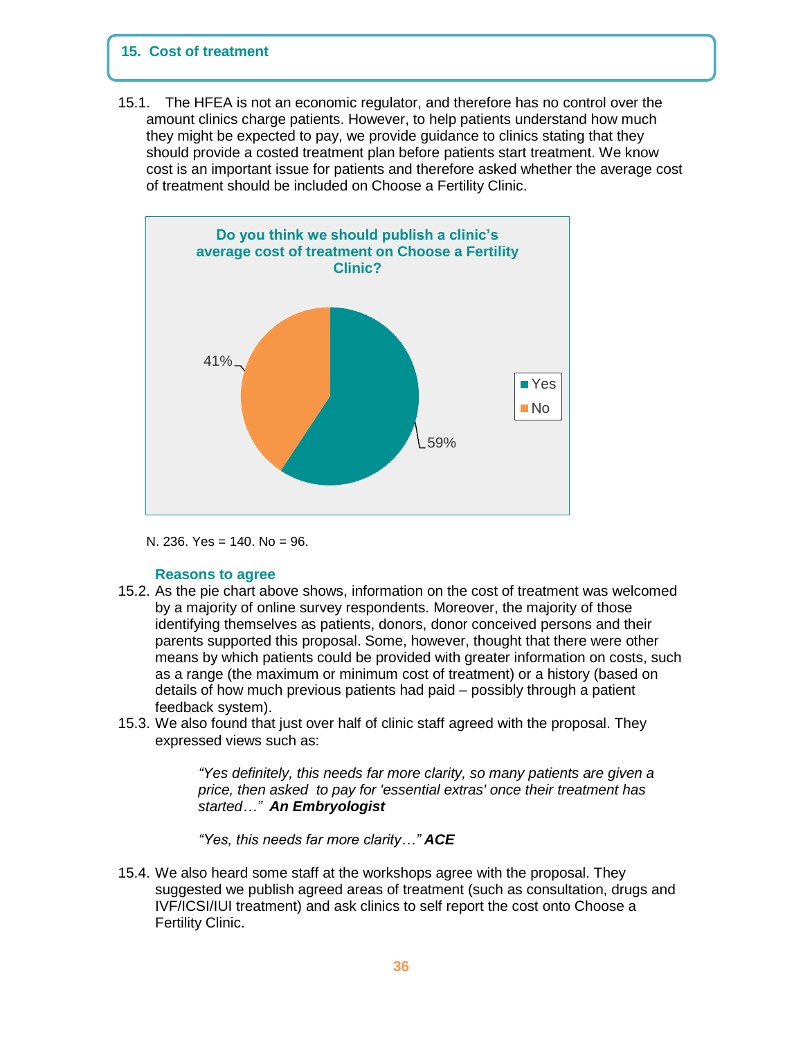## 15. Cost of treatment

15.1. The HFEA is not an economic regulator, and therefore has no control over the amount clinics charge patients. However, to help patients understand how much they might be expected to pay, we provide guidance to clinics stating that they should provide a costed treatment plan before patients start treatment. We know cost is an important issue for patients and therefore asked whether the average cost of treatment should be included on Choose a Fertility Clinic.

**Do you think we should publish a clinic's average cost of treatment on Choose a Fertility Clinic?**

| Response | Percentage |
|---|---|
| Yes | 59% |
| No | 41% |

N. 236. Yes = 140. No = 96.

### Reasons to agree

15.2. As the pie chart above shows, information on the cost of treatment was welcomed by a majority of online survey respondents. Moreover, the majority of those identifying themselves as patients, donors, donor conceived persons and their parents supported this proposal. Some, however, thought that there were other means by which patients could be provided with greater information on costs, such as a range (the maximum or minimum cost of treatment) or a history (based on details of how much previous patients had paid – possibly through a patient feedback system).

15.3. We also found that just over half of clinic staff agreed with the proposal. They expressed views such as:

> *"Yes definitely, this needs far more clarity, so many patients are given a price, then asked to pay for 'essential extras' once their treatment has started…"* ***An Embryologist***
>
> *"Yes, this needs far more clarity…"* ***ACE***

15.4. We also heard some staff at the workshops agree with the proposal. They suggested we publish agreed areas of treatment (such as consultation, drugs and IVF/ICSI/IUI treatment) and ask clinics to self report the cost onto Choose a Fertility Clinic.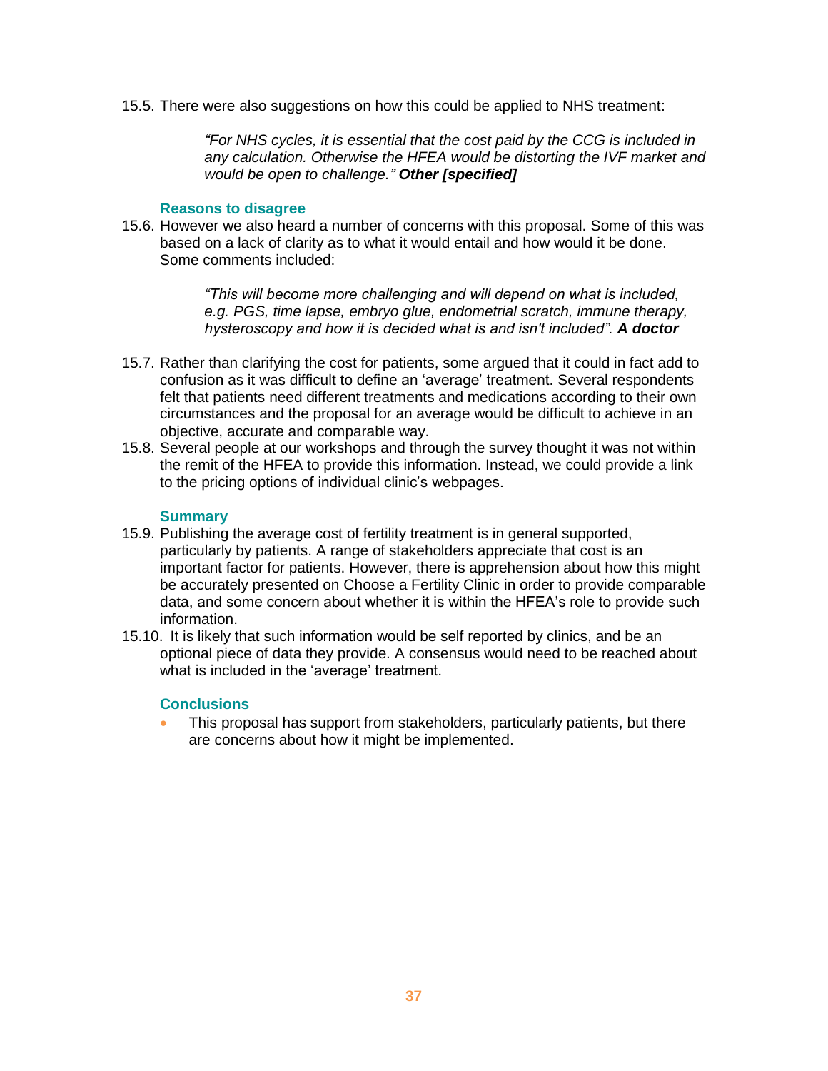15.5. There were also suggestions on how this could be applied to NHS treatment:

> *"For NHS cycles, it is essential that the cost paid by the CCG is included in any calculation. Otherwise the HFEA would be distorting the IVF market and would be open to challenge."* ***Other [specified]***

### Reasons to disagree

15.6. However we also heard a number of concerns with this proposal. Some of this was based on a lack of clarity as to what it would entail and how would it be done. Some comments included:

> *"This will become more challenging and will depend on what is included, e.g. PGS, time lapse, embryo glue, endometrial scratch, immune therapy, hysteroscopy and how it is decided what is and isn't included".* ***A doctor***

15.7. Rather than clarifying the cost for patients, some argued that it could in fact add to confusion as it was difficult to define an 'average' treatment. Several respondents felt that patients need different treatments and medications according to their own circumstances and the proposal for an average would be difficult to achieve in an objective, accurate and comparable way.

15.8. Several people at our workshops and through the survey thought it was not within the remit of the HFEA to provide this information. Instead, we could provide a link to the pricing options of individual clinic's webpages.

### Summary

15.9. Publishing the average cost of fertility treatment is in general supported, particularly by patients. A range of stakeholders appreciate that cost is an important factor for patients. However, there is apprehension about how this might be accurately presented on Choose a Fertility Clinic in order to provide comparable data, and some concern about whether it is within the HFEA's role to provide such information.

15.10. It is likely that such information would be self reported by clinics, and be an optional piece of data they provide. A consensus would need to be reached about what is included in the 'average' treatment.

### Conclusions

- This proposal has support from stakeholders, particularly patients, but there are concerns about how it might be implemented.